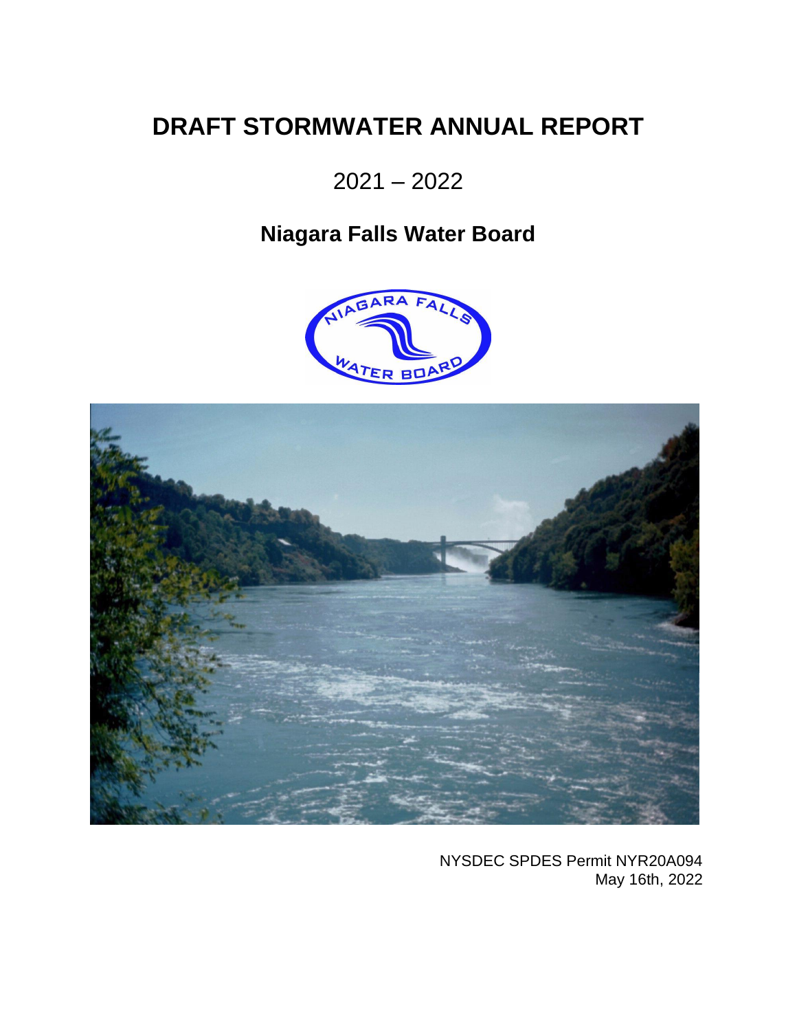# DRAFT STORMWATER ANNUAL REPORT

2021 – 2022

## Niagara Falls Water Board

NYSDEC SPDES Permit NYR20A094
May 16th, 2022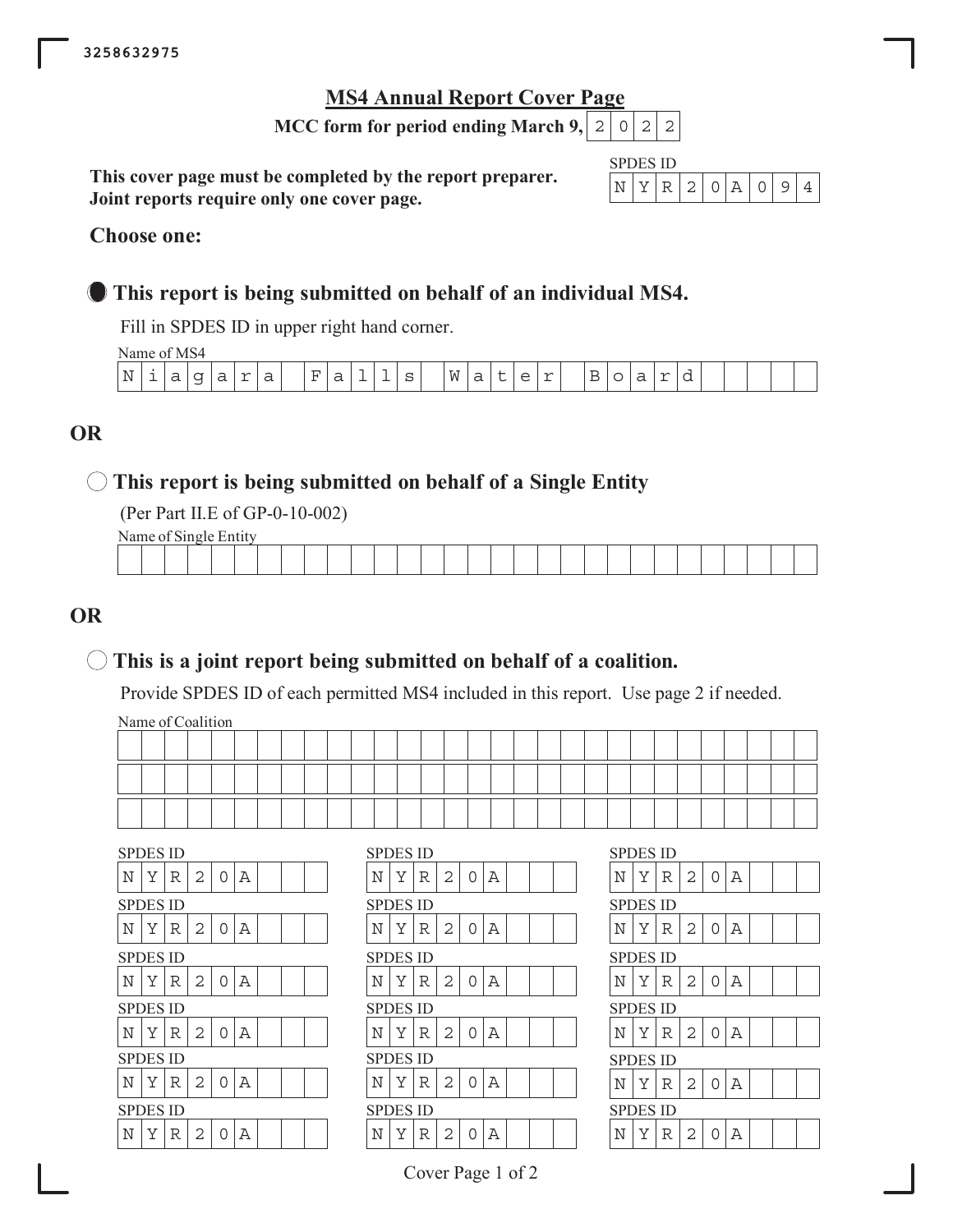3258632975

# MS4 Annual Report Cover Page

**MCC form for period ending March 9, 2022**

**This cover page must be completed by the report preparer.**
**Joint reports require only one cover page.**

SPDES ID: NYR20A094

**Choose one:**

● **This report is being submitted on behalf of an individual MS4.**

Fill in SPDES ID in upper right hand corner.

Name of MS4: Niagara Falls Water Board

## OR

○ **This report is being submitted on behalf of a Single Entity**

(Per Part II.E of GP-0-10-002)

Name of Single Entity:

## OR

○ **This is a joint report being submitted on behalf of a coalition.**

Provide SPDES ID of each permitted MS4 included in this report. Use page 2 if needed.

Name of Coalition:

| SPDES ID | SPDES ID | SPDES ID |
|---|---|---|
| NYR20A | NYR20A | NYR20A |
| NYR20A | NYR20A | NYR20A |
| NYR20A | NYR20A | NYR20A |
| NYR20A | NYR20A | NYR20A |
| NYR20A | NYR20A | NYR20A |
| NYR20A | NYR20A | NYR20A |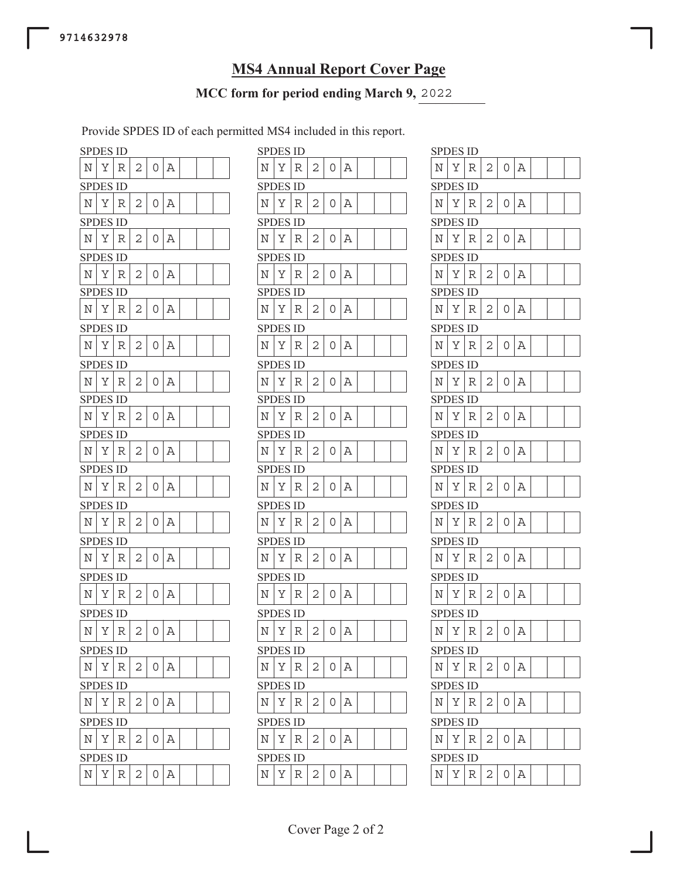9714632978

# MS4 Annual Report Cover Page

**MCC form for period ending March 9,** 2022

Provide SPDES ID of each permitted MS4 included in this report.

| SPDES ID | SPDES ID | SPDES ID |
|---|---|---|
| NYR20A | NYR20A | NYR20A |
| NYR20A | NYR20A | NYR20A |
| NYR20A | NYR20A | NYR20A |
| NYR20A | NYR20A | NYR20A |
| NYR20A | NYR20A | NYR20A |
| NYR20A | NYR20A | NYR20A |
| NYR20A | NYR20A | NYR20A |
| NYR20A | NYR20A | NYR20A |
| NYR20A | NYR20A | NYR20A |
| NYR20A | NYR20A | NYR20A |
| NYR20A | NYR20A | NYR20A |
| NYR20A | NYR20A | NYR20A |
| NYR20A | NYR20A | NYR20A |
| NYR20A | NYR20A | NYR20A |
| NYR20A | NYR20A | NYR20A |
| NYR20A | NYR20A | NYR20A |
| NYR20A | NYR20A | NYR20A |
| NYR20A | NYR20A | NYR20A |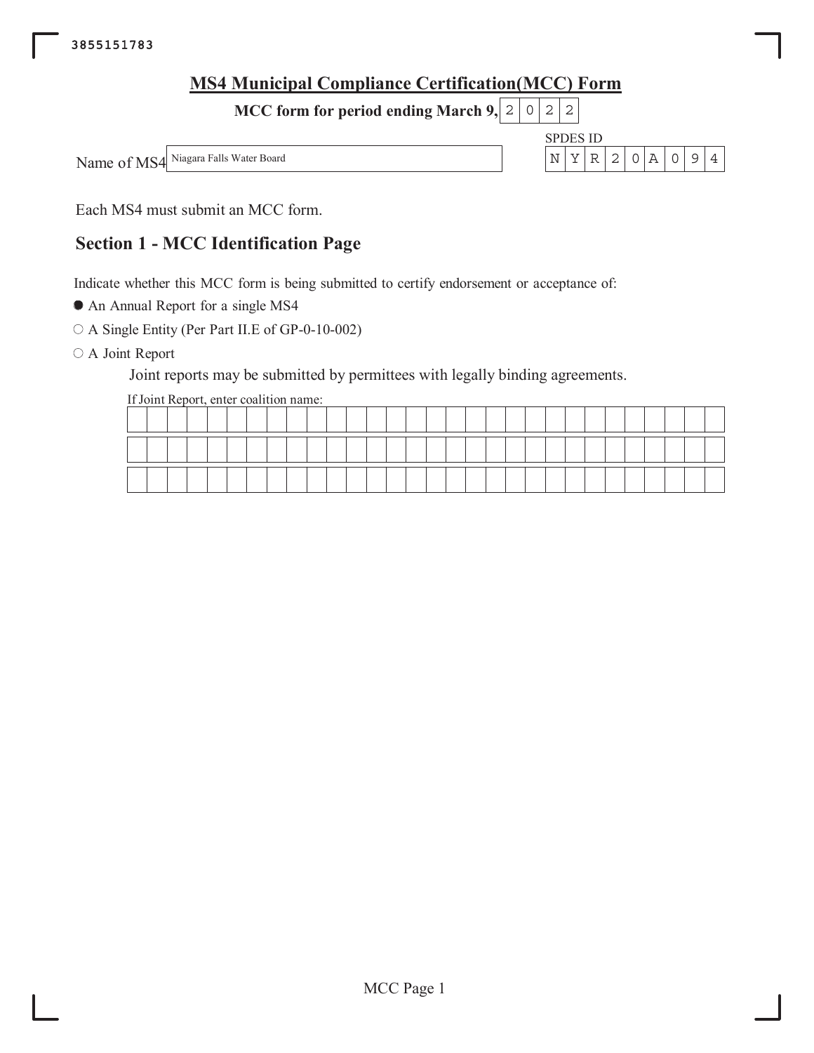# MS4 Municipal Compliance Certification(MCC) Form

**MCC form for period ending March 9, 2022**

Name of MS4: Niagara Falls Water Board

SPDES ID: NYR20A094

Each MS4 must submit an MCC form.

## Section 1 - MCC Identification Page

Indicate whether this MCC form is being submitted to certify endorsement or acceptance of:

- ● An Annual Report for a single MS4
- ○ A Single Entity (Per Part II.E of GP-0-10-002)
- ○ A Joint Report

  Joint reports may be submitted by permittees with legally binding agreements.

  If Joint Report, enter coalition name: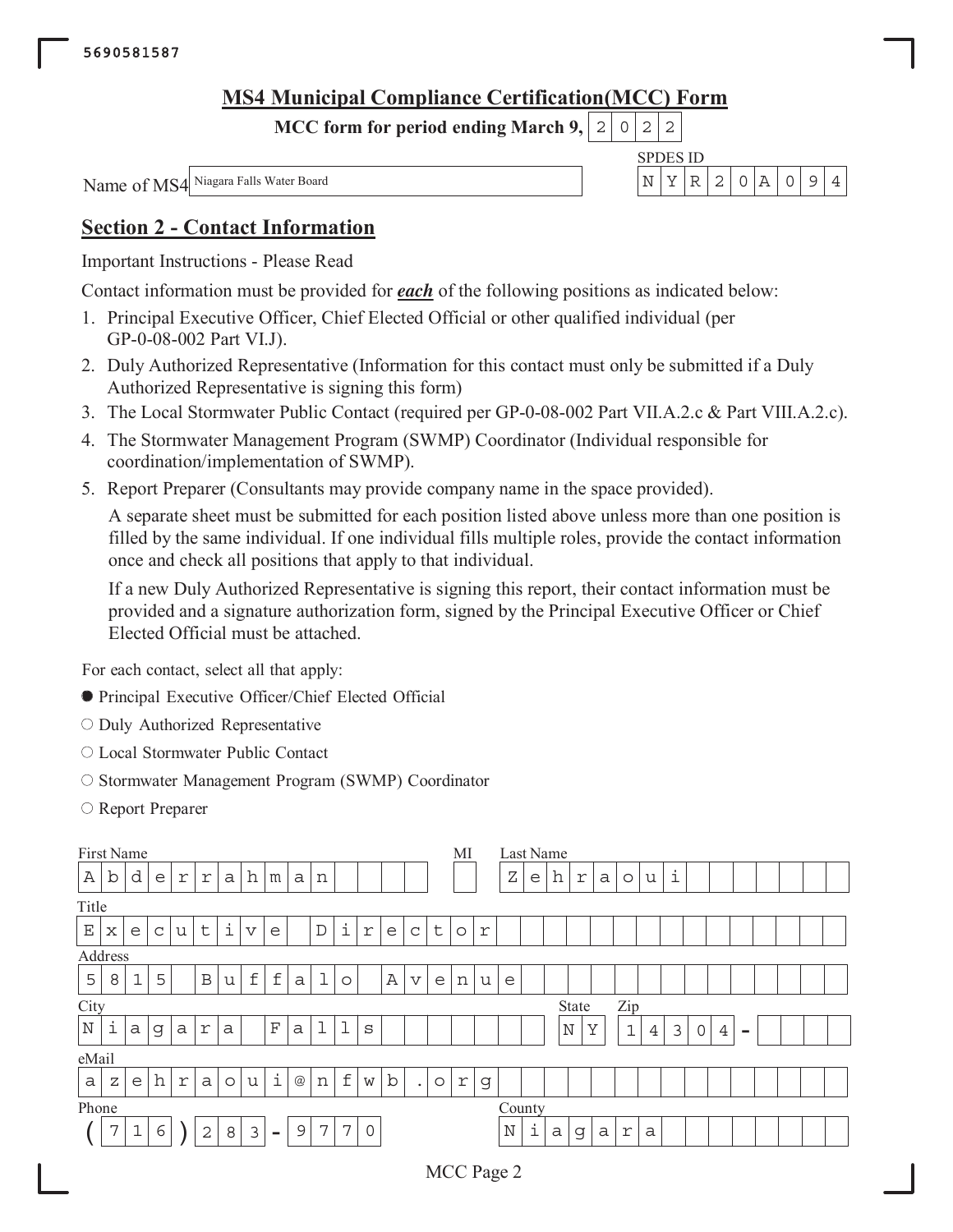# MS4 Municipal Compliance Certification(MCC) Form

**MCC form for period ending March 9, 2022**

Name of MS4: Niagara Falls Water Board

SPDES ID: NYR20A094

## Section 2 - Contact Information

Important Instructions - Please Read

Contact information must be provided for ***each*** of the following positions as indicated below:

1. Principal Executive Officer, Chief Elected Official or other qualified individual (per GP-0-08-002 Part VI.J).
2. Duly Authorized Representative (Information for this contact must only be submitted if a Duly Authorized Representative is signing this form)
3. The Local Stormwater Public Contact (required per GP-0-08-002 Part VII.A.2.c & Part VIII.A.2.c).
4. The Stormwater Management Program (SWMP) Coordinator (Individual responsible for coordination/implementation of SWMP).
5. Report Preparer (Consultants may provide company name in the space provided).

   A separate sheet must be submitted for each position listed above unless more than one position is filled by the same individual. If one individual fills multiple roles, provide the contact information once and check all positions that apply to that individual.

   If a new Duly Authorized Representative is signing this report, their contact information must be provided and a signature authorization form, signed by the Principal Executive Officer or Chief Elected Official must be attached.

For each contact, select all that apply:

- ● Principal Executive Officer/Chief Elected Official
- ○ Duly Authorized Representative
- ○ Local Stormwater Public Contact
- ○ Stormwater Management Program (SWMP) Coordinator
- ○ Report Preparer

| Field | Value |
|---|---|
| First Name | Abderrahman |
| MI | |
| Last Name | Zehraoui |
| Title | Executive Director |
| Address | 5815 Buffalo Avenue |
| City | Niagara Falls |
| State | NY |
| Zip | 14304- |
| eMail | azehraoui@nfwb.org |
| Phone | (716) 283-9770 |
| County | Niagara |

MCC Page 2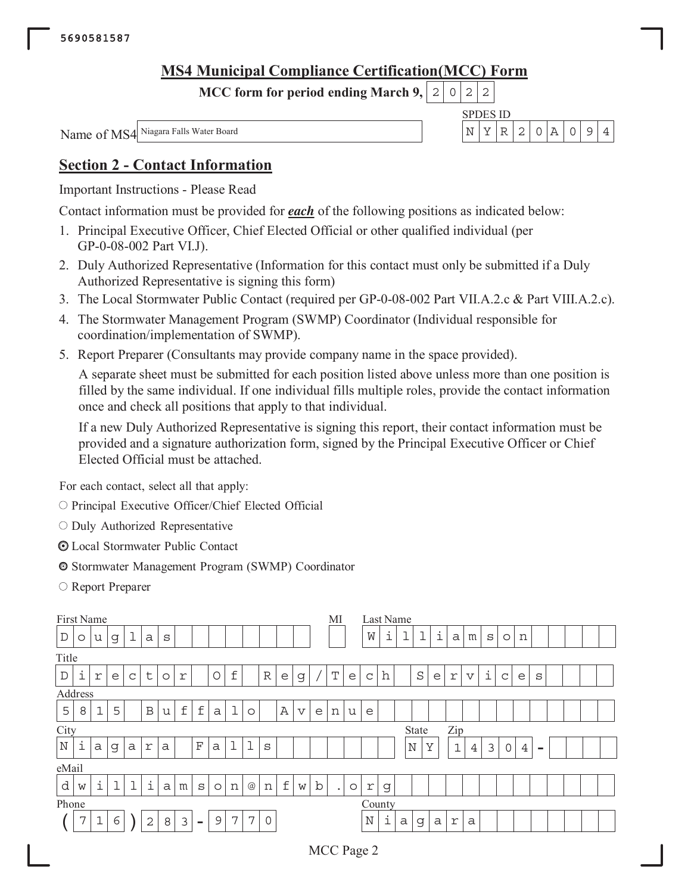5690581587

# MS4 Municipal Compliance Certification(MCC) Form

**MCC form for period ending March 9, 2022**

Name of MS4: Niagara Falls Water Board

SPDES ID: NYR20A094

## Section 2 - Contact Information

Important Instructions - Please Read

Contact information must be provided for ***each*** of the following positions as indicated below:

1. Principal Executive Officer, Chief Elected Official or other qualified individual (per GP-0-08-002 Part VI.J).
2. Duly Authorized Representative (Information for this contact must only be submitted if a Duly Authorized Representative is signing this form)
3. The Local Stormwater Public Contact (required per GP-0-08-002 Part VII.A.2.c & Part VIII.A.2.c).
4. The Stormwater Management Program (SWMP) Coordinator (Individual responsible for coordination/implementation of SWMP).
5. Report Preparer (Consultants may provide company name in the space provided).

   A separate sheet must be submitted for each position listed above unless more than one position is filled by the same individual. If one individual fills multiple roles, provide the contact information once and check all positions that apply to that individual.

   If a new Duly Authorized Representative is signing this report, their contact information must be provided and a signature authorization form, signed by the Principal Executive Officer or Chief Elected Official must be attached.

For each contact, select all that apply:

- ○ Principal Executive Officer/Chief Elected Official
- ○ Duly Authorized Representative
- ◉ Local Stormwater Public Contact
- ◉ Stormwater Management Program (SWMP) Coordinator
- ○ Report Preparer

| Field | Value |
|---|---|
| First Name | Douglas |
| MI | |
| Last Name | Williamson |
| Title | Director Of Reg/Tech Services |
| Address | 5815 Buffalo Avenue |
| City | Niagara Falls |
| State | NY |
| Zip | 14304- |
| eMail | dwilliamson@nfwb.org |
| Phone | (716) 283-9770 |
| County | Niagara |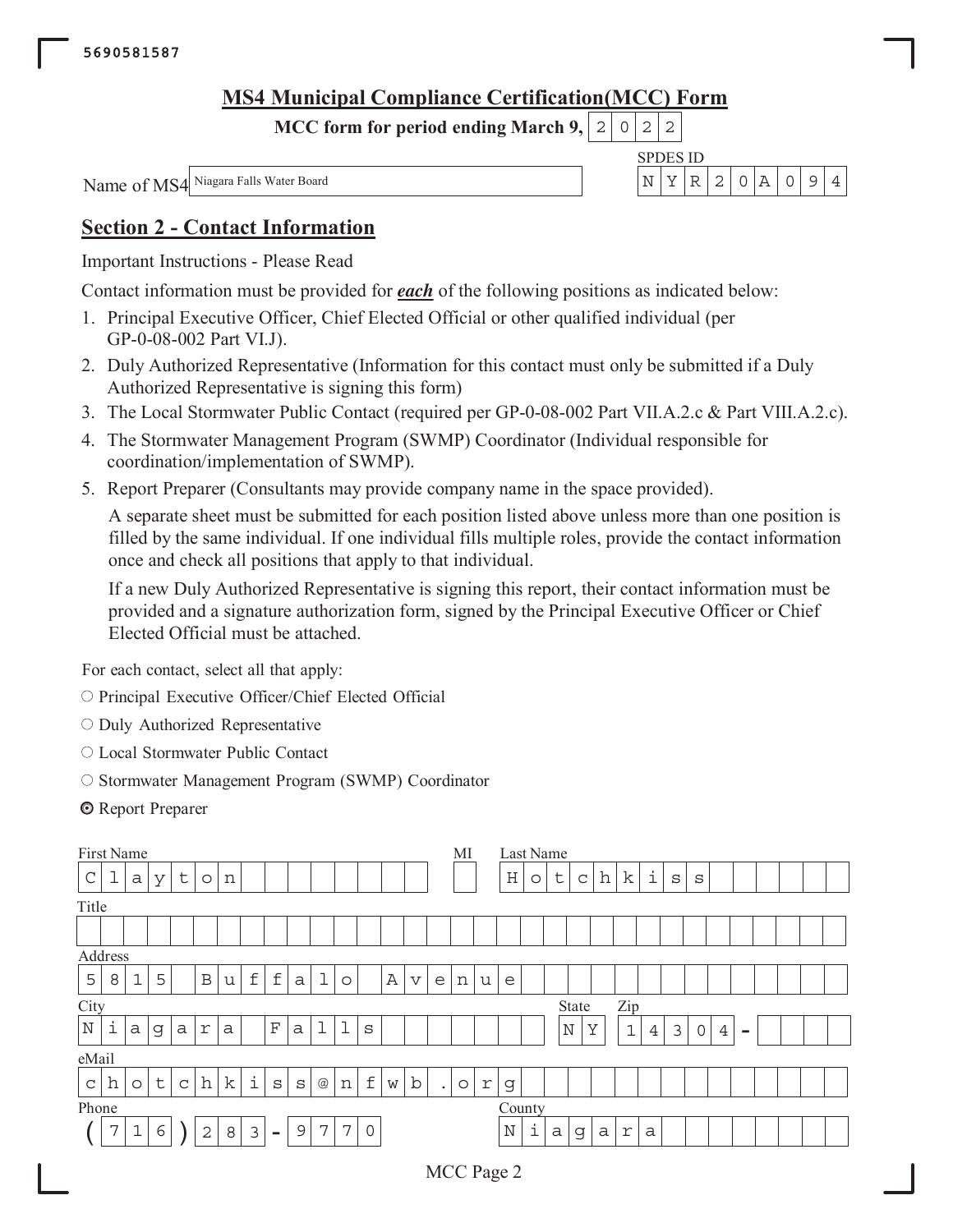5690581587

# MS4 Municipal Compliance Certification(MCC) Form

**MCC form for period ending March 9, 2022**

Name of MS4: Niagara Falls Water Board

SPDES ID: NYR20A094

## Section 2 - Contact Information

Important Instructions - Please Read

Contact information must be provided for ***each*** of the following positions as indicated below:

1. Principal Executive Officer, Chief Elected Official or other qualified individual (per GP-0-08-002 Part VI.J).
2. Duly Authorized Representative (Information for this contact must only be submitted if a Duly Authorized Representative is signing this form)
3. The Local Stormwater Public Contact (required per GP-0-08-002 Part VII.A.2.c & Part VIII.A.2.c).
4. The Stormwater Management Program (SWMP) Coordinator (Individual responsible for coordination/implementation of SWMP).
5. Report Preparer (Consultants may provide company name in the space provided).

   A separate sheet must be submitted for each position listed above unless more than one position is filled by the same individual. If one individual fills multiple roles, provide the contact information once and check all positions that apply to that individual.

   If a new Duly Authorized Representative is signing this report, their contact information must be provided and a signature authorization form, signed by the Principal Executive Officer or Chief Elected Official must be attached.

For each contact, select all that apply:

- ○ Principal Executive Officer/Chief Elected Official
- ○ Duly Authorized Representative
- ○ Local Stormwater Public Contact
- ○ Stormwater Management Program (SWMP) Coordinator
- ◉ Report Preparer

| Field | Value |
|---|---|
| First Name | Clayton |
| MI | |
| Last Name | Hotchkiss |
| Title | |
| Address | 5815 Buffalo Avenue |
| City | Niagara Falls |
| State | NY |
| Zip | 14304- |
| eMail | chotchkiss@nfwb.org |
| Phone | (716)283-9770 |
| County | Niagara |

MCC Page 2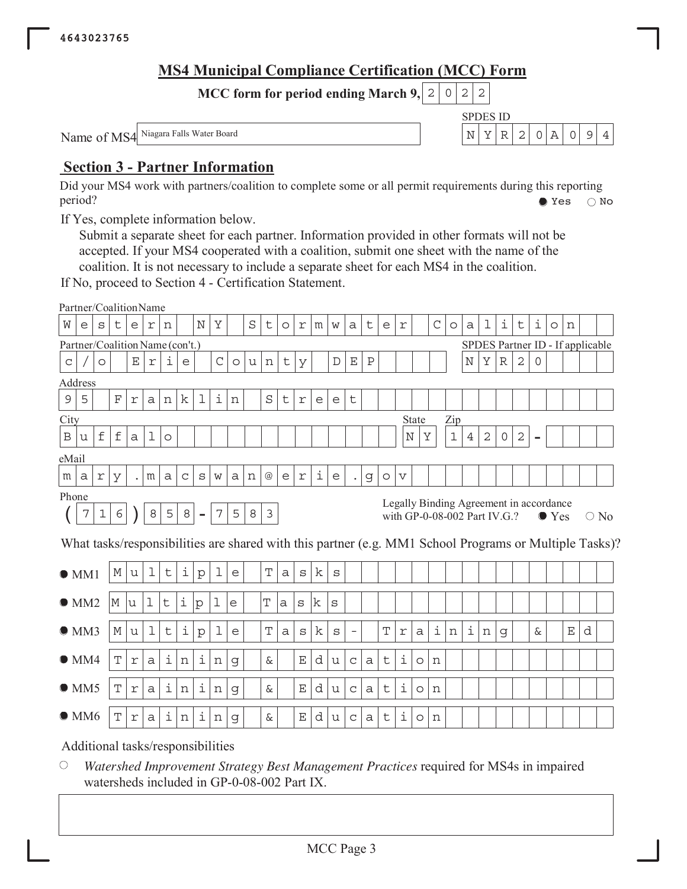4643023765

# MS4 Municipal Compliance Certification (MCC) Form

**MCC form for period ending March 9, 2022**

Name of MS4: Niagara Falls Water Board

SPDES ID: NYR20A094

## Section 3 - Partner Information

Did your MS4 work with partners/coalition to complete some or all permit requirements during this reporting period? ● Yes ○ No

If Yes, complete information below.

Submit a separate sheet for each partner. Information provided in other formats will not be accepted. If your MS4 cooperated with a coalition, submit one sheet with the name of the coalition. It is not necessary to include a separate sheet for each MS4 in the coalition.

If No, proceed to Section 4 - Certification Statement.

Partner/Coalition Name: Western NY Stormwater Coalition

Partner/Coalition Name (con't.): c/o Erie County DEP

SPDES Partner ID - If applicable: NYR20

Address: 95 Franklin Street

City: Buffalo State: NY Zip: 14202-

eMail: mary.macswan@erie.gov

Phone: (716) 858-7583

Legally Binding Agreement in accordance with GP-0-08-002 Part IV.G.? ● Yes ○ No

What tasks/responsibilities are shared with this partner (e.g. MM1 School Programs or Multiple Tasks)?

| | |
|---|---|
| ● MM1 | Multiple Tasks |
| ● MM2 | Multiple Tasks |
| ● MM3 | Multiple Tasks - Training & Ed |
| ● MM4 | Training & Education |
| ● MM5 | Training & Education |
| ● MM6 | Training & Education |

Additional tasks/responsibilities

○ *Watershed Improvement Strategy Best Management Practices* required for MS4s in impaired watersheds included in GP-0-08-002 Part IX.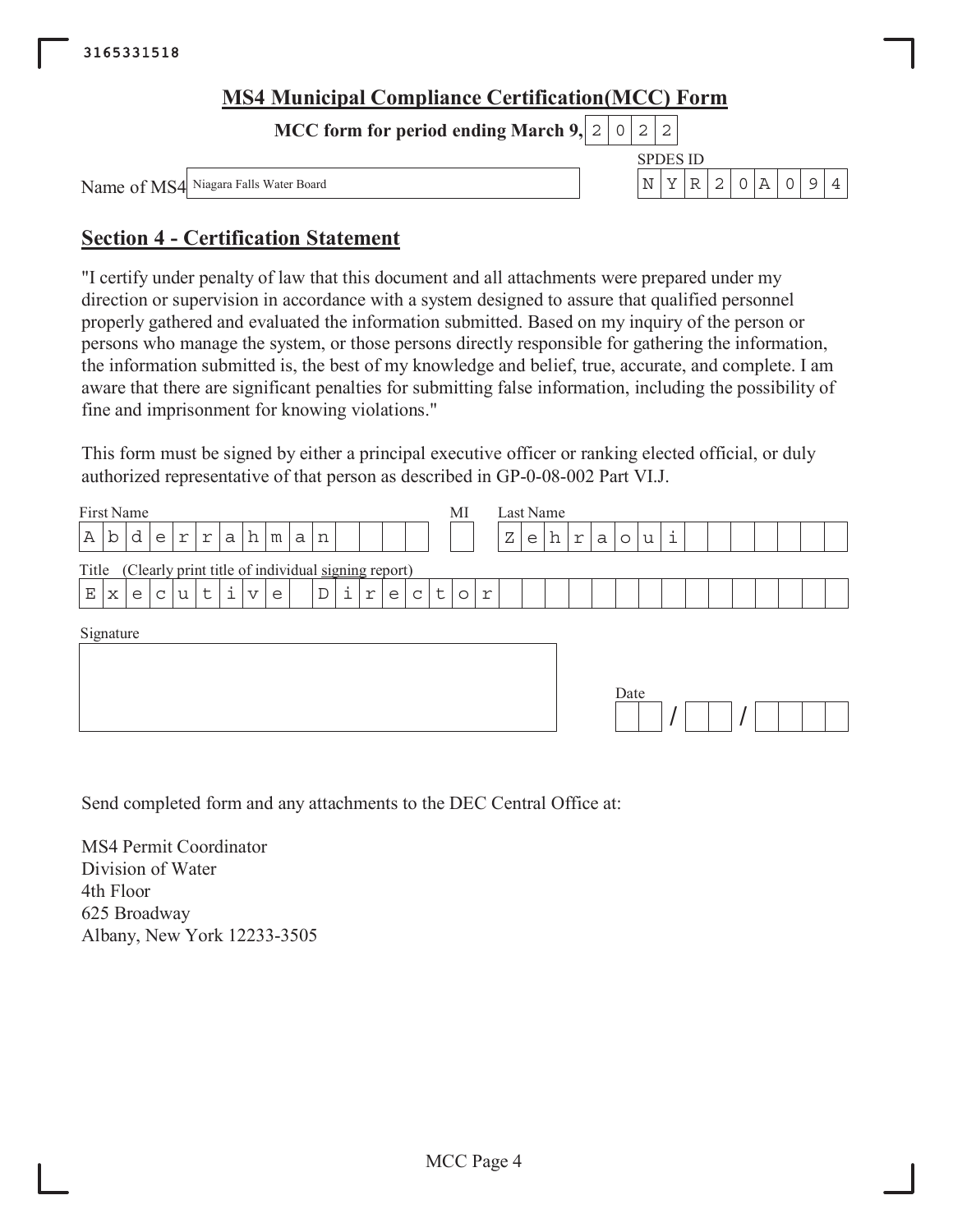3165331518

# MS4 Municipal Compliance Certification(MCC) Form

**MCC form for period ending March 9, 2022**

Name of MS4: Niagara Falls Water Board

SPDES ID: NYR20A094

## Section 4 - Certification Statement

"I certify under penalty of law that this document and all attachments were prepared under my direction or supervision in accordance with a system designed to assure that qualified personnel properly gathered and evaluated the information submitted. Based on my inquiry of the person or persons who manage the system, or those persons directly responsible for gathering the information, the information submitted is, the best of my knowledge and belief, true, accurate, and complete. I am aware that there are significant penalties for submitting false information, including the possibility of fine and imprisonment for knowing violations."

This form must be signed by either a principal executive officer or ranking elected official, or duly authorized representative of that person as described in GP-0-08-002 Part VI.J.

| First Name | MI | Last Name |
|---|---|---|
| Abderrahman | | Zehraoui |

Title (Clearly print title of individual signing report)

Executive Director

Signature

Date: / /

Send completed form and any attachments to the DEC Central Office at:

MS4 Permit Coordinator
Division of Water
4th Floor
625 Broadway
Albany, New York 12233-3505

MCC Page 4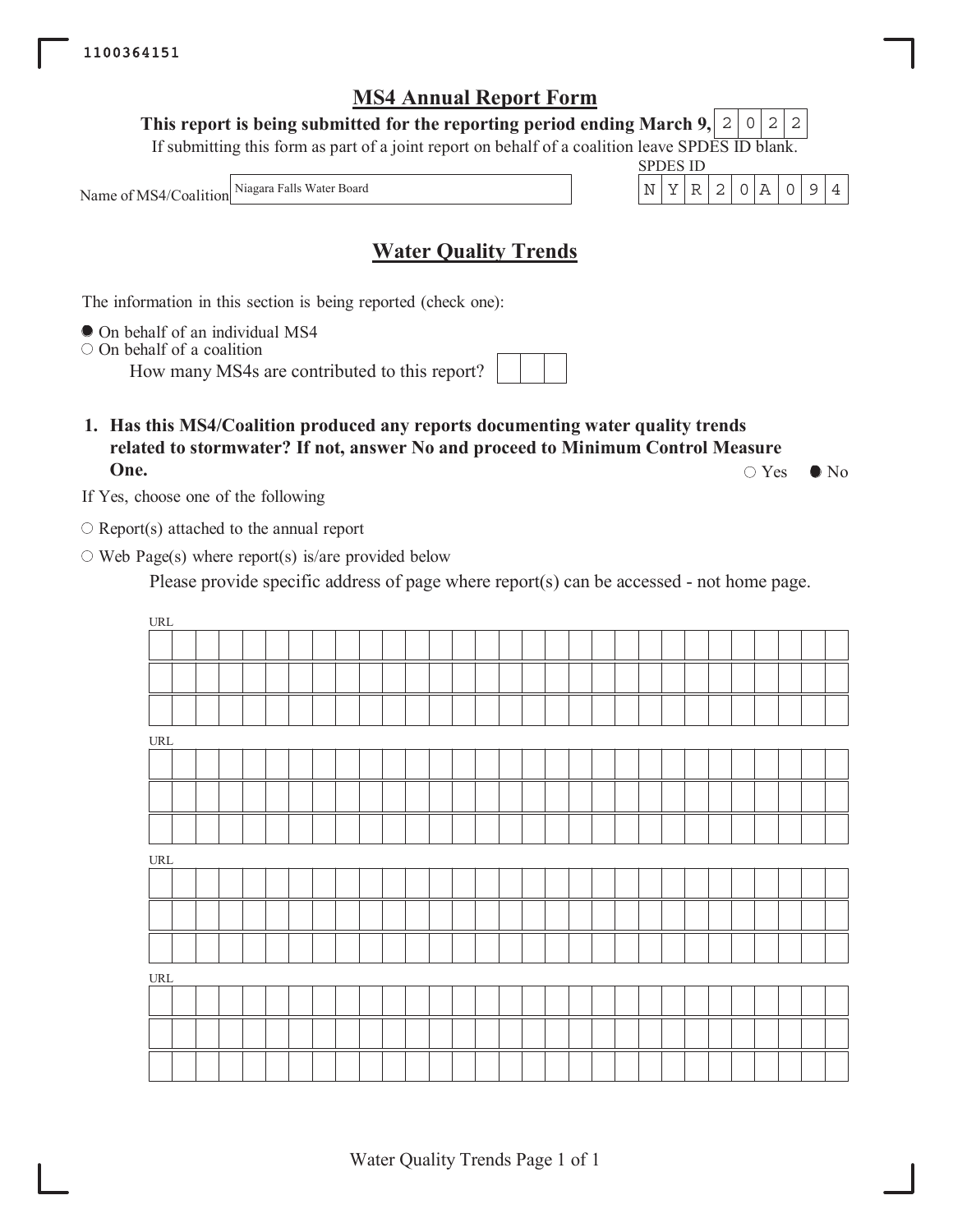1100364151

# MS4 Annual Report Form

**This report is being submitted for the reporting period ending March 9, 2022**

If submitting this form as part of a joint report on behalf of a coalition leave SPDES ID blank.

Name of MS4/Coalition: Niagara Falls Water Board

SPDES ID: NYR20A094

## Water Quality Trends

The information in this section is being reported (check one):

- ● On behalf of an individual MS4
- ○ On behalf of a coalition

  How many MS4s are contributed to this report?

**1. Has this MS4/Coalition produced any reports documenting water quality trends related to stormwater? If not, answer No and proceed to Minimum Control Measure One.**

○ Yes ● No

If Yes, choose one of the following

- ○ Report(s) attached to the annual report
- ○ Web Page(s) where report(s) is/are provided below

  Please provide specific address of page where report(s) can be accessed - not home page.

URL

URL

URL

URL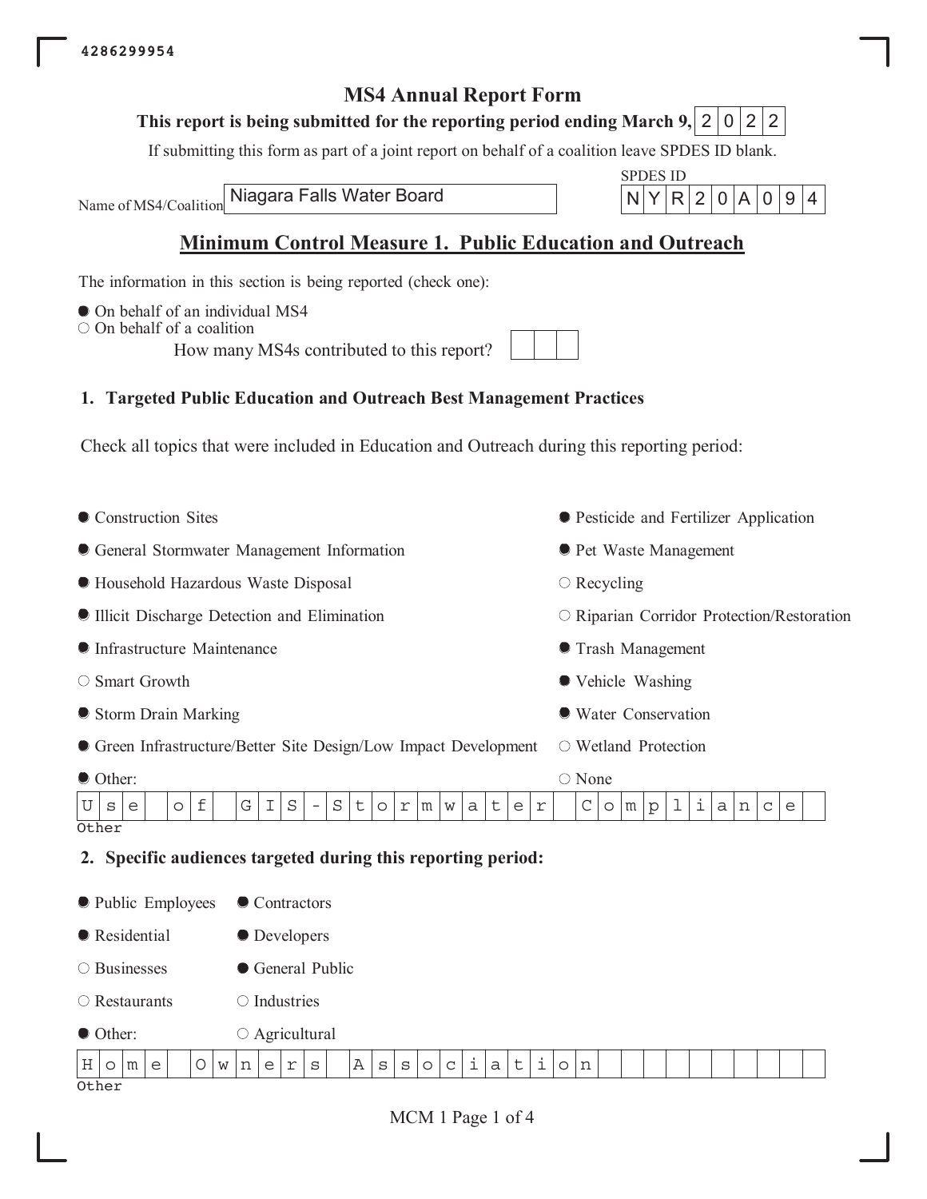4286299954

# MS4 Annual Report Form

**This report is being submitted for the reporting period ending March 9, 2022**

If submitting this form as part of a joint report on behalf of a coalition leave SPDES ID blank.

Name of MS4/Coalition: Niagara Falls Water Board

SPDES ID: NYR20A094

## Minimum Control Measure 1. Public Education and Outreach

The information in this section is being reported (check one):

- ● On behalf of an individual MS4
- ○ On behalf of a coalition

How many MS4s contributed to this report?

### 1. Targeted Public Education and Outreach Best Management Practices

Check all topics that were included in Education and Outreach during this reporting period:

- ● Construction Sites
- ● General Stormwater Management Information
- ● Household Hazardous Waste Disposal
- ● Illicit Discharge Detection and Elimination
- ● Infrastructure Maintenance
- ○ Smart Growth
- ● Storm Drain Marking
- ● Green Infrastructure/Better Site Design/Low Impact Development
- ● Other:
- ● Pesticide and Fertilizer Application
- ● Pet Waste Management
- ○ Recycling
- ○ Riparian Corridor Protection/Restoration
- ● Trash Management
- ● Vehicle Washing
- ● Water Conservation
- ○ Wetland Protection
- ○ None

Other: Use of GIS-Stormwater Compliance

### 2. Specific audiences targeted during this reporting period:

- ● Public Employees
- ● Residential
- ○ Businesses
- ○ Restaurants
- ● Other:
- ● Contractors
- ● Developers
- ● General Public
- ○ Industries
- ○ Agricultural

Other: Home Owners Association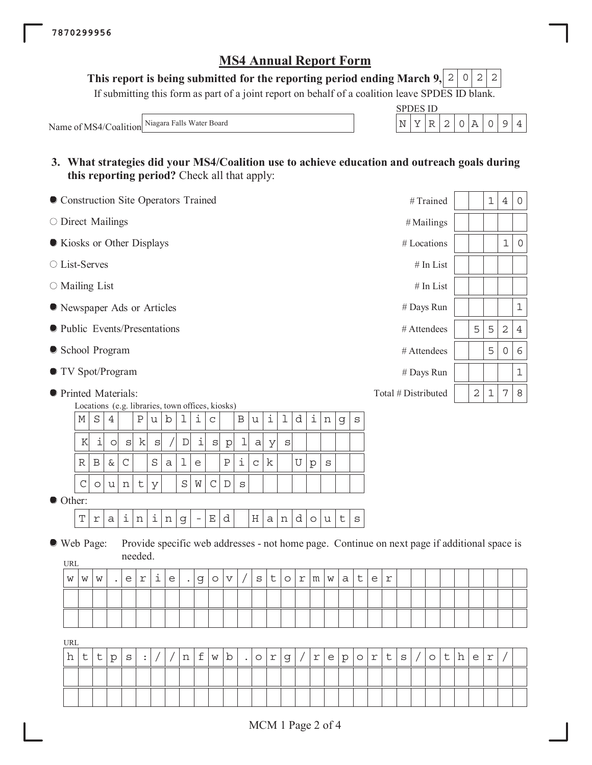7870299956

# MS4 Annual Report Form

**This report is being submitted for the reporting period ending March 9,** 2022

If submitting this form as part of a joint report on behalf of a coalition leave SPDES ID blank.

Name of MS4/Coalition: Niagara Falls Water Board

SPDES ID: NYR20A094

**3. What strategies did your MS4/Coalition use to achieve education and outreach goals during this reporting period?** Check all that apply:

| Strategy | Checked | Measure | Value |
|---|---|---|---|
| Construction Site Operators Trained | ● | # Trained | 140 |
| Direct Mailings | ○ | # Mailings | |
| Kiosks or Other Displays | ● | # Locations | 10 |
| List-Serves | ○ | # In List | |
| Mailing List | ○ | # In List | |
| Newspaper Ads or Articles | ● | # Days Run | 1 |
| Public Events/Presentations | ● | # Attendees | 5524 |
| School Program | ● | # Attendees | 506 |
| TV Spot/Program | ● | # Days Run | 1 |
| Printed Materials: | ● | Total # Distributed | 2178 |

Locations (e.g. libraries, town offices, kiosks)

- MS4 Public Buildings
- Kiosks/Displays
- RB&C Sale Pick Ups
- County SWCDs

● Other:

- Training-Ed Handouts

● Web Page: Provide specific web addresses - not home page. Continue on next page if additional space is needed.

URL

www.erie.gov/stormwater

URL

https://nfwb.org/reports/other/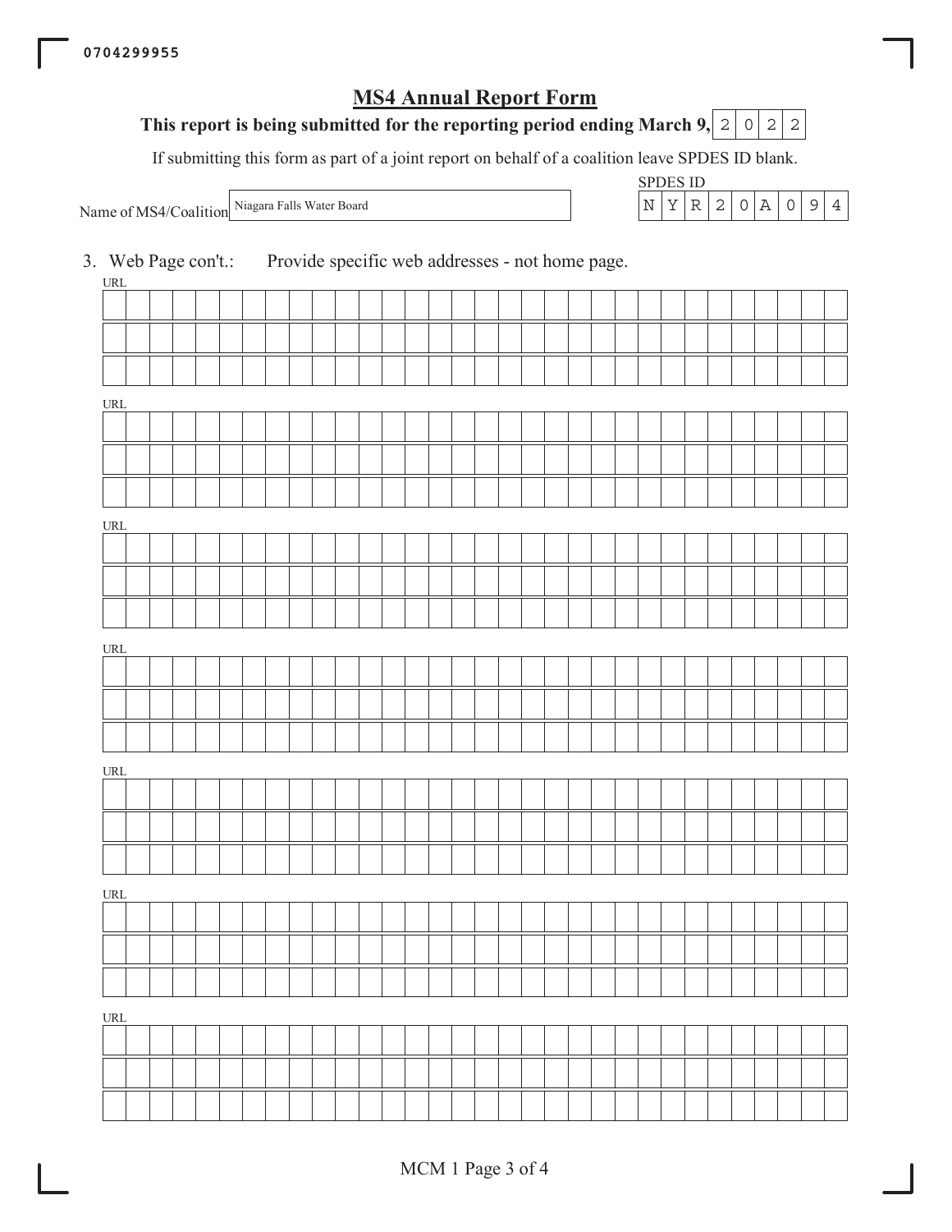# MS4 Annual Report Form

**This report is being submitted for the reporting period ending March 9,** 2022

If submitting this form as part of a joint report on behalf of a coalition leave SPDES ID blank.

Name of MS4/Coalition: Niagara Falls Water Board

SPDES ID: NYR20A094

3. Web Page con't.: Provide specific web addresses - not home page.

URL

URL

URL

URL

URL

URL

URL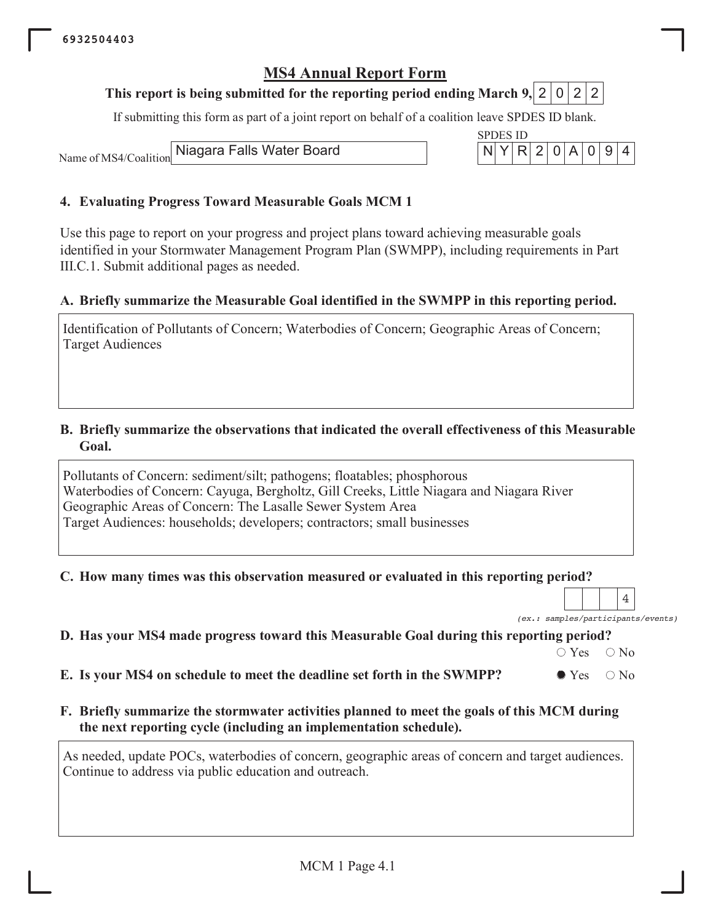6932504403

# MS4 Annual Report Form

**This report is being submitted for the reporting period ending March 9,** 2022

If submitting this form as part of a joint report on behalf of a coalition leave SPDES ID blank.

Name of MS4/Coalition: Niagara Falls Water Board

SPDES ID: NYR20A094

## 4. Evaluating Progress Toward Measurable Goals MCM 1

Use this page to report on your progress and project plans toward achieving measurable goals identified in your Stormwater Management Program Plan (SWMPP), including requirements in Part III.C.1. Submit additional pages as needed.

### A. Briefly summarize the Measurable Goal identified in the SWMPP in this reporting period.

Identification of Pollutants of Concern; Waterbodies of Concern; Geographic Areas of Concern; Target Audiences

### B. Briefly summarize the observations that indicated the overall effectiveness of this Measurable Goal.

Pollutants of Concern: sediment/silt; pathogens; floatables; phosphorous
Waterbodies of Concern: Cayuga, Bergholtz, Gill Creeks, Little Niagara and Niagara River
Geographic Areas of Concern: The Lasalle Sewer System Area
Target Audiences: households; developers; contractors; small businesses

### C. How many times was this observation measured or evaluated in this reporting period?

4

*(ex.: samples/participants/events)*

### D. Has your MS4 made progress toward this Measurable Goal during this reporting period?

○ Yes ○ No

### E. Is your MS4 on schedule to meet the deadline set forth in the SWMPP?

● Yes ○ No

### F. Briefly summarize the stormwater activities planned to meet the goals of this MCM during the next reporting cycle (including an implementation schedule).

As needed, update POCs, waterbodies of concern, geographic areas of concern and target audiences. Continue to address via public education and outreach.

MCM 1 Page 4.1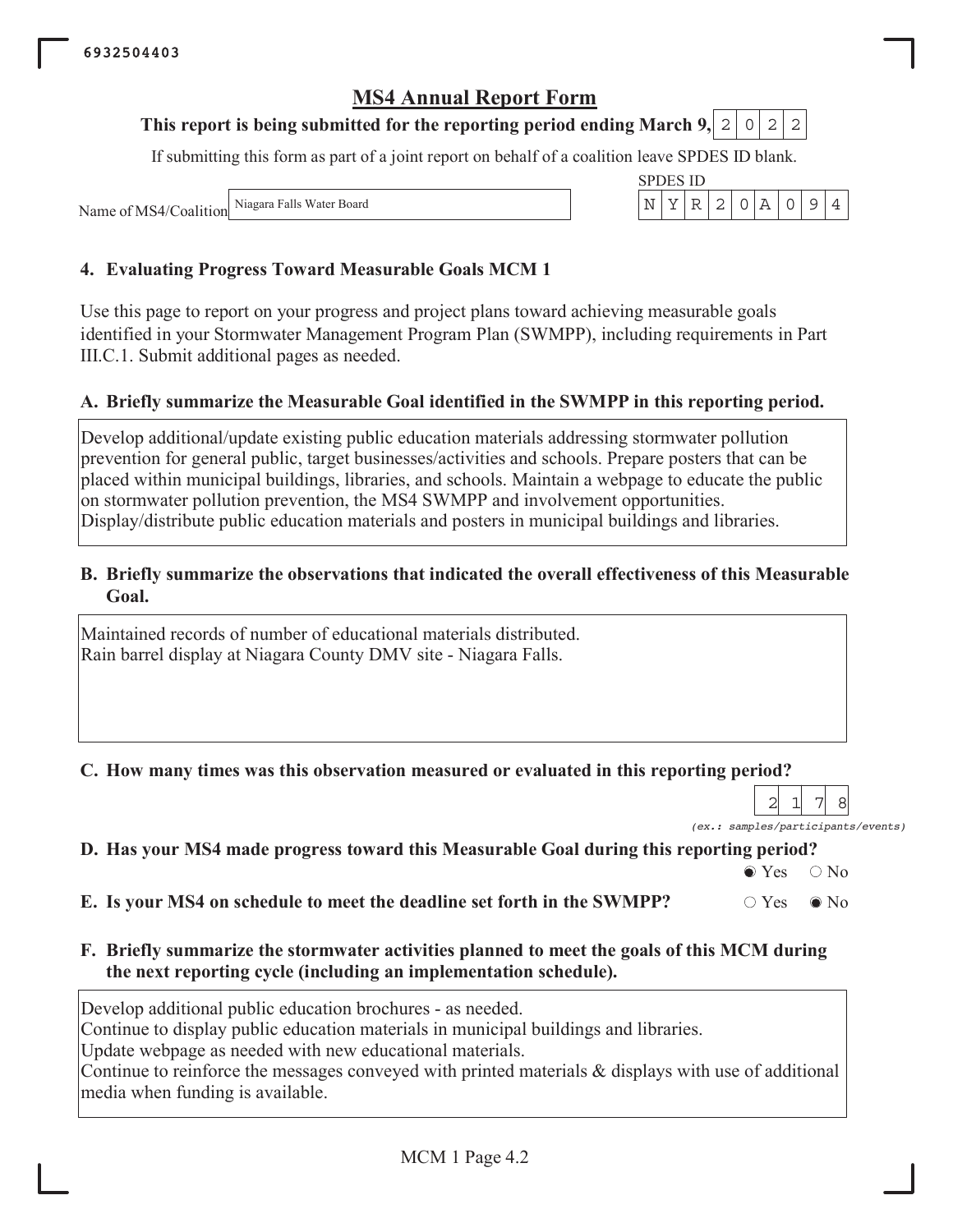6932504403

# MS4 Annual Report Form

**This report is being submitted for the reporting period ending March 9, 2022**

If submitting this form as part of a joint report on behalf of a coalition leave SPDES ID blank.

Name of MS4/Coalition: Niagara Falls Water Board

SPDES ID: NYR20A094

## 4. Evaluating Progress Toward Measurable Goals MCM 1

Use this page to report on your progress and project plans toward achieving measurable goals identified in your Stormwater Management Program Plan (SWMPP), including requirements in Part III.C.1. Submit additional pages as needed.

### A. Briefly summarize the Measurable Goal identified in the SWMPP in this reporting period.

Develop additional/update existing public education materials addressing stormwater pollution prevention for general public, target businesses/activities and schools. Prepare posters that can be placed within municipal buildings, libraries, and schools. Maintain a webpage to educate the public on stormwater pollution prevention, the MS4 SWMPP and involvement opportunities. Display/distribute public education materials and posters in municipal buildings and libraries.

### B. Briefly summarize the observations that indicated the overall effectiveness of this Measurable Goal.

Maintained records of number of educational materials distributed.
Rain barrel display at Niagara County DMV site - Niagara Falls.

### C. How many times was this observation measured or evaluated in this reporting period?

2178

*(ex.: samples/participants/events)*

### D. Has your MS4 made progress toward this Measurable Goal during this reporting period?

◉ Yes ○ No

### E. Is your MS4 on schedule to meet the deadline set forth in the SWMPP?

○ Yes ◉ No

### F. Briefly summarize the stormwater activities planned to meet the goals of this MCM during the next reporting cycle (including an implementation schedule).

Develop additional public education brochures - as needed.
Continue to display public education materials in municipal buildings and libraries.
Update webpage as needed with new educational materials.
Continue to reinforce the messages conveyed with printed materials & displays with use of additional media when funding is available.

MCM 1 Page 4.2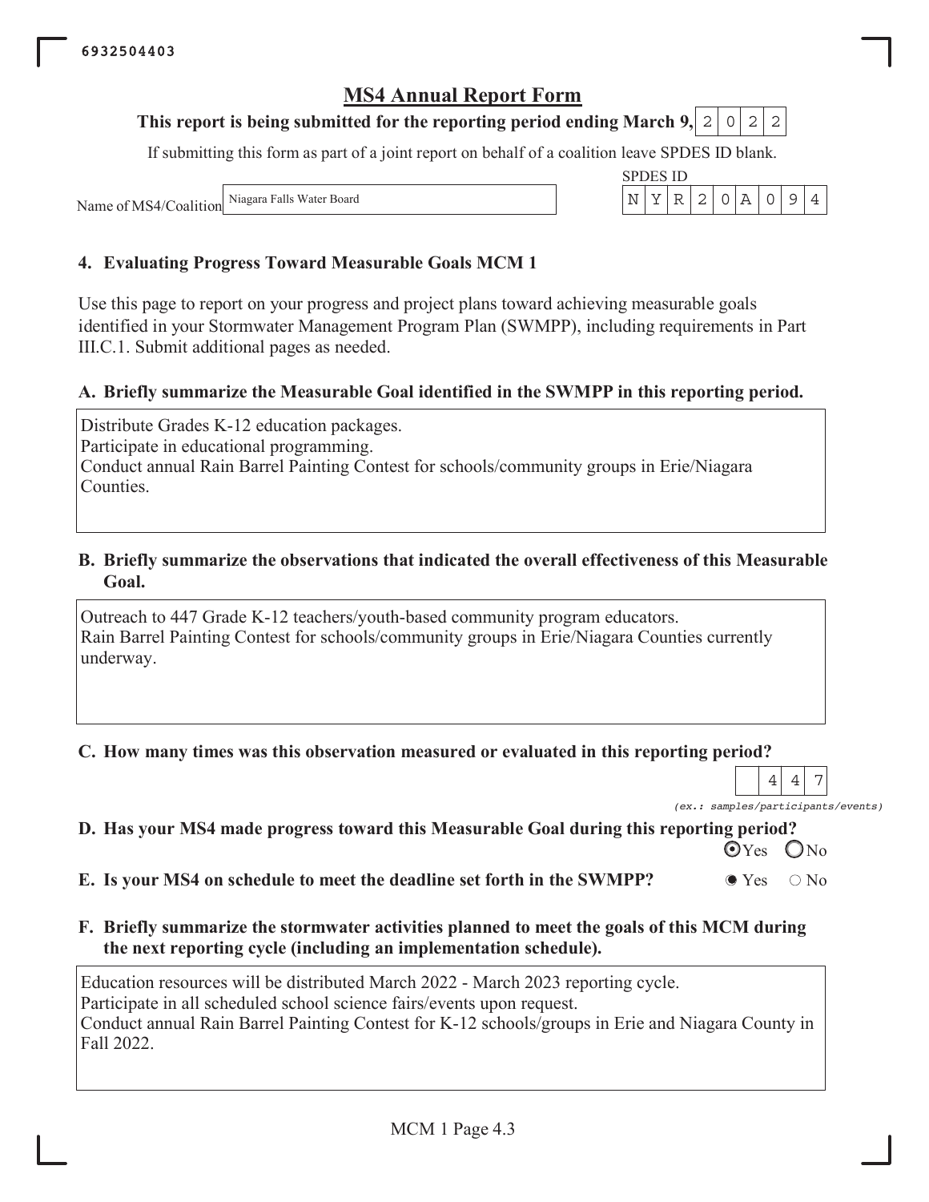6932504403

# MS4 Annual Report Form

**This report is being submitted for the reporting period ending March 9, 2022**

If submitting this form as part of a joint report on behalf of a coalition leave SPDES ID blank.

Name of MS4/Coalition: Niagara Falls Water Board

SPDES ID: NYR20A094

## 4. Evaluating Progress Toward Measurable Goals MCM 1

Use this page to report on your progress and project plans toward achieving measurable goals identified in your Stormwater Management Program Plan (SWMPP), including requirements in Part III.C.1. Submit additional pages as needed.

### A. Briefly summarize the Measurable Goal identified in the SWMPP in this reporting period.

Distribute Grades K-12 education packages.
Participate in educational programming.
Conduct annual Rain Barrel Painting Contest for schools/community groups in Erie/Niagara Counties.

### B. Briefly summarize the observations that indicated the overall effectiveness of this Measurable Goal.

Outreach to 447 Grade K-12 teachers/youth-based community program educators.
Rain Barrel Painting Contest for schools/community groups in Erie/Niagara Counties currently underway.

### C. How many times was this observation measured or evaluated in this reporting period?

447

*(ex.: samples/participants/events)*

### D. Has your MS4 made progress toward this Measurable Goal during this reporting period?

(•) Yes ( ) No

### E. Is your MS4 on schedule to meet the deadline set forth in the SWMPP?

(•) Yes ( ) No

### F. Briefly summarize the stormwater activities planned to meet the goals of this MCM during the next reporting cycle (including an implementation schedule).

Education resources will be distributed March 2022 - March 2023 reporting cycle.
Participate in all scheduled school science fairs/events upon request.
Conduct annual Rain Barrel Painting Contest for K-12 schools/groups in Erie and Niagara County in Fall 2022.

MCM 1 Page 4.3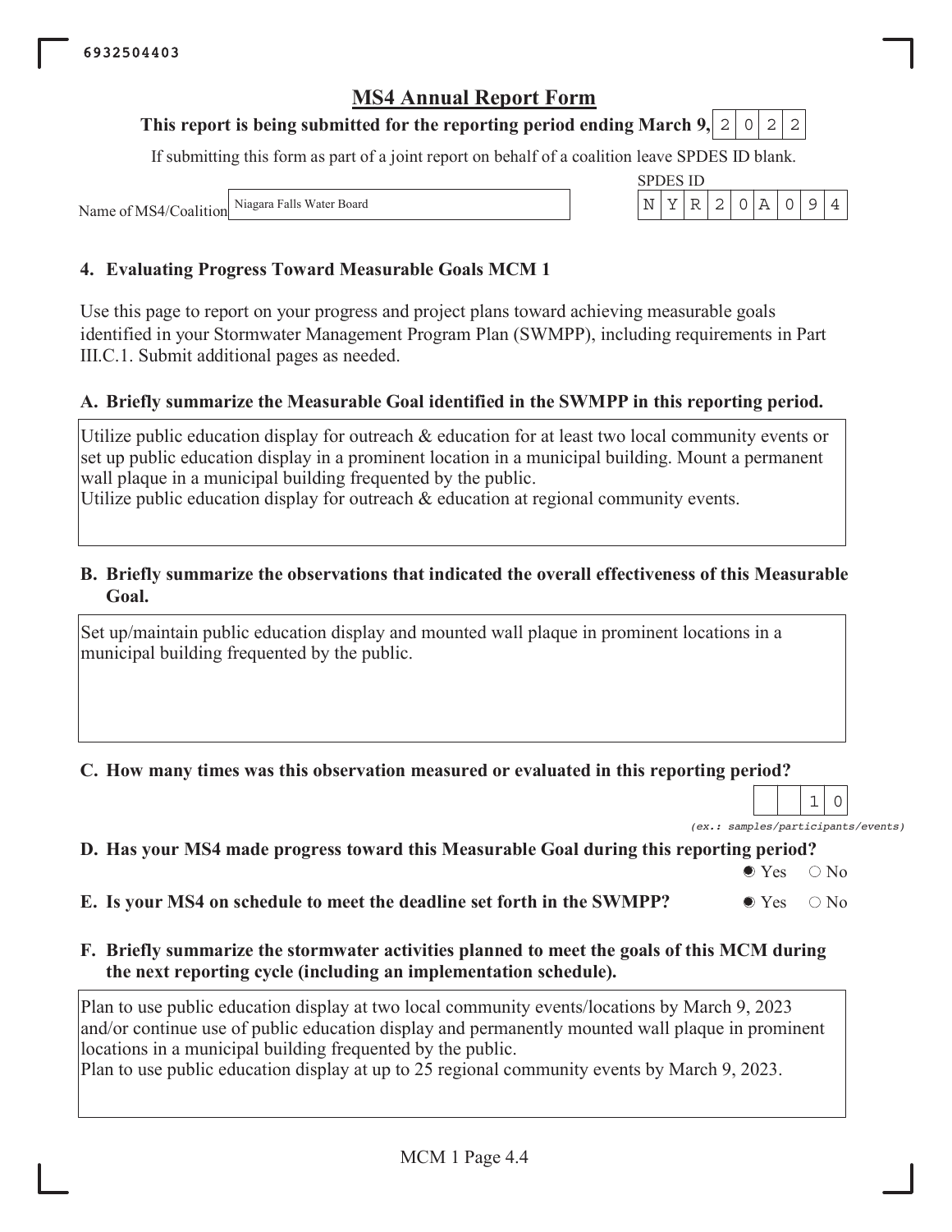6932504403

# MS4 Annual Report Form

**This report is being submitted for the reporting period ending March 9, 2022**

If submitting this form as part of a joint report on behalf of a coalition leave SPDES ID blank.

Name of MS4/Coalition: Niagara Falls Water Board

SPDES ID: NYR20A094

## 4. Evaluating Progress Toward Measurable Goals MCM 1

Use this page to report on your progress and project plans toward achieving measurable goals identified in your Stormwater Management Program Plan (SWMPP), including requirements in Part III.C.1. Submit additional pages as needed.

### A. Briefly summarize the Measurable Goal identified in the SWMPP in this reporting period.

Utilize public education display for outreach & education for at least two local community events or set up public education display in a prominent location in a municipal building. Mount a permanent wall plaque in a municipal building frequented by the public.
Utilize public education display for outreach & education at regional community events.

### B. Briefly summarize the observations that indicated the overall effectiveness of this Measurable Goal.

Set up/maintain public education display and mounted wall plaque in prominent locations in a municipal building frequented by the public.

### C. How many times was this observation measured or evaluated in this reporting period?

10

*(ex.: samples/participants/events)*

### D. Has your MS4 made progress toward this Measurable Goal during this reporting period?

- [x] Yes
- [ ] No

### E. Is your MS4 on schedule to meet the deadline set forth in the SWMPP?

- [x] Yes
- [ ] No

### F. Briefly summarize the stormwater activities planned to meet the goals of this MCM during the next reporting cycle (including an implementation schedule).

Plan to use public education display at two local community events/locations by March 9, 2023 and/or continue use of public education display and permanently mounted wall plaque in prominent locations in a municipal building frequented by the public.
Plan to use public education display at up to 25 regional community events by March 9, 2023.

MCM 1 Page 4.4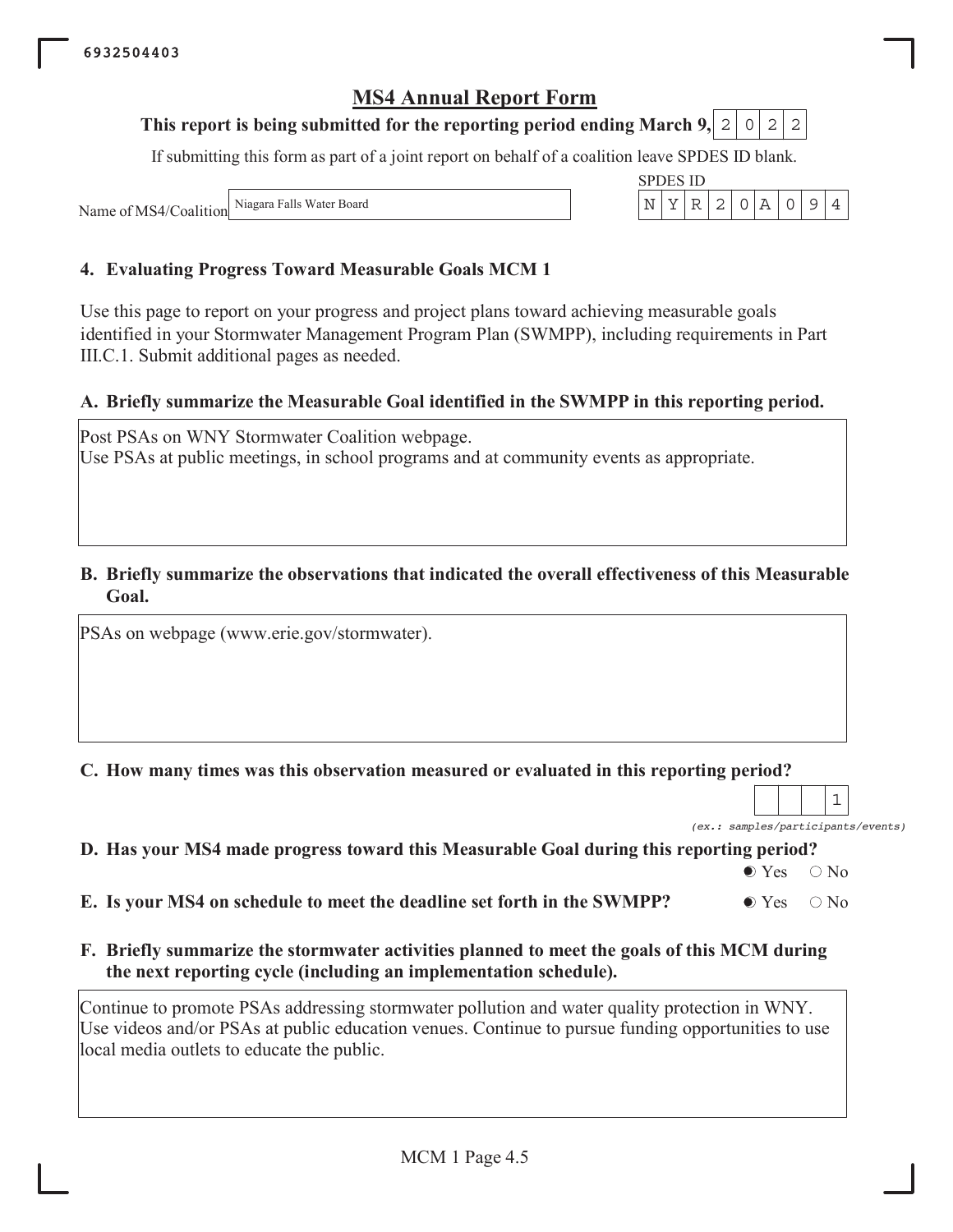6932504403

# MS4 Annual Report Form

**This report is being submitted for the reporting period ending March 9,** 2022

If submitting this form as part of a joint report on behalf of a coalition leave SPDES ID blank.

Name of MS4/Coalition: Niagara Falls Water Board

SPDES ID: NYR20A094

## 4. Evaluating Progress Toward Measurable Goals MCM 1

Use this page to report on your progress and project plans toward achieving measurable goals identified in your Stormwater Management Program Plan (SWMPP), including requirements in Part III.C.1. Submit additional pages as needed.

**A. Briefly summarize the Measurable Goal identified in the SWMPP in this reporting period.**

Post PSAs on WNY Stormwater Coalition webpage.
Use PSAs at public meetings, in school programs and at community events as appropriate.

**B. Briefly summarize the observations that indicated the overall effectiveness of this Measurable Goal.**

PSAs on webpage (www.erie.gov/stormwater).

**C. How many times was this observation measured or evaluated in this reporting period?**

1

*(ex.: samples/participants/events)*

**D. Has your MS4 made progress toward this Measurable Goal during this reporting period?**

● Yes ○ No

**E. Is your MS4 on schedule to meet the deadline set forth in the SWMPP?**

● Yes ○ No

**F. Briefly summarize the stormwater activities planned to meet the goals of this MCM during the next reporting cycle (including an implementation schedule).**

Continue to promote PSAs addressing stormwater pollution and water quality protection in WNY. Use videos and/or PSAs at public education venues. Continue to pursue funding opportunities to use local media outlets to educate the public.

MCM 1 Page 4.5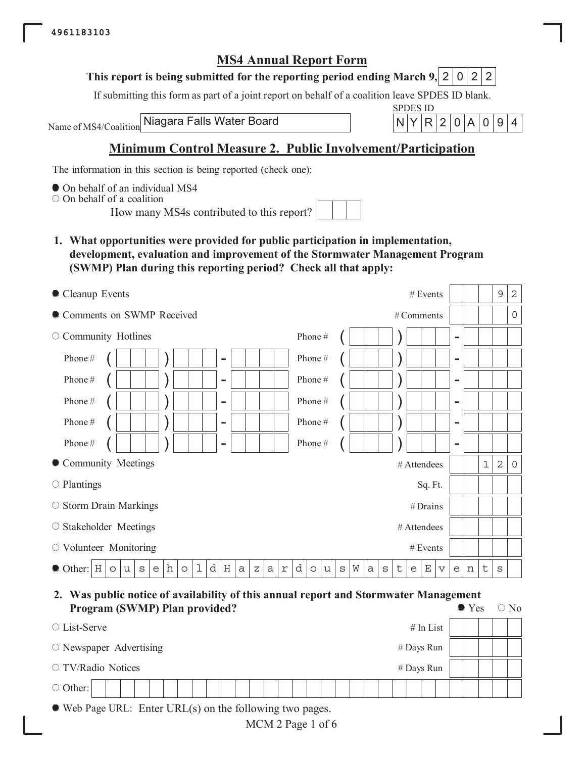4961183103

# MS4 Annual Report Form

**This report is being submitted for the reporting period ending March 9, 2022**

If submitting this form as part of a joint report on behalf of a coalition leave SPDES ID blank.

Name of MS4/Coalition: Niagara Falls Water Board

SPDES ID: NYR20A094

## Minimum Control Measure 2. Public Involvement/Participation

The information in this section is being reported (check one):

- ● On behalf of an individual MS4
- ○ On behalf of a coalition

  How many MS4s contributed to this report?

**1. What opportunities were provided for public participation in implementation, development, evaluation and improvement of the Stormwater Management Program (SWMP) Plan during this reporting period? Check all that apply:**

| Opportunity | | Value |
|---|---|---|
| ● Cleanup Events | # Events | 92 |
| ● Comments on SWMP Received | # Comments | 0 |
| ○ Community Hotlines | Phone # | ( ) - |
| ● Community Meetings | # Attendees | 120 |
| ○ Plantings | Sq. Ft. | |
| ○ Storm Drain Markings | # Drains | |
| ○ Stakeholder Meetings | # Attendees | |
| ○ Volunteer Monitoring | # Events | |
| ● Other: HouseholdHazardousWasteEvents | | |

**2. Was public notice of availability of this annual report and Stormwater Management Program (SWMP) Plan provided?** ● Yes ○ No

| Method | | Value |
|---|---|---|
| ○ List-Serve | # In List | |
| ○ Newspaper Advertising | # Days Run | |
| ○ TV/Radio Notices | # Days Run | |
| ○ Other: | | |

- ● Web Page URL: Enter URL(s) on the following two pages.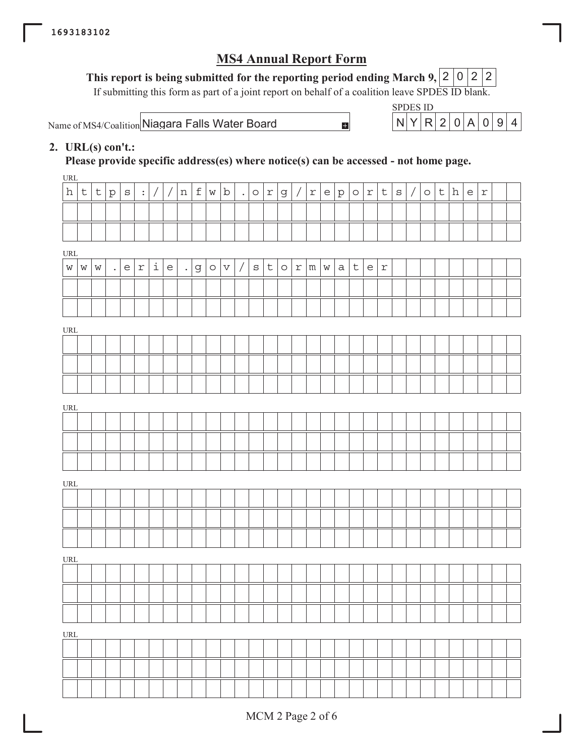1693183102

# MS4 Annual Report Form

**This report is being submitted for the reporting period ending March 9,** 2022

If submitting this form as part of a joint report on behalf of a coalition leave SPDES ID blank.

Name of MS4/Coalition: Niagara Falls Water Board

SPDES ID: NYR20A094

**2. URL(s) con't.:**

**Please provide specific address(es) where notice(s) can be accessed - not home page.**

URL: https://nfwb.org/reports/other

URL: www.erie.gov/stormwater

URL:

URL:

URL:

URL:

URL: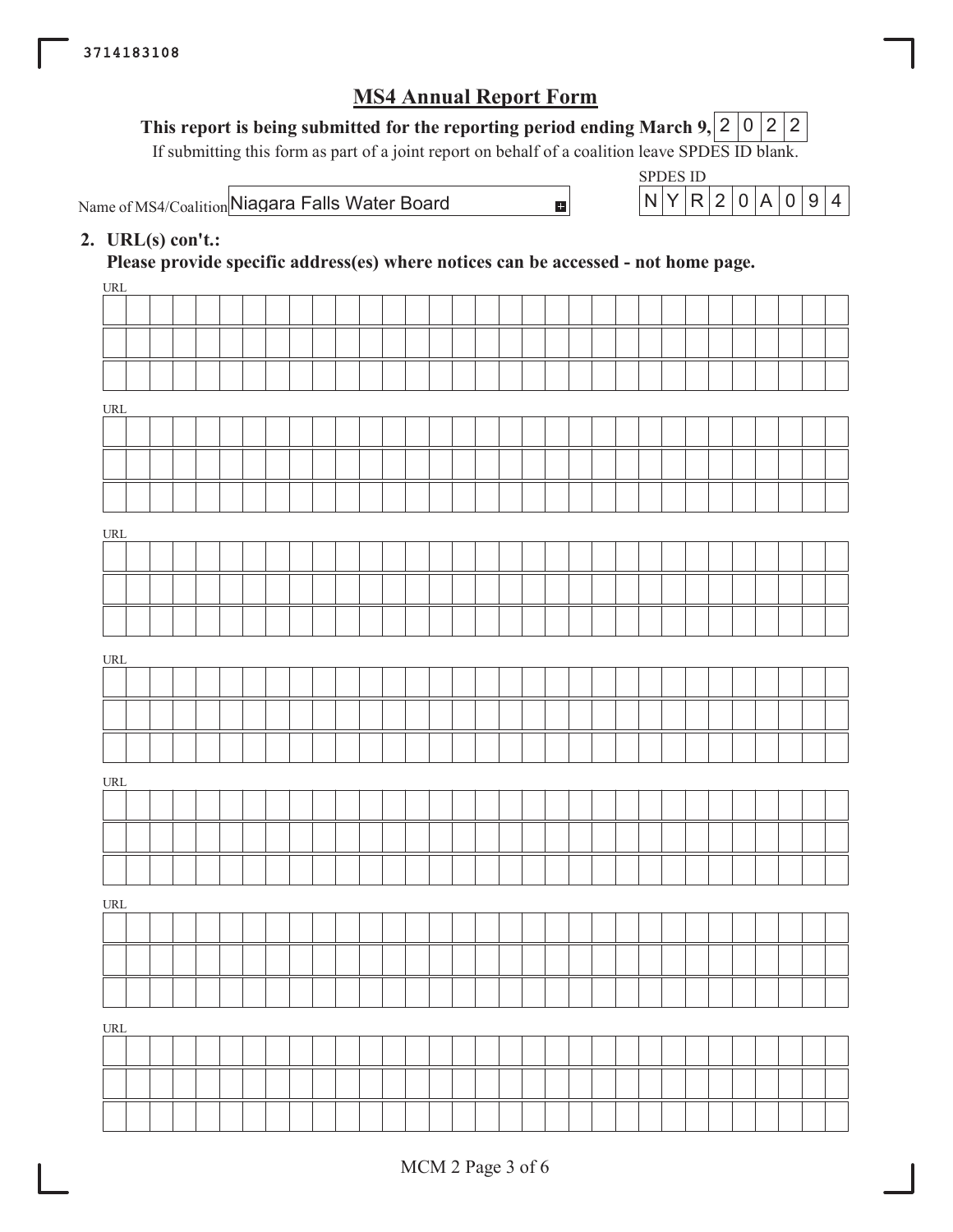3714183108

# MS4 Annual Report Form

**This report is being submitted for the reporting period ending March 9, 2022**

If submitting this form as part of a joint report on behalf of a coalition leave SPDES ID blank.

Name of MS4/Coalition: Niagara Falls Water Board

SPDES ID: NYR20A094

**2. URL(s) con't.:**

**Please provide specific address(es) where notices can be accessed - not home page.**

URL

URL

URL

URL

URL

URL

URL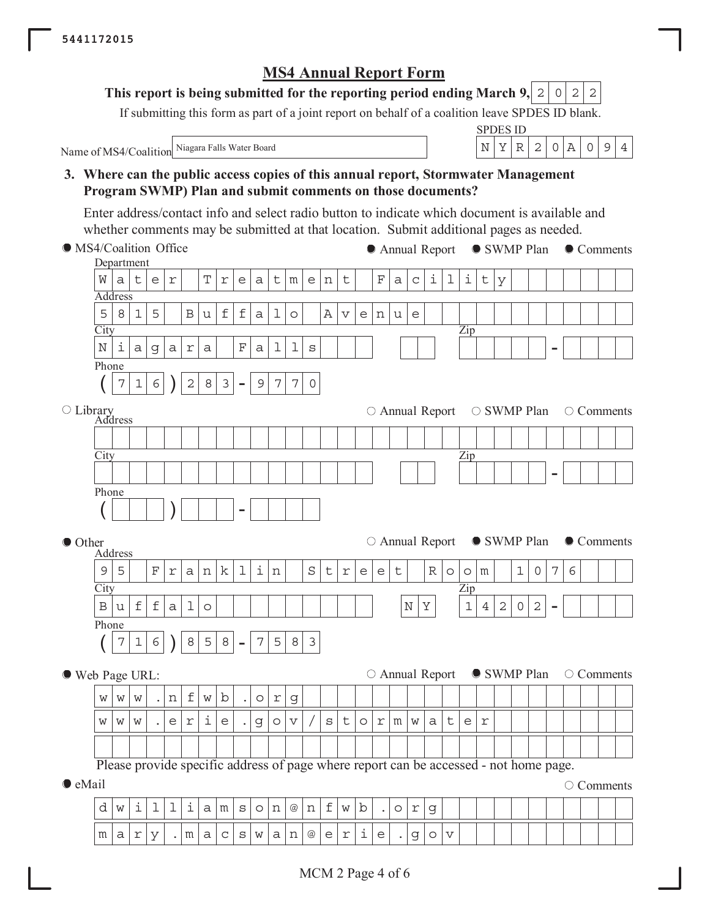5441172015

# MS4 Annual Report Form

**This report is being submitted for the reporting period ending March 9, 2022**

If submitting this form as part of a joint report on behalf of a coalition leave SPDES ID blank.

Name of MS4/Coalition: Niagara Falls Water Board

SPDES ID: NYR20A094

**3. Where can the public access copies of this annual report, Stormwater Management Program SWMP) Plan and submit comments on those documents?**

Enter address/contact info and select radio button to indicate which document is available and whether comments may be submitted at that location. Submit additional pages as needed.

● MS4/Coalition Office — ● Annual Report ● SWMP Plan ● Comments

- Department: Water Treatment Facility
- Address: 5815 Buffalo Avenue
- City: Niagara Falls
- Zip:
- Phone: (716) 283-9770

○ Library — ○ Annual Report ○ SWMP Plan ○ Comments

- Address:
- City:
- Zip:
- Phone:

● Other — ○ Annual Report ● SWMP Plan ● Comments

- Address: 95 Franklin Street Room 1076
- City: Buffalo, NY
- Zip: 14202
- Phone: (716) 858-7583

● Web Page URL: — ○ Annual Report ● SWMP Plan ○ Comments

- www.nfwb.org
- www.erie.gov/stormwater

Please provide specific address of page where report can be accessed - not home page.

● eMail — ○ Comments

- dwilllliamson@nfwb.org
- mary.macswan@erie.gov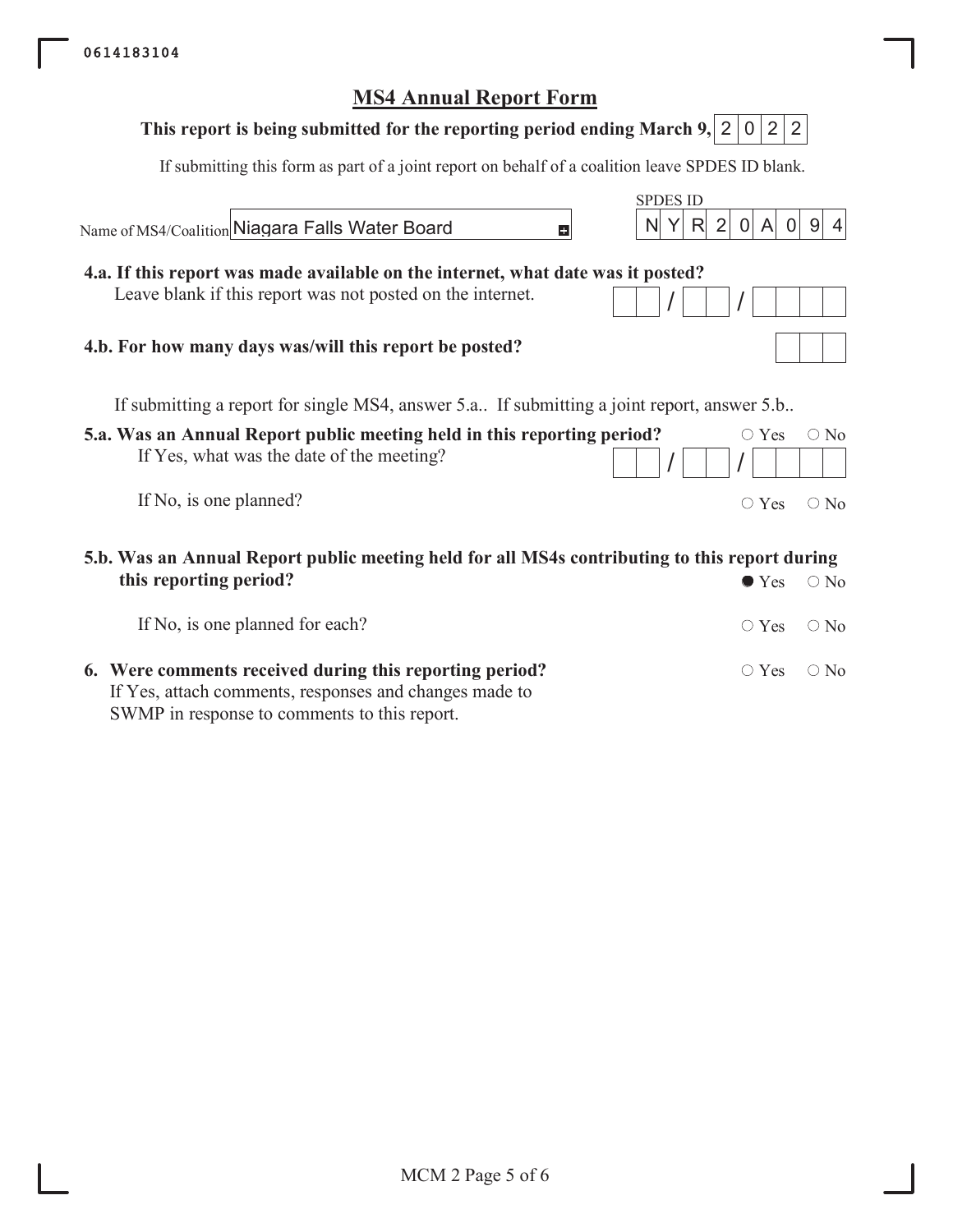0614183104

# MS4 Annual Report Form

**This report is being submitted for the reporting period ending March 9,** 2022

If submitting this form as part of a joint report on behalf of a coalition leave SPDES ID blank.

Name of MS4/Coalition: Niagara Falls Water Board

SPDES ID: NYR20A094

**4.a. If this report was made available on the internet, what date was it posted?**
Leave blank if this report was not posted on the internet.
__ / __ / ____

**4.b. For how many days was/will this report be posted?**

If submitting a report for single MS4, answer 5.a.. If submitting a joint report, answer 5.b..

**5.a. Was an Annual Report public meeting held in this reporting period?** ○ Yes ○ No
If Yes, what was the date of the meeting? __ / __ / ____

If No, is one planned? ○ Yes ○ No

**5.b. Was an Annual Report public meeting held for all MS4s contributing to this report during this reporting period?** ● Yes ○ No

If No, is one planned for each? ○ Yes ○ No

**6. Were comments received during this reporting period?** ○ Yes ○ No
If Yes, attach comments, responses and changes made to SWMP in response to comments to this report.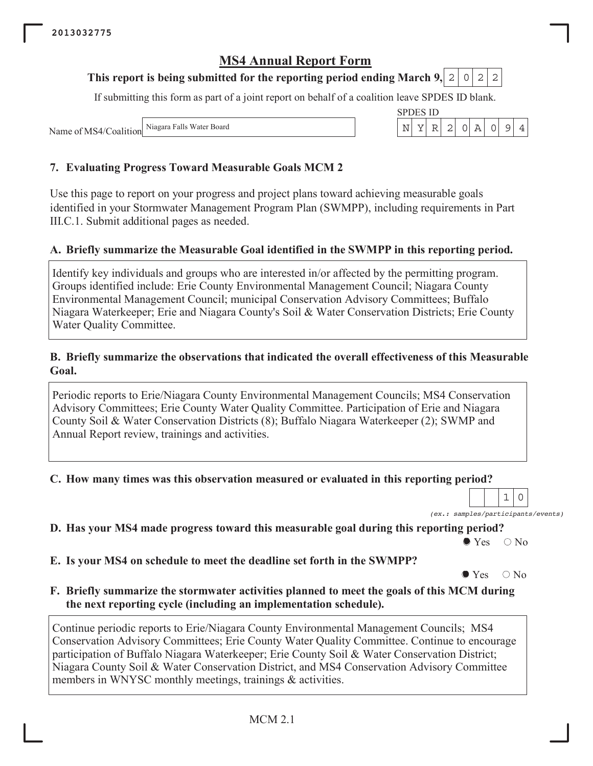2013032775

# MS4 Annual Report Form

**This report is being submitted for the reporting period ending March 9, 2022**

If submitting this form as part of a joint report on behalf of a coalition leave SPDES ID blank.

Name of MS4/Coalition: Niagara Falls Water Board

SPDES ID: NYR20A094

## 7. Evaluating Progress Toward Measurable Goals MCM 2

Use this page to report on your progress and project plans toward achieving measurable goals identified in your Stormwater Management Program Plan (SWMPP), including requirements in Part III.C.1. Submit additional pages as needed.

### A. Briefly summarize the Measurable Goal identified in the SWMPP in this reporting period.

Identify key individuals and groups who are interested in/or affected by the permitting program. Groups identified include: Erie County Environmental Management Council; Niagara County Environmental Management Council; municipal Conservation Advisory Committees; Buffalo Niagara Waterkeeper; Erie and Niagara County's Soil & Water Conservation Districts; Erie County Water Quality Committee.

### B. Briefly summarize the observations that indicated the overall effectiveness of this Measurable Goal.

Periodic reports to Erie/Niagara County Environmental Management Councils; MS4 Conservation Advisory Committees; Erie County Water Quality Committee. Participation of Erie and Niagara County Soil & Water Conservation Districts (8); Buffalo Niagara Waterkeeper (2); SWMP and Annual Report review, trainings and activities.

### C. How many times was this observation measured or evaluated in this reporting period?

10

*(ex.: samples/participants/events)*

### D. Has your MS4 made progress toward this measurable goal during this reporting period?

● Yes ○ No

### E. Is your MS4 on schedule to meet the deadline set forth in the SWMPP?

● Yes ○ No

### F. Briefly summarize the stormwater activities planned to meet the goals of this MCM during the next reporting cycle (including an implementation schedule).

Continue periodic reports to Erie/Niagara County Environmental Management Councils; MS4 Conservation Advisory Committees; Erie County Water Quality Committee. Continue to encourage participation of Buffalo Niagara Waterkeeper; Erie County Soil & Water Conservation District; Niagara County Soil & Water Conservation District, and MS4 Conservation Advisory Committee members in WNYSC monthly meetings, trainings & activities.

MCM 2.1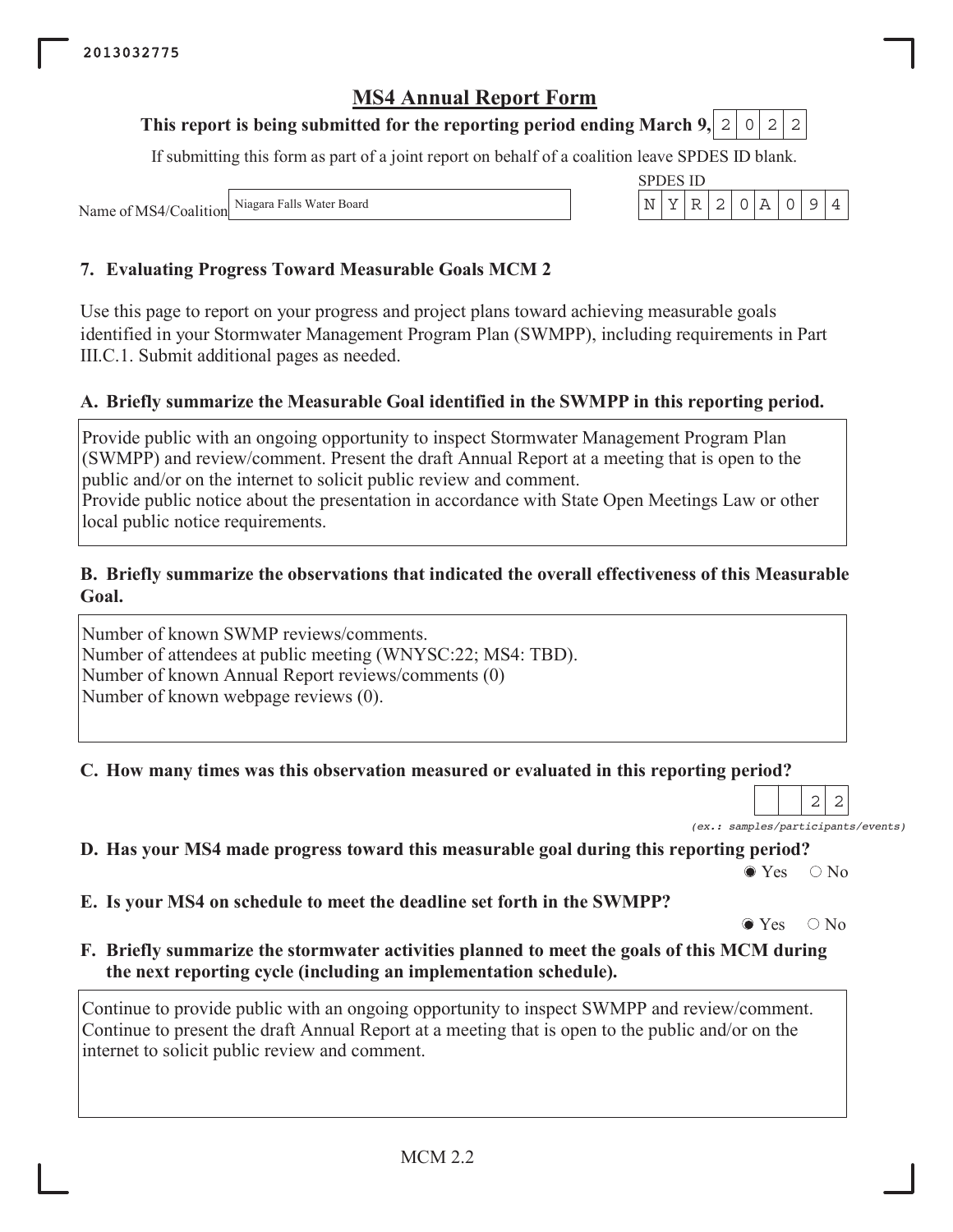2013032775

# MS4 Annual Report Form

**This report is being submitted for the reporting period ending March 9, 2022**

If submitting this form as part of a joint report on behalf of a coalition leave SPDES ID blank.

Name of MS4/Coalition: Niagara Falls Water Board

SPDES ID: NYR20A094

## 7. Evaluating Progress Toward Measurable Goals MCM 2

Use this page to report on your progress and project plans toward achieving measurable goals identified in your Stormwater Management Program Plan (SWMPP), including requirements in Part III.C.1. Submit additional pages as needed.

### A. Briefly summarize the Measurable Goal identified in the SWMPP in this reporting period.

Provide public with an ongoing opportunity to inspect Stormwater Management Program Plan (SWMPP) and review/comment. Present the draft Annual Report at a meeting that is open to the public and/or on the internet to solicit public review and comment.
Provide public notice about the presentation in accordance with State Open Meetings Law or other local public notice requirements.

### B. Briefly summarize the observations that indicated the overall effectiveness of this Measurable Goal.

Number of known SWMP reviews/comments.
Number of attendees at public meeting (WNYSC:22; MS4: TBD).
Number of known Annual Report reviews/comments (0)
Number of known webpage reviews (0).

### C. How many times was this observation measured or evaluated in this reporting period?

22

*(ex.: samples/participants/events)*

### D. Has your MS4 made progress toward this measurable goal during this reporting period?

◉ Yes ○ No

### E. Is your MS4 on schedule to meet the deadline set forth in the SWMPP?

◉ Yes ○ No

### F. Briefly summarize the stormwater activities planned to meet the goals of this MCM during the next reporting cycle (including an implementation schedule).

Continue to provide public with an ongoing opportunity to inspect SWMPP and review/comment. Continue to present the draft Annual Report at a meeting that is open to the public and/or on the internet to solicit public review and comment.

MCM 2.2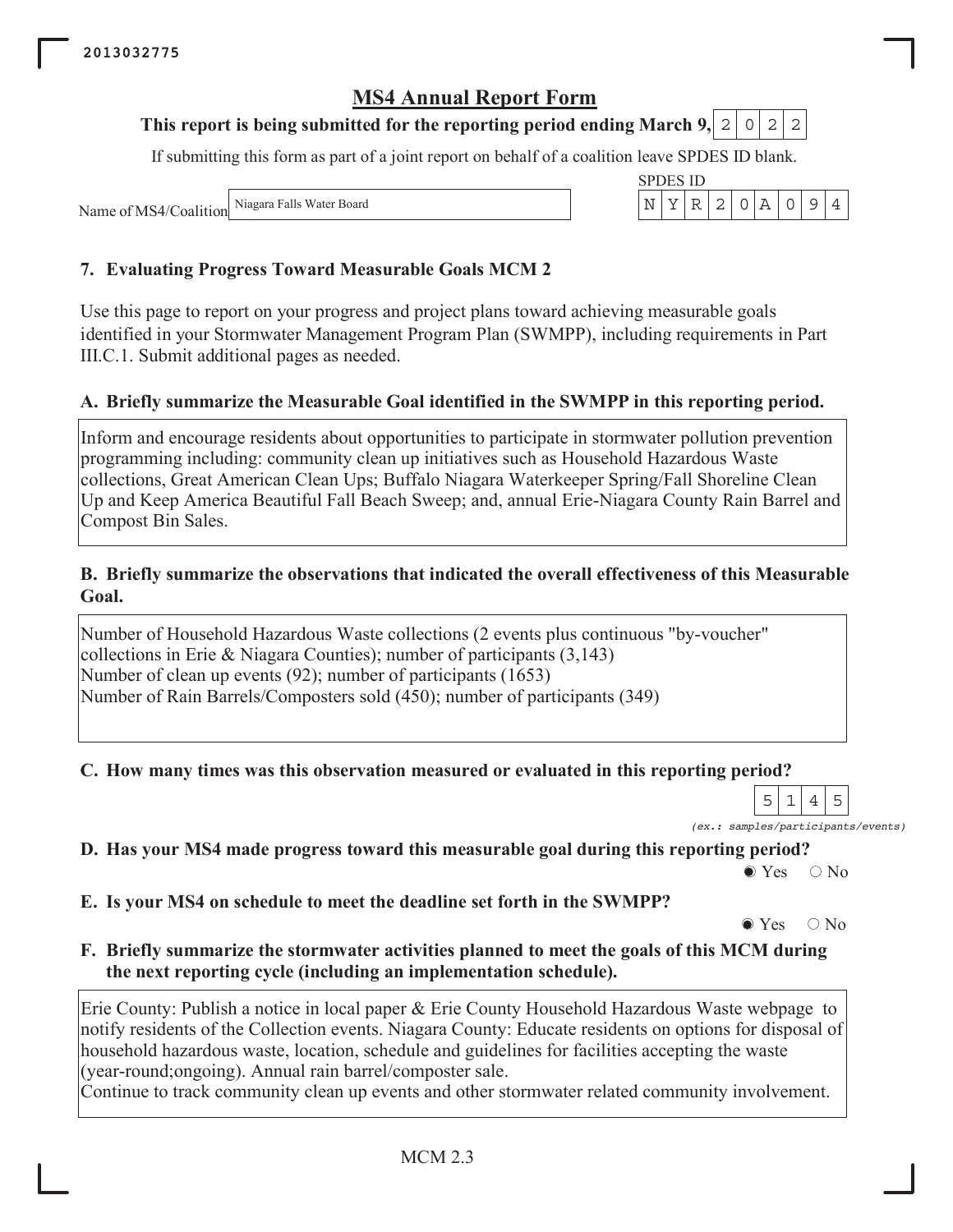2013032775

# MS4 Annual Report Form

**This report is being submitted for the reporting period ending March 9, 2022**

If submitting this form as part of a joint report on behalf of a coalition leave SPDES ID blank.

Name of MS4/Coalition: Niagara Falls Water Board

SPDES ID: NYR20A094

## 7. Evaluating Progress Toward Measurable Goals MCM 2

Use this page to report on your progress and project plans toward achieving measurable goals identified in your Stormwater Management Program Plan (SWMPP), including requirements in Part III.C.1. Submit additional pages as needed.

### A. Briefly summarize the Measurable Goal identified in the SWMPP in this reporting period.

Inform and encourage residents about opportunities to participate in stormwater pollution prevention programming including: community clean up initiatives such as Household Hazardous Waste collections, Great American Clean Ups; Buffalo Niagara Waterkeeper Spring/Fall Shoreline Clean Up and Keep America Beautiful Fall Beach Sweep; and, annual Erie-Niagara County Rain Barrel and Compost Bin Sales.

### B. Briefly summarize the observations that indicated the overall effectiveness of this Measurable Goal.

Number of Household Hazardous Waste collections (2 events plus continuous "by-voucher" collections in Erie & Niagara Counties); number of participants (3,143)
Number of clean up events (92); number of participants (1653)
Number of Rain Barrels/Composters sold (450); number of participants (349)

### C. How many times was this observation measured or evaluated in this reporting period?

5145

*(ex.: samples/participants/events)*

### D. Has your MS4 made progress toward this measurable goal during this reporting period?

● Yes ○ No

### E. Is your MS4 on schedule to meet the deadline set forth in the SWMPP?

● Yes ○ No

### F. Briefly summarize the stormwater activities planned to meet the goals of this MCM during the next reporting cycle (including an implementation schedule).

Erie County: Publish a notice in local paper & Erie County Household Hazardous Waste webpage to notify residents of the Collection events. Niagara County: Educate residents on options for disposal of household hazardous waste, location, schedule and guidelines for facilities accepting the waste (year-round;ongoing). Annual rain barrel/composter sale.
Continue to track community clean up events and other stormwater related community involvement.

MCM 2.3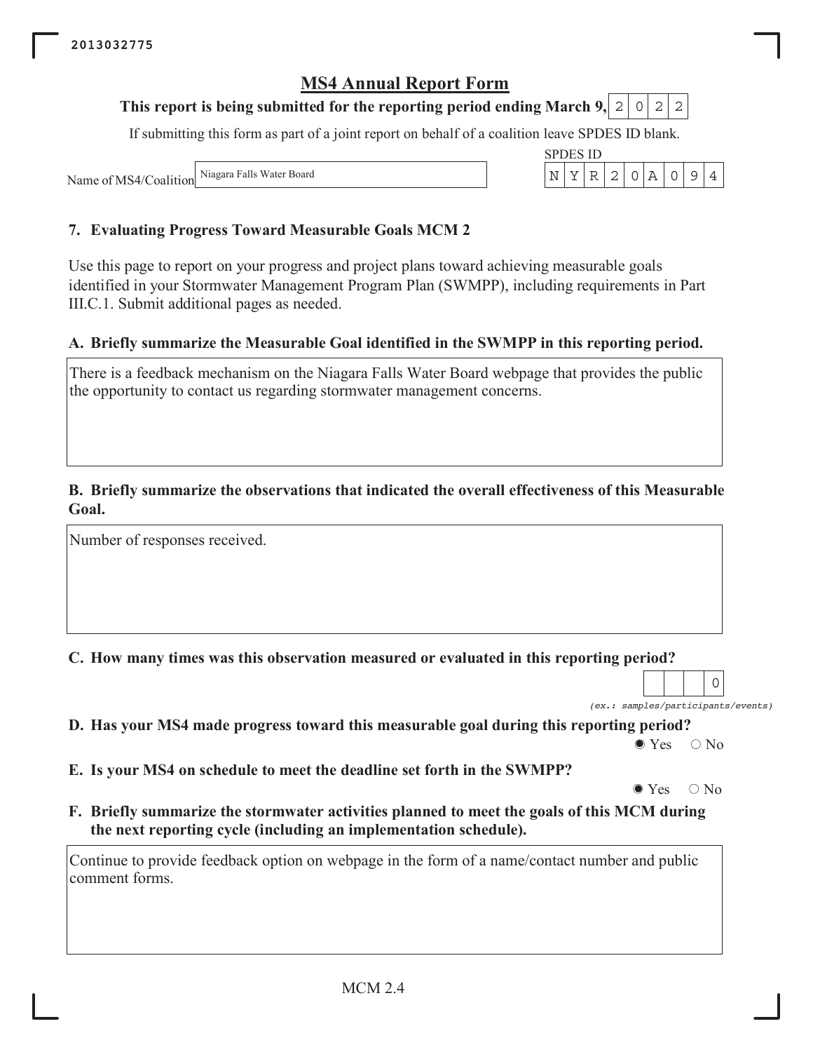2013032775

# MS4 Annual Report Form

**This report is being submitted for the reporting period ending March 9,** 2022

If submitting this form as part of a joint report on behalf of a coalition leave SPDES ID blank.

Name of MS4/Coalition: Niagara Falls Water Board

SPDES ID: NYR20A094

### 7. Evaluating Progress Toward Measurable Goals MCM 2

Use this page to report on your progress and project plans toward achieving measurable goals identified in your Stormwater Management Program Plan (SWMPP), including requirements in Part III.C.1. Submit additional pages as needed.

**A. Briefly summarize the Measurable Goal identified in the SWMPP in this reporting period.**

There is a feedback mechanism on the Niagara Falls Water Board webpage that provides the public the opportunity to contact us regarding stormwater management concerns.

**B. Briefly summarize the observations that indicated the overall effectiveness of this Measurable Goal.**

Number of responses received.

**C. How many times was this observation measured or evaluated in this reporting period?**

0

*(ex.: samples/participants/events)*

**D. Has your MS4 made progress toward this measurable goal during this reporting period?**

◉ Yes ○ No

**E. Is your MS4 on schedule to meet the deadline set forth in the SWMPP?**

◉ Yes ○ No

**F. Briefly summarize the stormwater activities planned to meet the goals of this MCM during the next reporting cycle (including an implementation schedule).**

Continue to provide feedback option on webpage in the form of a name/contact number and public comment forms.

MCM 2.4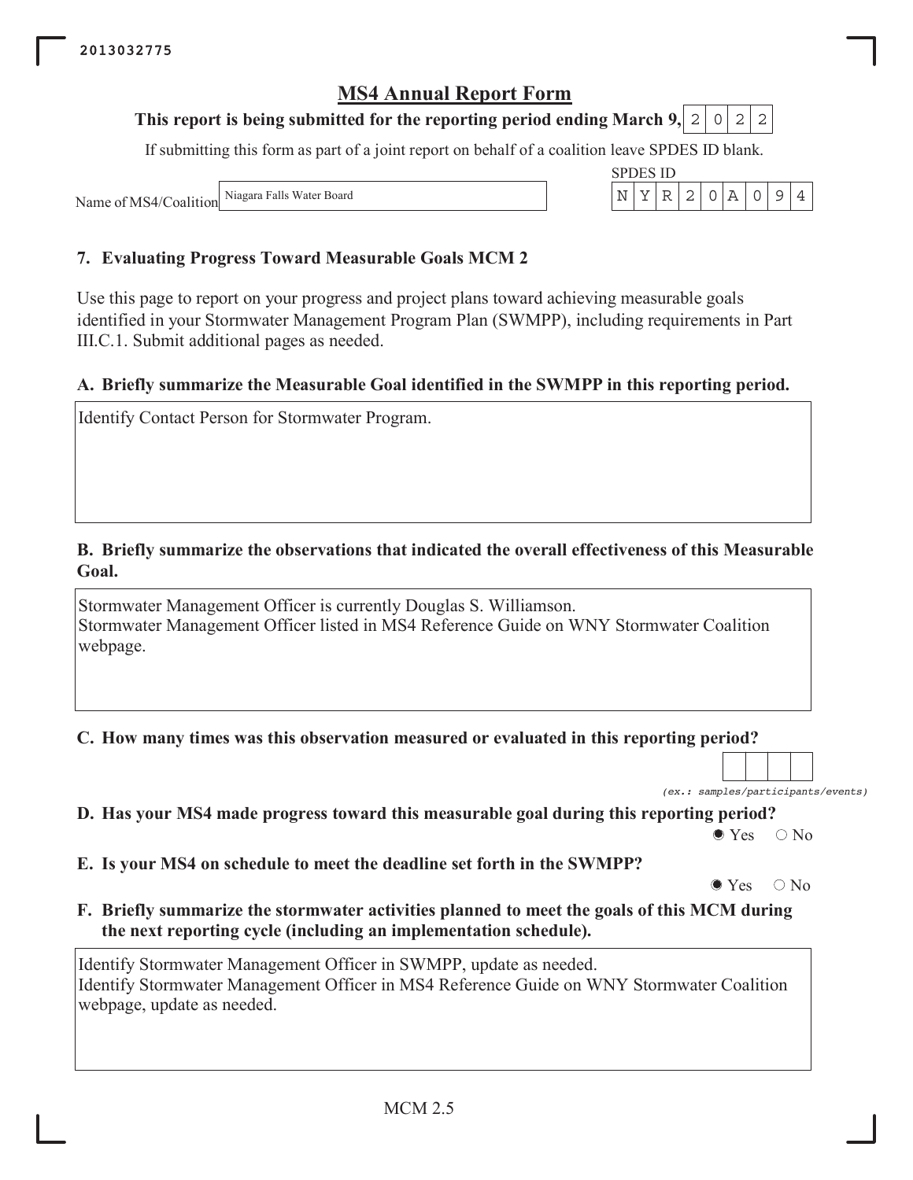2013032775

# MS4 Annual Report Form

**This report is being submitted for the reporting period ending March 9, 2022**

If submitting this form as part of a joint report on behalf of a coalition leave SPDES ID blank.

Name of MS4/Coalition: Niagara Falls Water Board

SPDES ID: NYR20A094

## 7. Evaluating Progress Toward Measurable Goals MCM 2

Use this page to report on your progress and project plans toward achieving measurable goals identified in your Stormwater Management Program Plan (SWMPP), including requirements in Part III.C.1. Submit additional pages as needed.

### A. Briefly summarize the Measurable Goal identified in the SWMPP in this reporting period.

Identify Contact Person for Stormwater Program.

### B. Briefly summarize the observations that indicated the overall effectiveness of this Measurable Goal.

Stormwater Management Officer is currently Douglas S. Williamson.
Stormwater Management Officer listed in MS4 Reference Guide on WNY Stormwater Coalition webpage.

### C. How many times was this observation measured or evaluated in this reporting period?

*(ex.: samples/participants/events)*

### D. Has your MS4 made progress toward this measurable goal during this reporting period?

◉ Yes ○ No

### E. Is your MS4 on schedule to meet the deadline set forth in the SWMPP?

◉ Yes ○ No

### F. Briefly summarize the stormwater activities planned to meet the goals of this MCM during the next reporting cycle (including an implementation schedule).

Identify Stormwater Management Officer in SWMPP, update as needed.
Identify Stormwater Management Officer in MS4 Reference Guide on WNY Stormwater Coalition webpage, update as needed.

MCM 2.5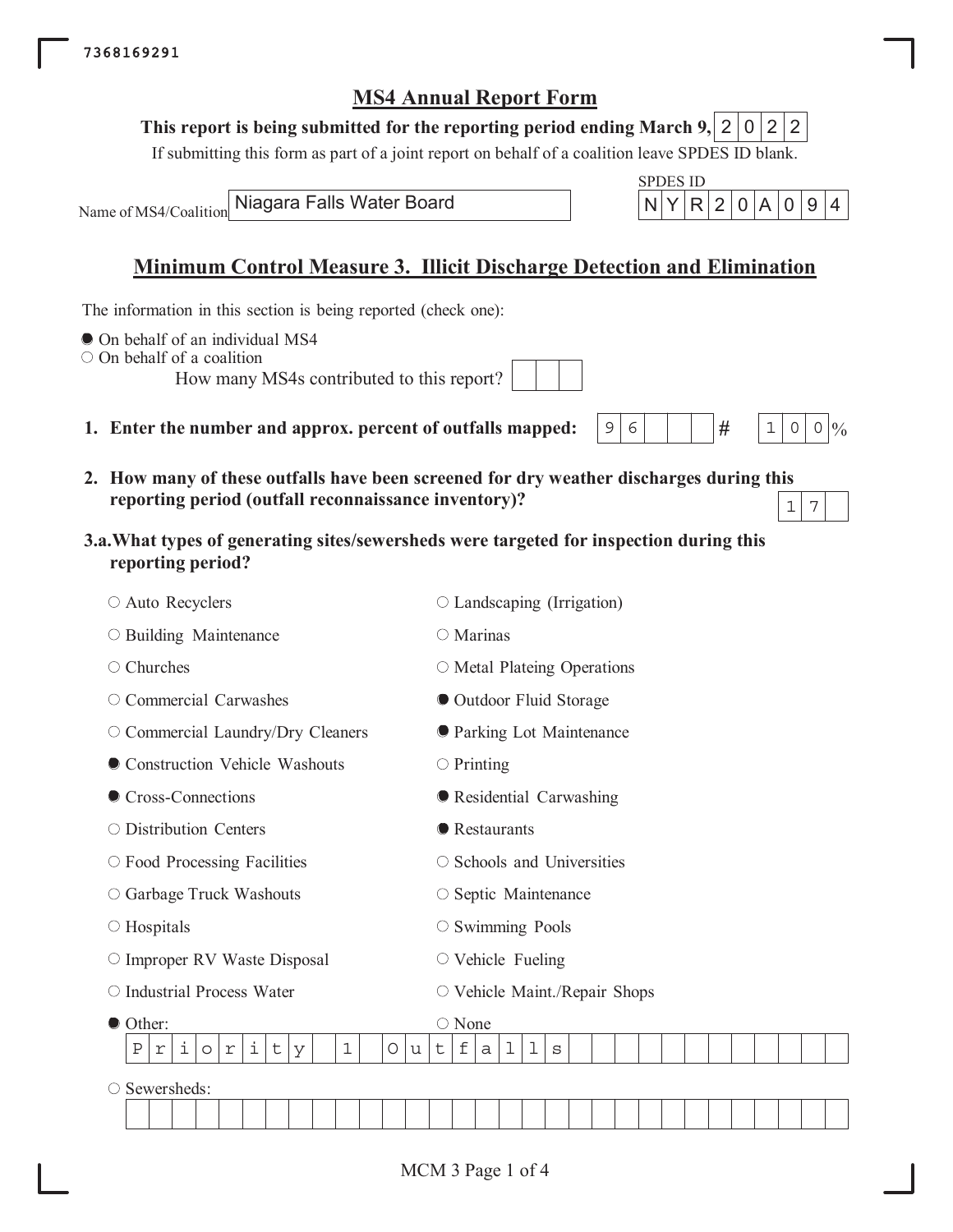7368169291

# MS4 Annual Report Form

**This report is being submitted for the reporting period ending March 9,** 2022

If submitting this form as part of a joint report on behalf of a coalition leave SPDES ID blank.

Name of MS4/Coalition: Niagara Falls Water Board

SPDES ID: NYR20A094

## Minimum Control Measure 3. Illicit Discharge Detection and Elimination

The information in this section is being reported (check one):

- ● On behalf of an individual MS4
- ○ On behalf of a coalition
  - How many MS4s contributed to this report?

**1. Enter the number and approx. percent of outfalls mapped:** 96 # 100 %

**2. How many of these outfalls have been screened for dry weather discharges during this reporting period (outfall reconnaissance inventory)?** 17

**3.a. What types of generating sites/sewersheds were targeted for inspection during this reporting period?**

- ○ Auto Recyclers
- ○ Building Maintenance
- ○ Churches
- ○ Commercial Carwashes
- ○ Commercial Laundry/Dry Cleaners
- ● Construction Vehicle Washouts
- ● Cross-Connections
- ○ Distribution Centers
- ○ Food Processing Facilities
- ○ Garbage Truck Washouts
- ○ Hospitals
- ○ Improper RV Waste Disposal
- ○ Industrial Process Water
- ○ Landscaping (Irrigation)
- ○ Marinas
- ○ Metal Plateing Operations
- ● Outdoor Fluid Storage
- ● Parking Lot Maintenance
- ○ Printing
- ● Residential Carwashing
- ● Restaurants
- ○ Schools and Universities
- ○ Septic Maintenance
- ○ Swimming Pools
- ○ Vehicle Fueling
- ○ Vehicle Maint./Repair Shops
- ● Other: Priority 1 Outfalls
- ○ None
- ○ Sewersheds: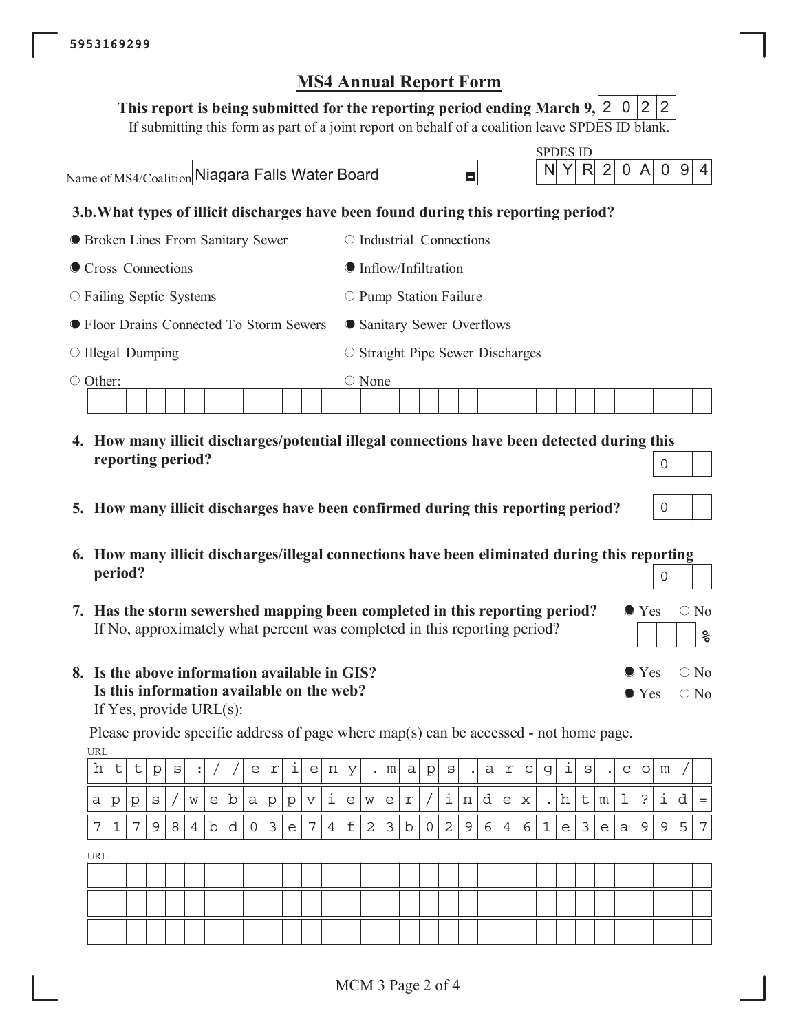5953169299

# MS4 Annual Report Form

**This report is being submitted for the reporting period ending March 9, 2022**

If submitting this form as part of a joint report on behalf of a coalition leave SPDES ID blank.

Name of MS4/Coalition: Niagara Falls Water Board

SPDES ID: NYR20A094

**3.b. What types of illicit discharges have been found during this reporting period?**

- ● Broken Lines From Sanitary Sewer
- ○ Industrial Connections
- ● Cross Connections
- ● Inflow/Infiltration
- ○ Failing Septic Systems
- ○ Pump Station Failure
- ● Floor Drains Connected To Storm Sewers
- ● Sanitary Sewer Overflows
- ○ Illegal Dumping
- ○ Straight Pipe Sewer Discharges
- ○ Other:
- ○ None

**4. How many illicit discharges/potential illegal connections have been detected during this reporting period?** 0

**5. How many illicit discharges have been confirmed during this reporting period?** 0

**6. How many illicit discharges/illegal connections have been eliminated during this reporting period?** 0

**7. Has the storm sewershed mapping been completed in this reporting period?** ● Yes ○ No

If No, approximately what percent was completed in this reporting period? ___ %

**8. Is the above information available in GIS?** ● Yes ○ No

**Is this information available on the web?** ● Yes ○ No

If Yes, provide URL(s):

Please provide specific address of page where map(s) can be accessed - not home page.

URL: https://erieny.maps.arcgis.com/apps/webappviewer/index.html?id=717984bd03e74f23b0296461e3ea9957

URL: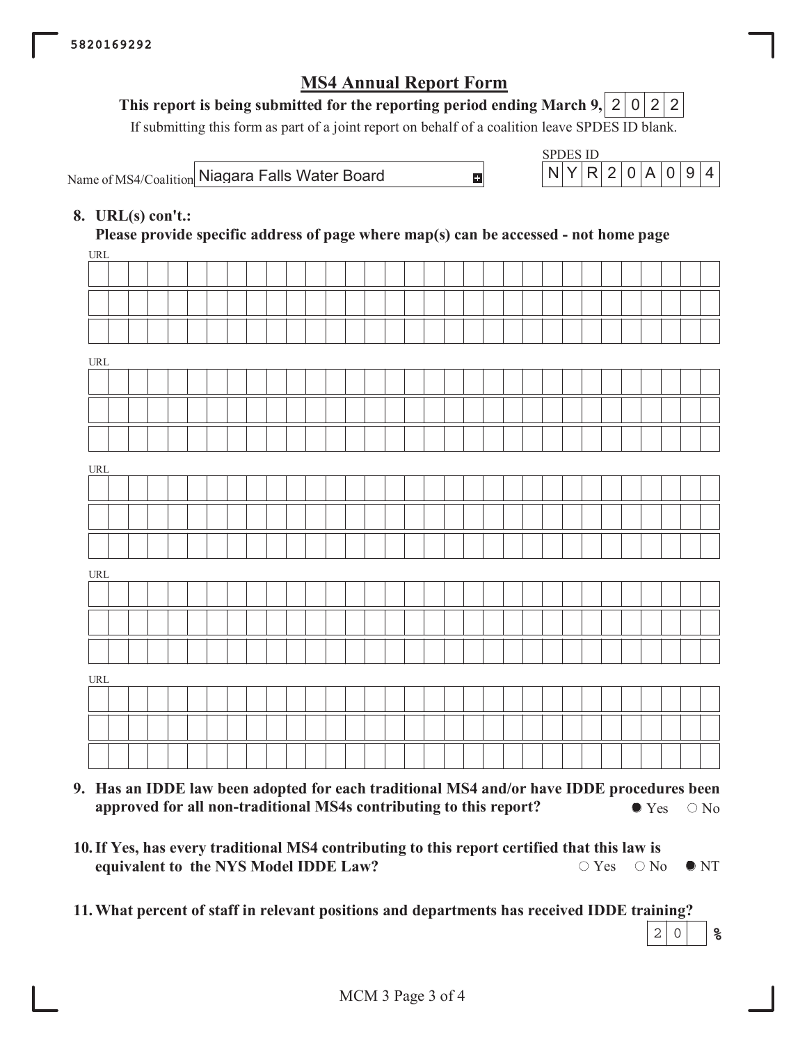5820169292

# MS4 Annual Report Form

**This report is being submitted for the reporting period ending March 9, 2022**

If submitting this form as part of a joint report on behalf of a coalition leave SPDES ID blank.

Name of MS4/Coalition: Niagara Falls Water Board

SPDES ID: NYR20A094

**8. URL(s) con't.:**
**Please provide specific address of page where map(s) can be accessed - not home page**

URL:

URL:

URL:

URL:

URL:

**9. Has an IDDE law been adopted for each traditional MS4 and/or have IDDE procedures been approved for all non-traditional MS4s contributing to this report?** ● Yes ○ No

**10. If Yes, has every traditional MS4 contributing to this report certified that this law is equivalent to the NYS Model IDDE Law?** ○ Yes ○ No ● NT

**11. What percent of staff in relevant positions and departments has received IDDE training?** 20 %

MCM 3 Page 3 of 4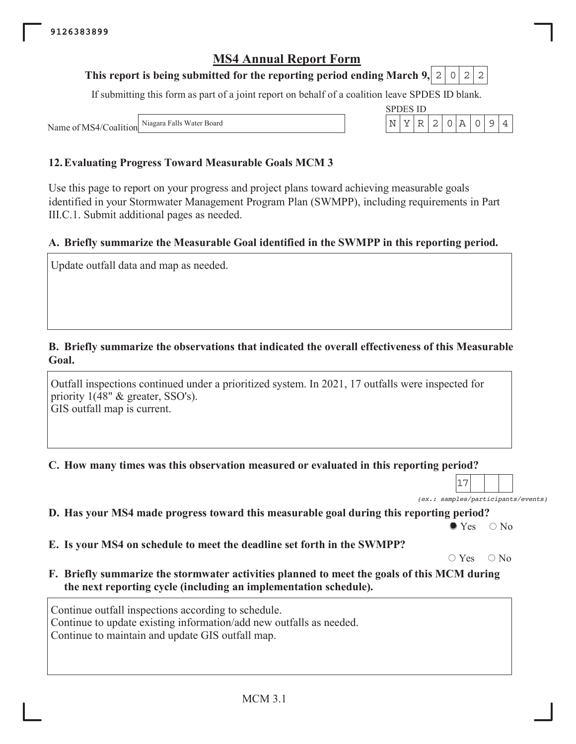9126383899

# MS4 Annual Report Form

**This report is being submitted for the reporting period ending March 9, 2022**

If submitting this form as part of a joint report on behalf of a coalition leave SPDES ID blank.

Name of MS4/Coalition: Niagara Falls Water Board

SPDES ID: NYR20A094

## 12. Evaluating Progress Toward Measurable Goals MCM 3

Use this page to report on your progress and project plans toward achieving measurable goals identified in your Stormwater Management Program Plan (SWMPP), including requirements in Part III.C.1. Submit additional pages as needed.

### A. Briefly summarize the Measurable Goal identified in the SWMPP in this reporting period.

Update outfall data and map as needed.

### B. Briefly summarize the observations that indicated the overall effectiveness of this Measurable Goal.

Outfall inspections continued under a prioritized system. In 2021, 17 outfalls were inspected for priority 1(48" & greater, SSO's).
GIS outfall map is current.

### C. How many times was this observation measured or evaluated in this reporting period?

17

*(ex.: samples/participants/events)*

### D. Has your MS4 made progress toward this measurable goal during this reporting period?

● Yes ○ No

### E. Is your MS4 on schedule to meet the deadline set forth in the SWMPP?

○ Yes ○ No

### F. Briefly summarize the stormwater activities planned to meet the goals of this MCM during the next reporting cycle (including an implementation schedule).

Continue outfall inspections according to schedule.
Continue to update existing information/add new outfalls as needed.
Continue to maintain and update GIS outfall map.

MCM 3.1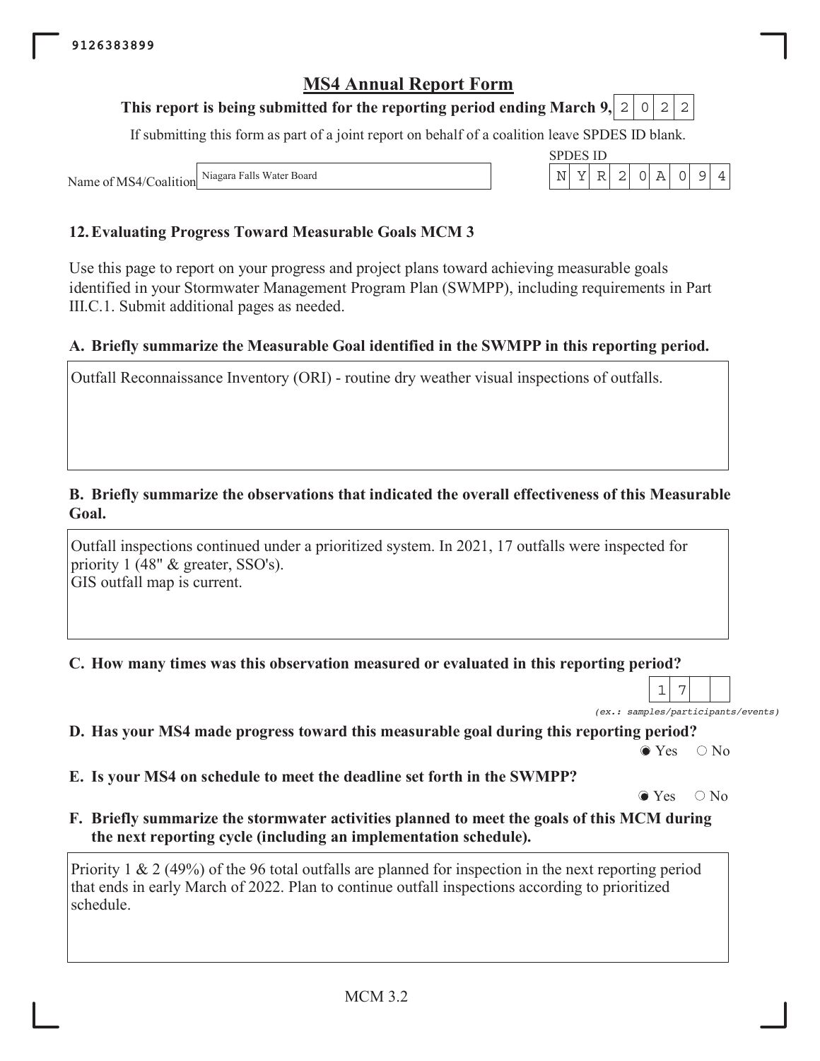9126383899

# MS4 Annual Report Form

**This report is being submitted for the reporting period ending March 9, 2022**

If submitting this form as part of a joint report on behalf of a coalition leave SPDES ID blank.

Name of MS4/Coalition: Niagara Falls Water Board

SPDES ID: NYR20A094

## 12. Evaluating Progress Toward Measurable Goals MCM 3

Use this page to report on your progress and project plans toward achieving measurable goals identified in your Stormwater Management Program Plan (SWMPP), including requirements in Part III.C.1. Submit additional pages as needed.

### A. Briefly summarize the Measurable Goal identified in the SWMPP in this reporting period.

Outfall Reconnaissance Inventory (ORI) - routine dry weather visual inspections of outfalls.

### B. Briefly summarize the observations that indicated the overall effectiveness of this Measurable Goal.

Outfall inspections continued under a prioritized system. In 2021, 17 outfalls were inspected for priority 1 (48" & greater, SSO's).
GIS outfall map is current.

### C. How many times was this observation measured or evaluated in this reporting period?

17

*(ex.: samples/participants/events)*

### D. Has your MS4 made progress toward this measurable goal during this reporting period?

◉ Yes ○ No

### E. Is your MS4 on schedule to meet the deadline set forth in the SWMPP?

◉ Yes ○ No

### F. Briefly summarize the stormwater activities planned to meet the goals of this MCM during the next reporting cycle (including an implementation schedule).

Priority 1 & 2 (49%) of the 96 total outfalls are planned for inspection in the next reporting period that ends in early March of 2022. Plan to continue outfall inspections according to prioritized schedule.

MCM 3.2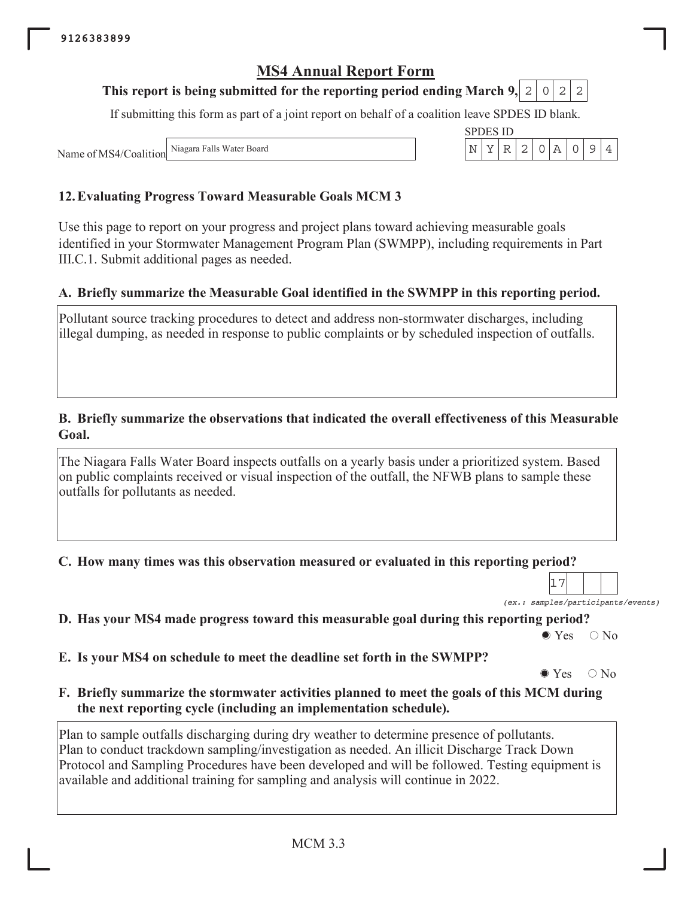9126383899

# MS4 Annual Report Form

**This report is being submitted for the reporting period ending March 9, 2022**

If submitting this form as part of a joint report on behalf of a coalition leave SPDES ID blank.

Name of MS4/Coalition: Niagara Falls Water Board

SPDES ID: NYR20A094

## 12. Evaluating Progress Toward Measurable Goals MCM 3

Use this page to report on your progress and project plans toward achieving measurable goals identified in your Stormwater Management Program Plan (SWMPP), including requirements in Part III.C.1. Submit additional pages as needed.

### A. Briefly summarize the Measurable Goal identified in the SWMPP in this reporting period.

Pollutant source tracking procedures to detect and address non-stormwater discharges, including illegal dumping, as needed in response to public complaints or by scheduled inspection of outfalls.

### B. Briefly summarize the observations that indicated the overall effectiveness of this Measurable Goal.

The Niagara Falls Water Board inspects outfalls on a yearly basis under a prioritized system. Based on public complaints received or visual inspection of the outfall, the NFWB plans to sample these outfalls for pollutants as needed.

### C. How many times was this observation measured or evaluated in this reporting period?

17

*(ex.: samples/participants/events)*

### D. Has your MS4 made progress toward this measurable goal during this reporting period?

◉ Yes ○ No

### E. Is your MS4 on schedule to meet the deadline set forth in the SWMPP?

◉ Yes ○ No

### F. Briefly summarize the stormwater activities planned to meet the goals of this MCM during the next reporting cycle (including an implementation schedule).

Plan to sample outfalls discharging during dry weather to determine presence of pollutants.
Plan to conduct trackdown sampling/investigation as needed. An illicit Discharge Track Down Protocol and Sampling Procedures have been developed and will be followed. Testing equipment is available and additional training for sampling and analysis will continue in 2022.

MCM 3.3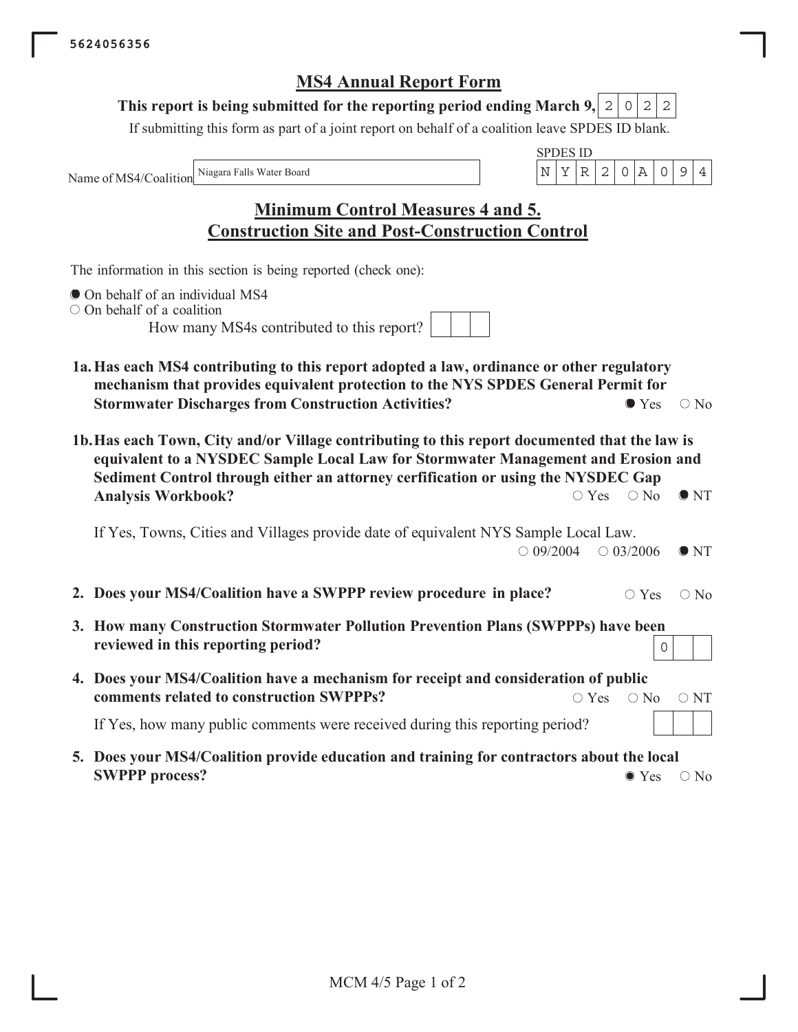5624056356

# MS4 Annual Report Form

**This report is being submitted for the reporting period ending March 9, 2022**

If submitting this form as part of a joint report on behalf of a coalition leave SPDES ID blank.

Name of MS4/Coalition: Niagara Falls Water Board

SPDES ID: NYR20A094

## Minimum Control Measures 4 and 5. Construction Site and Post-Construction Control

The information in this section is being reported (check one):

- ● On behalf of an individual MS4
- ○ On behalf of a coalition

How many MS4s contributed to this report?

**1a. Has each MS4 contributing to this report adopted a law, ordinance or other regulatory mechanism that provides equivalent protection to the NYS SPDES General Permit for Stormwater Discharges from Construction Activities?** ● Yes ○ No

**1b. Has each Town, City and/or Village contributing to this report documented that the law is equivalent to a NYSDEC Sample Local Law for Stormwater Management and Erosion and Sediment Control through either an attorney cerfification or using the NYSDEC Gap Analysis Workbook?** ○ Yes ○ No ● NT

If Yes, Towns, Cities and Villages provide date of equivalent NYS Sample Local Law. ○ 09/2004 ○ 03/2006 ● NT

**2. Does your MS4/Coalition have a SWPPP review procedure in place?** ○ Yes ○ No

**3. How many Construction Stormwater Pollution Prevention Plans (SWPPPs) have been reviewed in this reporting period?** 0

**4. Does your MS4/Coalition have a mechanism for receipt and consideration of public comments related to construction SWPPPs?** ○ Yes ○ No ○ NT

If Yes, how many public comments were received during this reporting period?

**5. Does your MS4/Coalition provide education and training for contractors about the local SWPPP process?** ● Yes ○ No

MCM 4/5 Page 1 of 2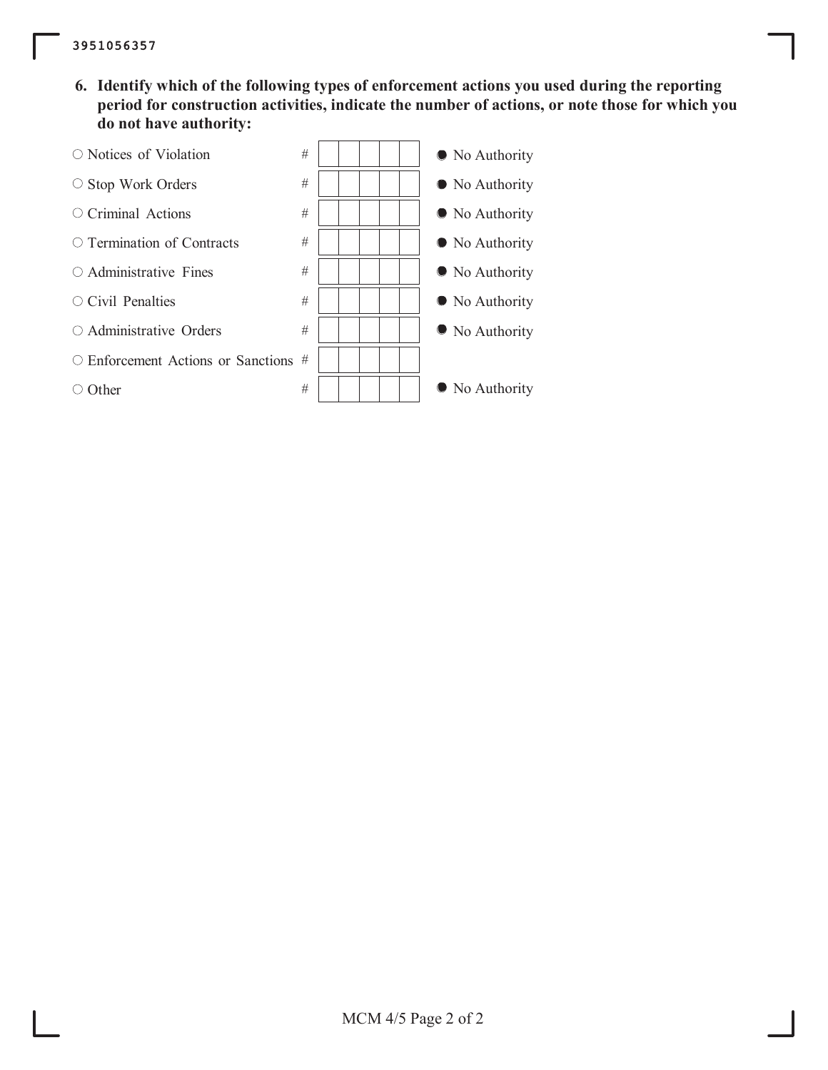3951056357

**6. Identify which of the following types of enforcement actions you used during the reporting period for construction activities, indicate the number of actions, or note those for which you do not have authority:**

| Enforcement Action | # | No Authority |
| --- | --- | --- |
| ○ Notices of Violation | | ● No Authority |
| ○ Stop Work Orders | | ● No Authority |
| ○ Criminal Actions | | ● No Authority |
| ○ Termination of Contracts | | ● No Authority |
| ○ Administrative Fines | | ● No Authority |
| ○ Civil Penalties | | ● No Authority |
| ○ Administrative Orders | | ● No Authority |
| ○ Enforcement Actions or Sanctions | | |
| ○ Other | | ● No Authority |

MCM 4/5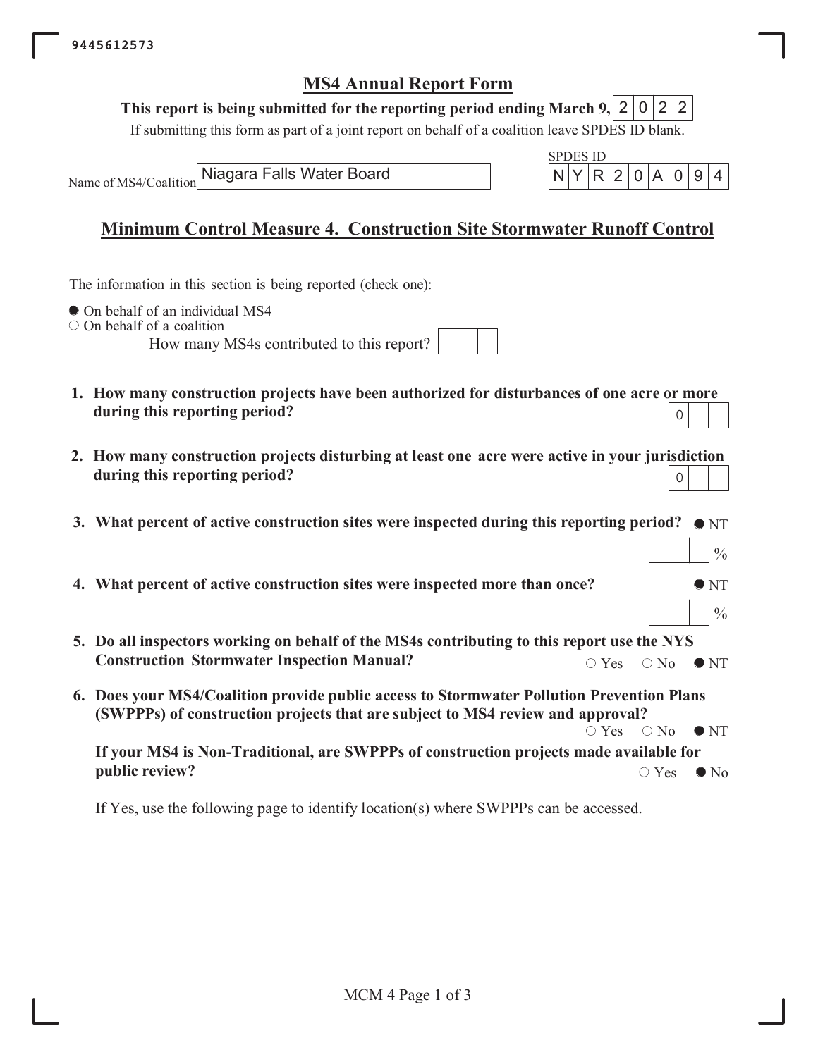# MS4 Annual Report Form

**This report is being submitted for the reporting period ending March 9,** 2022

If submitting this form as part of a joint report on behalf of a coalition leave SPDES ID blank.

Name of MS4/Coalition: Niagara Falls Water Board

SPDES ID: NYR20A094

## Minimum Control Measure 4. Construction Site Stormwater Runoff Control

The information in this section is being reported (check one):

- ● On behalf of an individual MS4
- ○ On behalf of a coalition

How many MS4s contributed to this report?

1. **How many construction projects have been authorized for disturbances of one acre or more during this reporting period?** 0

2. **How many construction projects disturbing at least one acre were active in your jurisdiction during this reporting period?** 0

3. **What percent of active construction sites were inspected during this reporting period?** ● NT

   ___ %

4. **What percent of active construction sites were inspected more than once?** ● NT

   ___ %

5. **Do all inspectors working on behalf of the MS4s contributing to this report use the NYS Construction Stormwater Inspection Manual?** ○ Yes ○ No ● NT

6. **Does your MS4/Coalition provide public access to Stormwater Pollution Prevention Plans (SWPPPs) of construction projects that are subject to MS4 review and approval?** ○ Yes ○ No ● NT

   **If your MS4 is Non-Traditional, are SWPPPs of construction projects made available for public review?** ○ Yes ● No

   If Yes, use the following page to identify location(s) where SWPPPs can be accessed.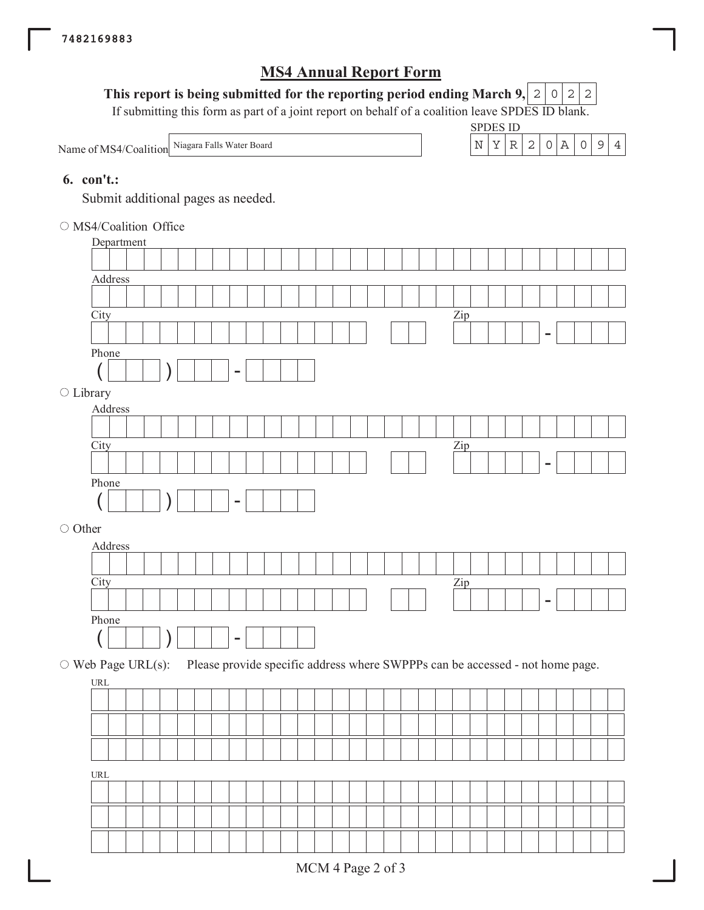7482169883

# MS4 Annual Report Form

**This report is being submitted for the reporting period ending March 9,** 2022

If submitting this form as part of a joint report on behalf of a coalition leave SPDES ID blank.

Name of MS4/Coalition: Niagara Falls Water Board

SPDES ID: NYR20A094

**6. con't.:**

Submit additional pages as needed.

○ MS4/Coalition Office

Department

Address

City

Zip -

Phone ( ) -

○ Library

Address

City

Zip -

Phone ( ) -

○ Other

Address

City

Zip -

Phone ( ) -

○ Web Page URL(s): Please provide specific address where SWPPPs can be accessed - not home page.

URL

URL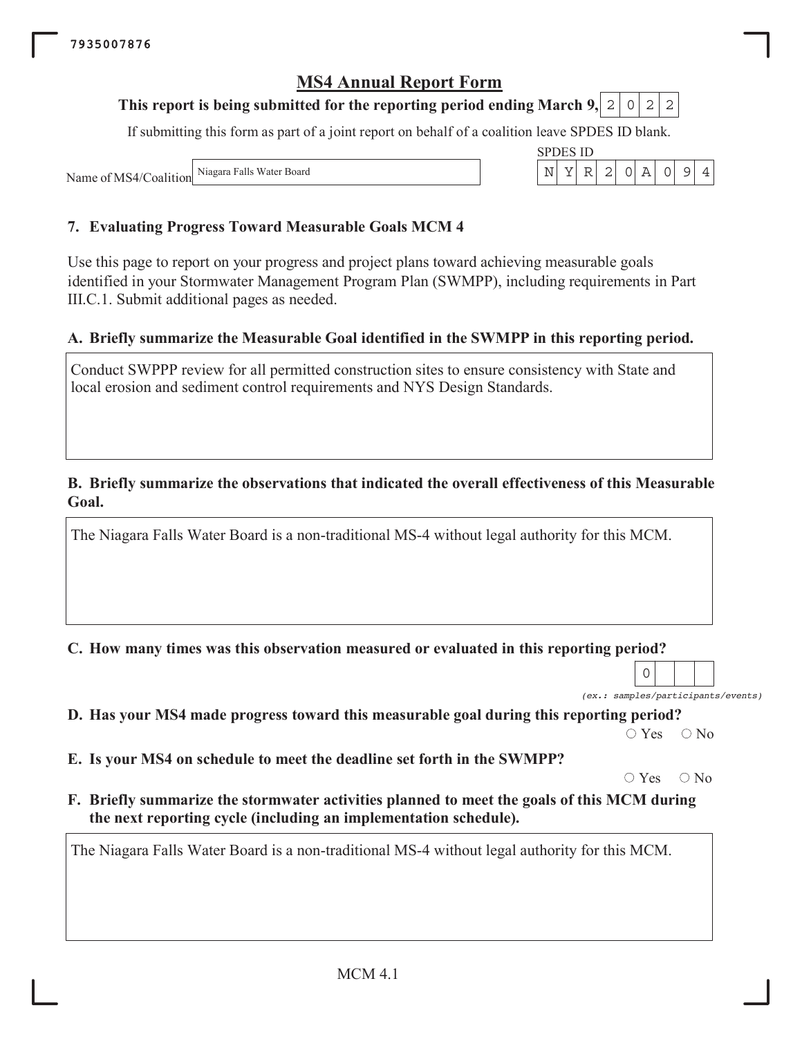7935007876

# MS4 Annual Report Form

**This report is being submitted for the reporting period ending March 9,** 2022

If submitting this form as part of a joint report on behalf of a coalition leave SPDES ID blank.

Name of MS4/Coalition: Niagara Falls Water Board

SPDES ID: NYR20A094

## 7. Evaluating Progress Toward Measurable Goals MCM 4

Use this page to report on your progress and project plans toward achieving measurable goals identified in your Stormwater Management Program Plan (SWMPP), including requirements in Part III.C.1. Submit additional pages as needed.

### A. Briefly summarize the Measurable Goal identified in the SWMPP in this reporting period.

Conduct SWPPP review for all permitted construction sites to ensure consistency with State and local erosion and sediment control requirements and NYS Design Standards.

### B. Briefly summarize the observations that indicated the overall effectiveness of this Measurable Goal.

The Niagara Falls Water Board is a non-traditional MS-4 without legal authority for this MCM.

### C. How many times was this observation measured or evaluated in this reporting period?

0

*(ex.: samples/participants/events)*

### D. Has your MS4 made progress toward this measurable goal during this reporting period?

○ Yes ○ No

### E. Is your MS4 on schedule to meet the deadline set forth in the SWMPP?

○ Yes ○ No

### F. Briefly summarize the stormwater activities planned to meet the goals of this MCM during the next reporting cycle (including an implementation schedule).

The Niagara Falls Water Board is a non-traditional MS-4 without legal authority for this MCM.

MCM 4.1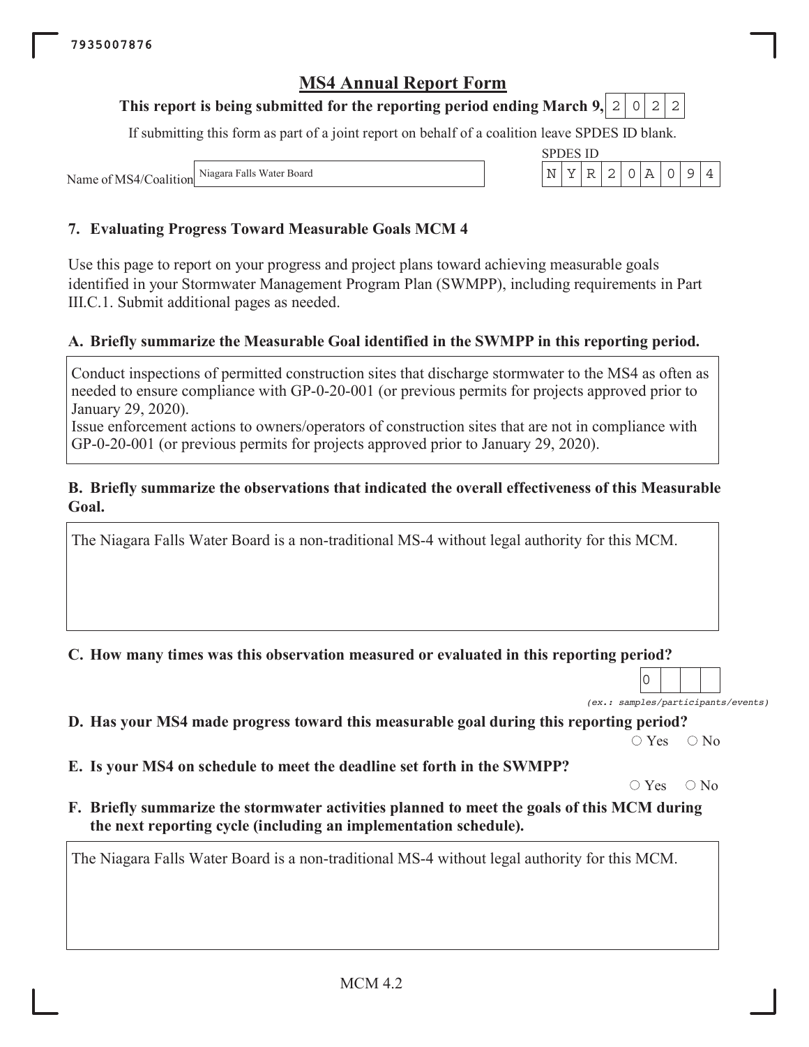7935007876

# MS4 Annual Report Form

**This report is being submitted for the reporting period ending March 9, 2022**

If submitting this form as part of a joint report on behalf of a coalition leave SPDES ID blank.

Name of MS4/Coalition: Niagara Falls Water Board

SPDES ID: NYR20A094

## 7. Evaluating Progress Toward Measurable Goals MCM 4

Use this page to report on your progress and project plans toward achieving measurable goals identified in your Stormwater Management Program Plan (SWMPP), including requirements in Part III.C.1. Submit additional pages as needed.

### A. Briefly summarize the Measurable Goal identified in the SWMPP in this reporting period.

Conduct inspections of permitted construction sites that discharge stormwater to the MS4 as often as needed to ensure compliance with GP-0-20-001 (or previous permits for projects approved prior to January 29, 2020).

Issue enforcement actions to owners/operators of construction sites that are not in compliance with GP-0-20-001 (or previous permits for projects approved prior to January 29, 2020).

### B. Briefly summarize the observations that indicated the overall effectiveness of this Measurable Goal.

The Niagara Falls Water Board is a non-traditional MS-4 without legal authority for this MCM.

### C. How many times was this observation measured or evaluated in this reporting period?

0

*(ex.: samples/participants/events)*

### D. Has your MS4 made progress toward this measurable goal during this reporting period?

○ Yes ○ No

### E. Is your MS4 on schedule to meet the deadline set forth in the SWMPP?

○ Yes ○ No

### F. Briefly summarize the stormwater activities planned to meet the goals of this MCM during the next reporting cycle (including an implementation schedule).

The Niagara Falls Water Board is a non-traditional MS-4 without legal authority for this MCM.

MCM 4.2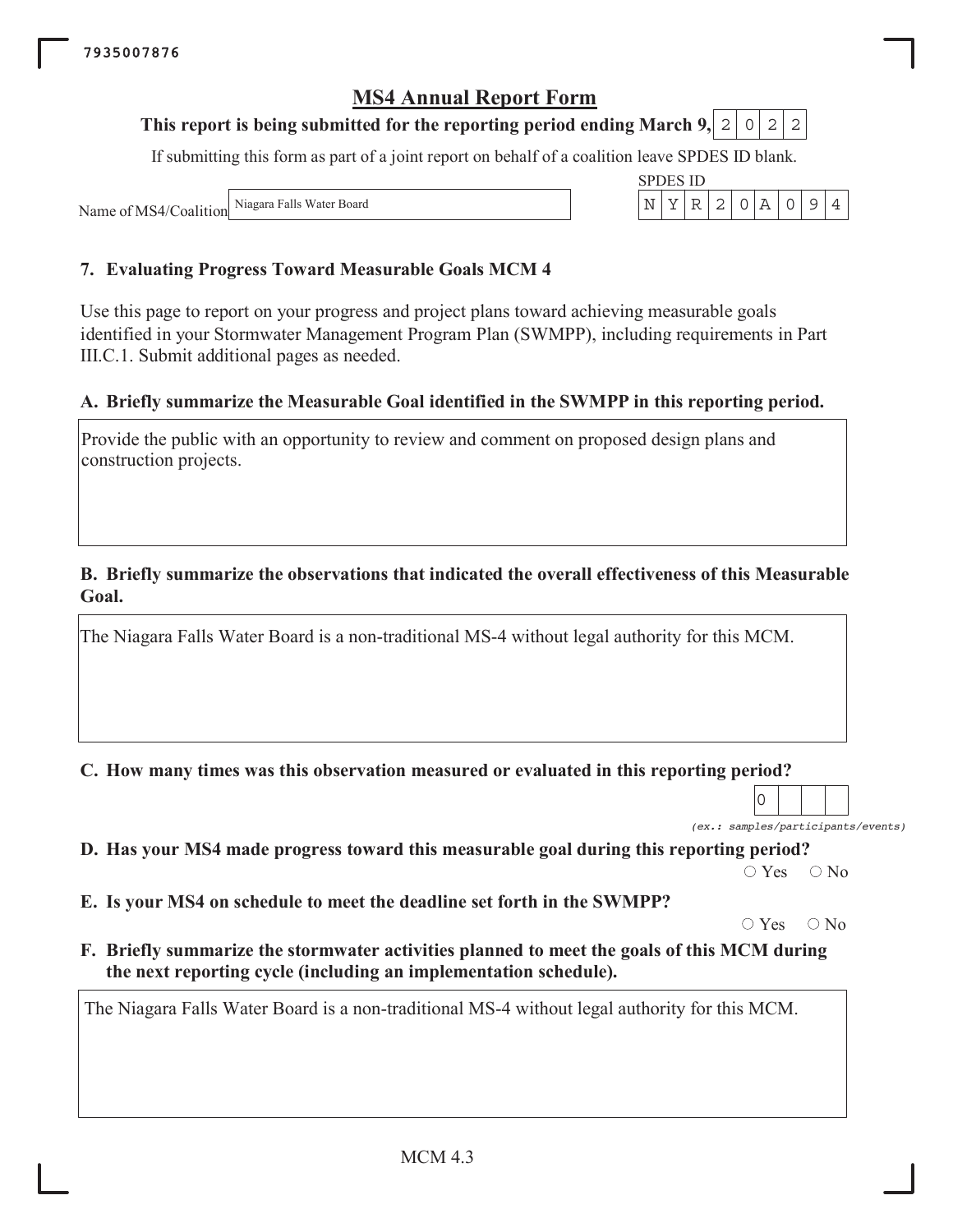7935007876

# MS4 Annual Report Form

**This report is being submitted for the reporting period ending March 9, 2022**

If submitting this form as part of a joint report on behalf of a coalition leave SPDES ID blank.

Name of MS4/Coalition: Niagara Falls Water Board

SPDES ID: NYR20A094

## 7. Evaluating Progress Toward Measurable Goals MCM 4

Use this page to report on your progress and project plans toward achieving measurable goals identified in your Stormwater Management Program Plan (SWMPP), including requirements in Part III.C.1. Submit additional pages as needed.

### A. Briefly summarize the Measurable Goal identified in the SWMPP in this reporting period.

Provide the public with an opportunity to review and comment on proposed design plans and construction projects.

### B. Briefly summarize the observations that indicated the overall effectiveness of this Measurable Goal.

The Niagara Falls Water Board is a non-traditional MS-4 without legal authority for this MCM.

### C. How many times was this observation measured or evaluated in this reporting period?

0

*(ex.: samples/participants/events)*

### D. Has your MS4 made progress toward this measurable goal during this reporting period?

○ Yes ○ No

### E. Is your MS4 on schedule to meet the deadline set forth in the SWMPP?

○ Yes ○ No

### F. Briefly summarize the stormwater activities planned to meet the goals of this MCM during the next reporting cycle (including an implementation schedule).

The Niagara Falls Water Board is a non-traditional MS-4 without legal authority for this MCM.

MCM 4.3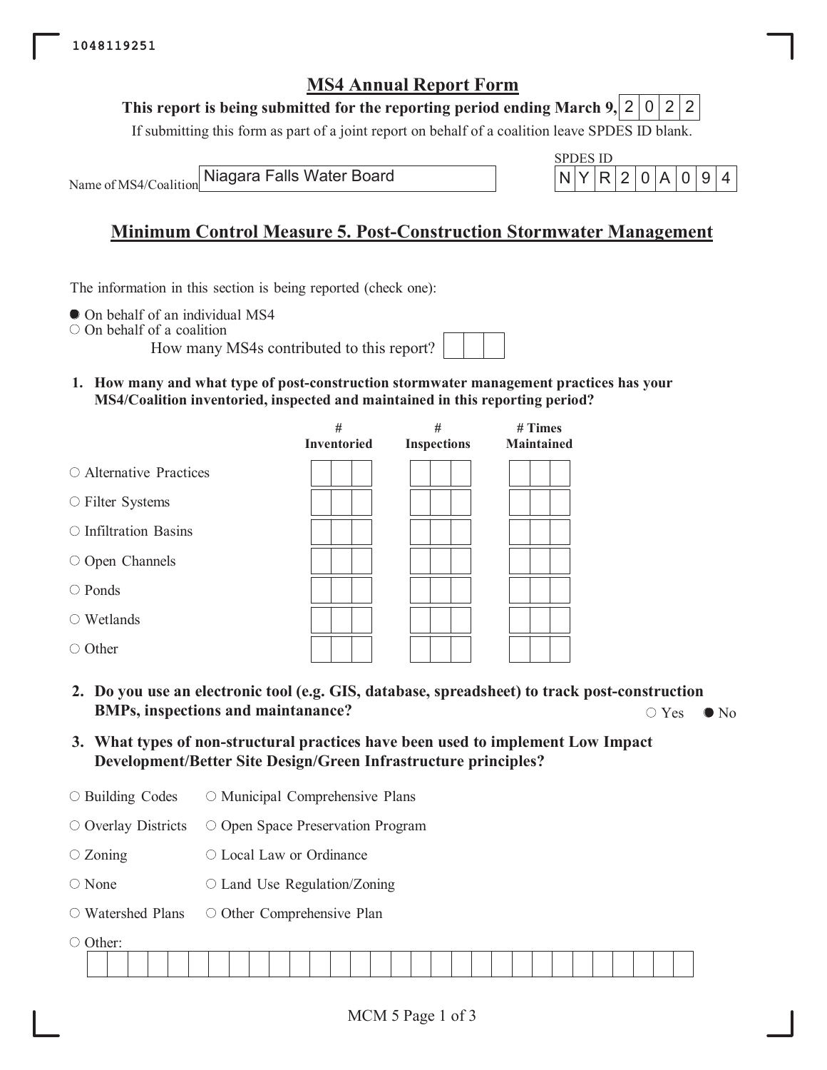1048119251

# MS4 Annual Report Form

**This report is being submitted for the reporting period ending March 9, 2022**

If submitting this form as part of a joint report on behalf of a coalition leave SPDES ID blank.

Name of MS4/Coalition: Niagara Falls Water Board

SPDES ID: NYR20A094

## Minimum Control Measure 5. Post-Construction Stormwater Management

The information in this section is being reported (check one):

- ● On behalf of an individual MS4
- ○ On behalf of a coalition

How many MS4s contributed to this report?

**1. How many and what type of post-construction stormwater management practices has your MS4/Coalition inventoried, inspected and maintained in this reporting period?**

| | # Inventoried | # Inspections | # Times Maintained |
|---|---|---|---|
| ○ Alternative Practices | | | |
| ○ Filter Systems | | | |
| ○ Infiltration Basins | | | |
| ○ Open Channels | | | |
| ○ Ponds | | | |
| ○ Wetlands | | | |
| ○ Other | | | |

**2. Do you use an electronic tool (e.g. GIS, database, spreadsheet) to track post-construction BMPs, inspections and maintanance?** ○ Yes ● No

**3. What types of non-structural practices have been used to implement Low Impact Development/Better Site Design/Green Infrastructure principles?**

- ○ Building Codes
- ○ Municipal Comprehensive Plans
- ○ Overlay Districts
- ○ Open Space Preservation Program
- ○ Zoning
- ○ Local Law or Ordinance
- ○ None
- ○ Land Use Regulation/Zoning
- ○ Watershed Plans
- ○ Other Comprehensive Plan
- ○ Other: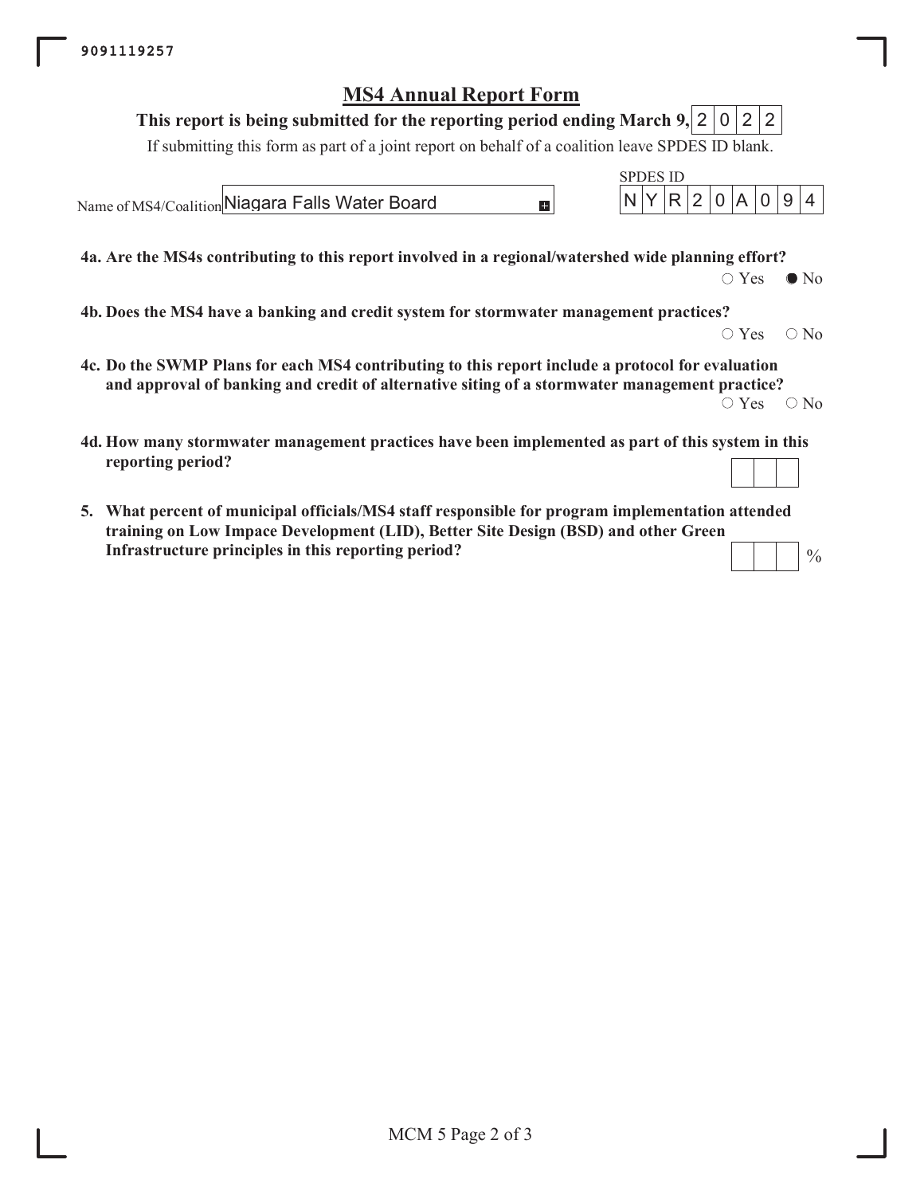9091119257

# MS4 Annual Report Form

**This report is being submitted for the reporting period ending March 9, 2022**

If submitting this form as part of a joint report on behalf of a coalition leave SPDES ID blank.

Name of MS4/Coalition: Niagara Falls Water Board

SPDES ID: NYR20A094

**4a. Are the MS4s contributing to this report involved in a regional/watershed wide planning effort?**

○ Yes ● No

**4b. Does the MS4 have a banking and credit system for stormwater management practices?**

○ Yes ○ No

**4c. Do the SWMP Plans for each MS4 contributing to this report include a protocol for evaluation and approval of banking and credit of alternative siting of a stormwater management practice?**

○ Yes ○ No

**4d. How many stormwater management practices have been implemented as part of this system in this reporting period?**

**5. What percent of municipal officials/MS4 staff responsible for program implementation attended training on Low Impace Development (LID), Better Site Design (BSD) and other Green Infrastructure principles in this reporting period?**

%

MCM 5 Page 2 of 3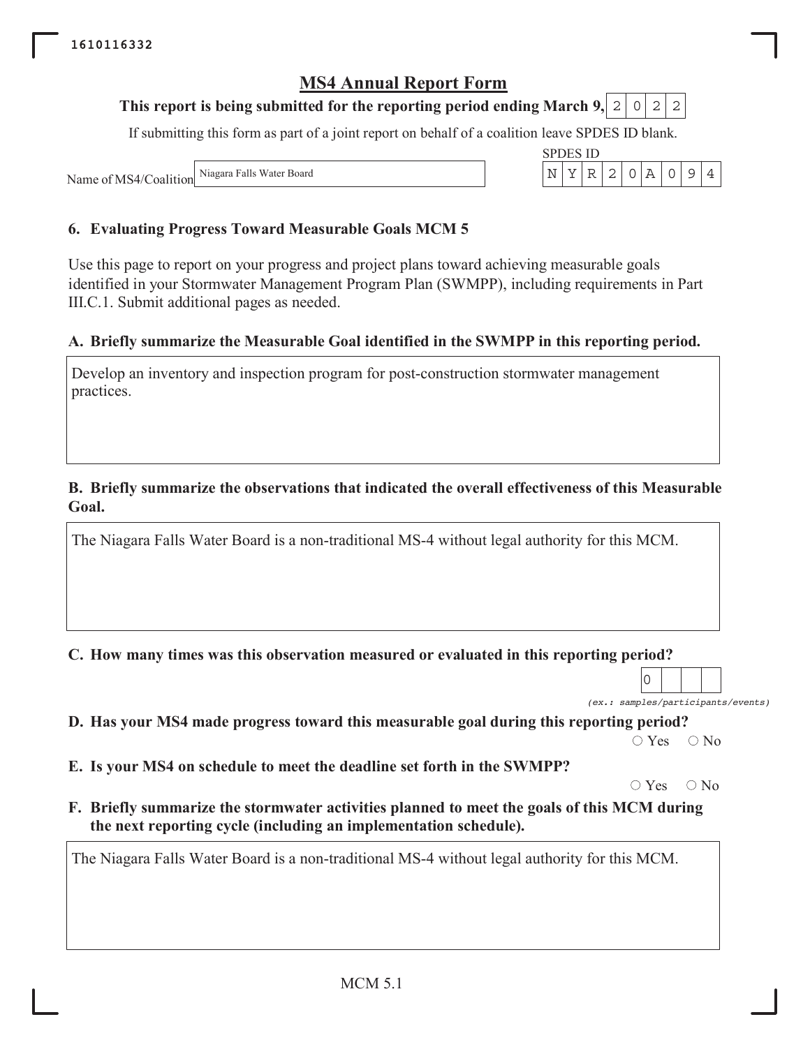1610116332

# MS4 Annual Report Form

**This report is being submitted for the reporting period ending March 9, 2022**

If submitting this form as part of a joint report on behalf of a coalition leave SPDES ID blank.

Name of MS4/Coalition: Niagara Falls Water Board

SPDES ID: NYR20A094

## 6. Evaluating Progress Toward Measurable Goals MCM 5

Use this page to report on your progress and project plans toward achieving measurable goals identified in your Stormwater Management Program Plan (SWMPP), including requirements in Part III.C.1. Submit additional pages as needed.

### A. Briefly summarize the Measurable Goal identified in the SWMPP in this reporting period.

Develop an inventory and inspection program for post-construction stormwater management practices.

### B. Briefly summarize the observations that indicated the overall effectiveness of this Measurable Goal.

The Niagara Falls Water Board is a non-traditional MS-4 without legal authority for this MCM.

### C. How many times was this observation measured or evaluated in this reporting period?

0

*(ex.: samples/participants/events)*

### D. Has your MS4 made progress toward this measurable goal during this reporting period?

○ Yes ○ No

### E. Is your MS4 on schedule to meet the deadline set forth in the SWMPP?

○ Yes ○ No

### F. Briefly summarize the stormwater activities planned to meet the goals of this MCM during the next reporting cycle (including an implementation schedule).

The Niagara Falls Water Board is a non-traditional MS-4 without legal authority for this MCM.

MCM 5.1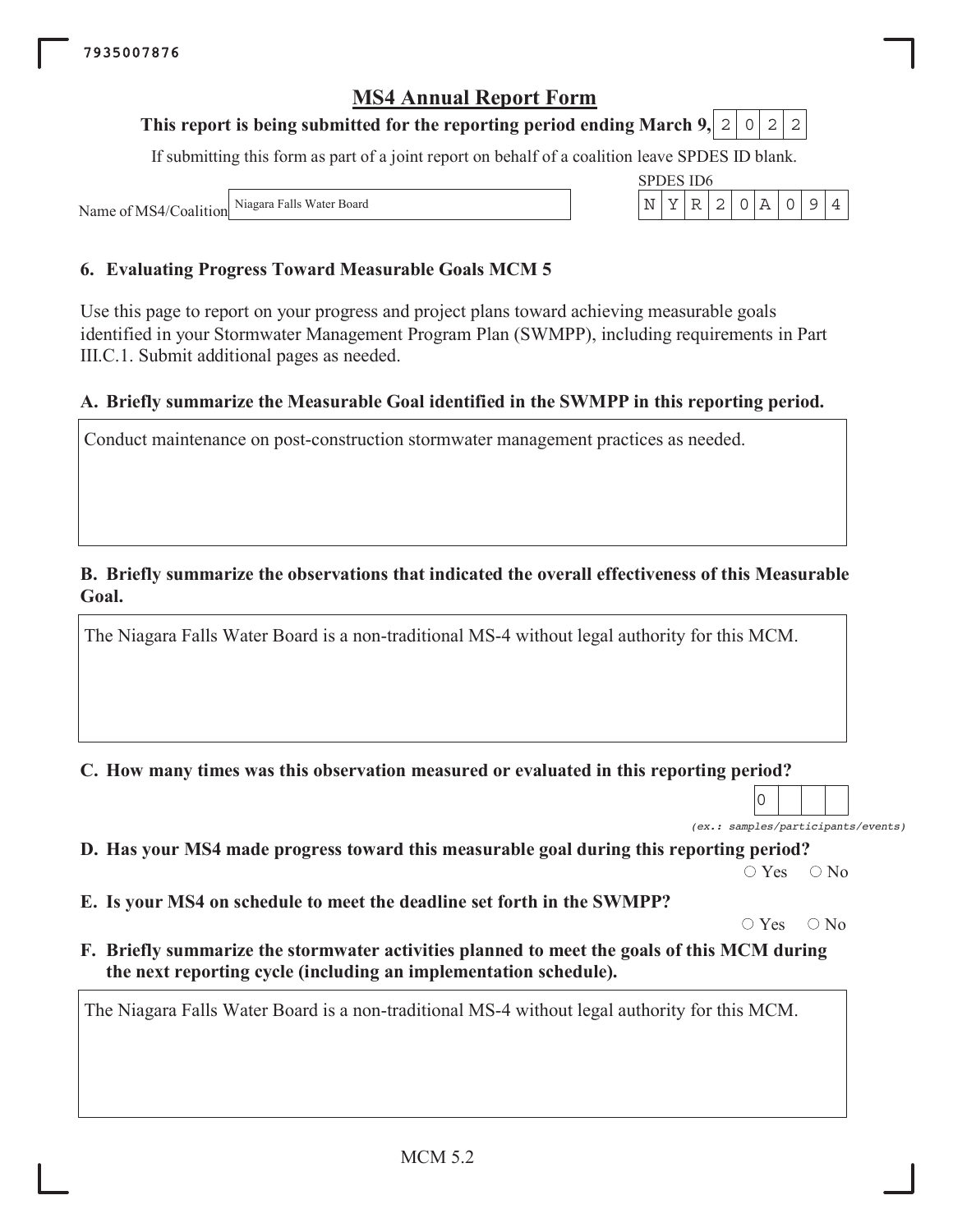7935007876

# MS4 Annual Report Form

**This report is being submitted for the reporting period ending March 9, 2022**

If submitting this form as part of a joint report on behalf of a coalition leave SPDES ID blank.

Name of MS4/Coalition: Niagara Falls Water Board

SPDES ID6: NYR20A094

## 6. Evaluating Progress Toward Measurable Goals MCM 5

Use this page to report on your progress and project plans toward achieving measurable goals identified in your Stormwater Management Program Plan (SWMPP), including requirements in Part III.C.1. Submit additional pages as needed.

**A. Briefly summarize the Measurable Goal identified in the SWMPP in this reporting period.**

Conduct maintenance on post-construction stormwater management practices as needed.

**B. Briefly summarize the observations that indicated the overall effectiveness of this Measurable Goal.**

The Niagara Falls Water Board is a non-traditional MS-4 without legal authority for this MCM.

**C. How many times was this observation measured or evaluated in this reporting period?**

0

*(ex.: samples/participants/events)*

**D. Has your MS4 made progress toward this measurable goal during this reporting period?**

○ Yes ○ No

**E. Is your MS4 on schedule to meet the deadline set forth in the SWMPP?**

○ Yes ○ No

**F. Briefly summarize the stormwater activities planned to meet the goals of this MCM during the next reporting cycle (including an implementation schedule).**

The Niagara Falls Water Board is a non-traditional MS-4 without legal authority for this MCM.

MCM 5.2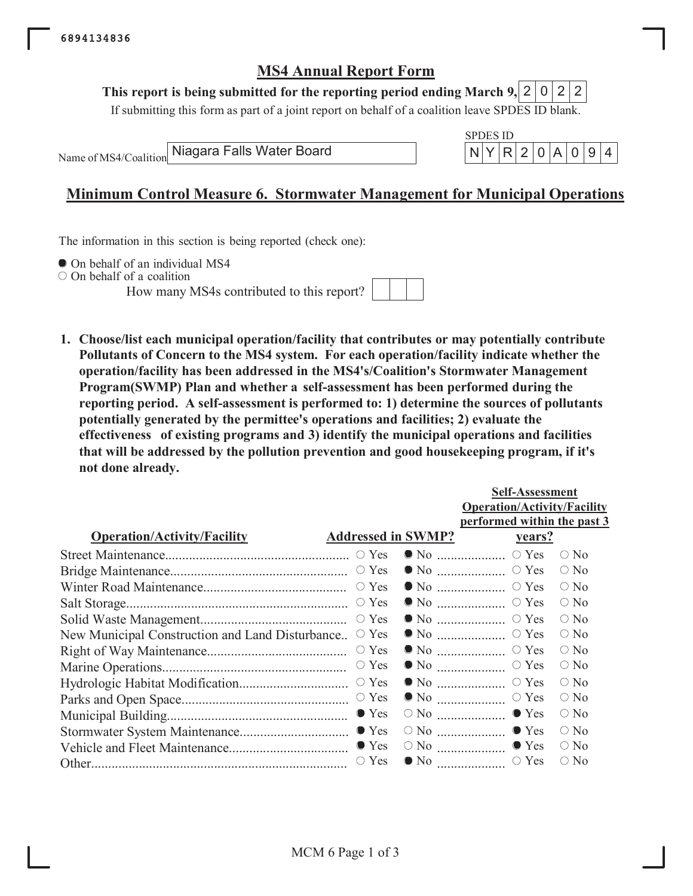6894134836

# MS4 Annual Report Form

**This report is being submitted for the reporting period ending March 9, 2022**

If submitting this form as part of a joint report on behalf of a coalition leave SPDES ID blank.

Name of MS4/Coalition: Niagara Falls Water Board

SPDES ID: NYR20A094

## Minimum Control Measure 6. Stormwater Management for Municipal Operations

The information in this section is being reported (check one):

- ● On behalf of an individual MS4
- ○ On behalf of a coalition

How many MS4s contributed to this report?

**1. Choose/list each municipal operation/facility that contributes or may potentially contribute Pollutants of Concern to the MS4 system. For each operation/facility indicate whether the operation/facility has been addressed in the MS4's/Coalition's Stormwater Management Program(SWMP) Plan and whether a self-assessment has been performed during the reporting period. A self-assessment is performed to: 1) determine the sources of pollutants potentially generated by the permittee's operations and facilities; 2) evaluate the effectiveness of existing programs and 3) identify the municipal operations and facilities that will be addressed by the pollution prevention and good housekeeping program, if it's not done already.**

| Operation/Activity/Facility | Addressed in SWMP? | Self-Assessment Operation/Activity/Facility performed within the past 3 years? |
|---|---|---|
| Street Maintenance | No | |
| Bridge Maintenance | No | |
| Winter Road Maintenance | No | |
| Salt Storage | No | |
| Solid Waste Management | No | |
| New Municipal Construction and Land Disturbance | No | |
| Right of Way Maintenance | No | |
| Marine Operations | No | |
| Hydrologic Habitat Modification | No | |
| Parks and Open Space | No | |
| Municipal Building | Yes | Yes |
| Stormwater System Maintenance | Yes | Yes |
| Vehicle and Fleet Maintenance | Yes | Yes |
| Other | No | |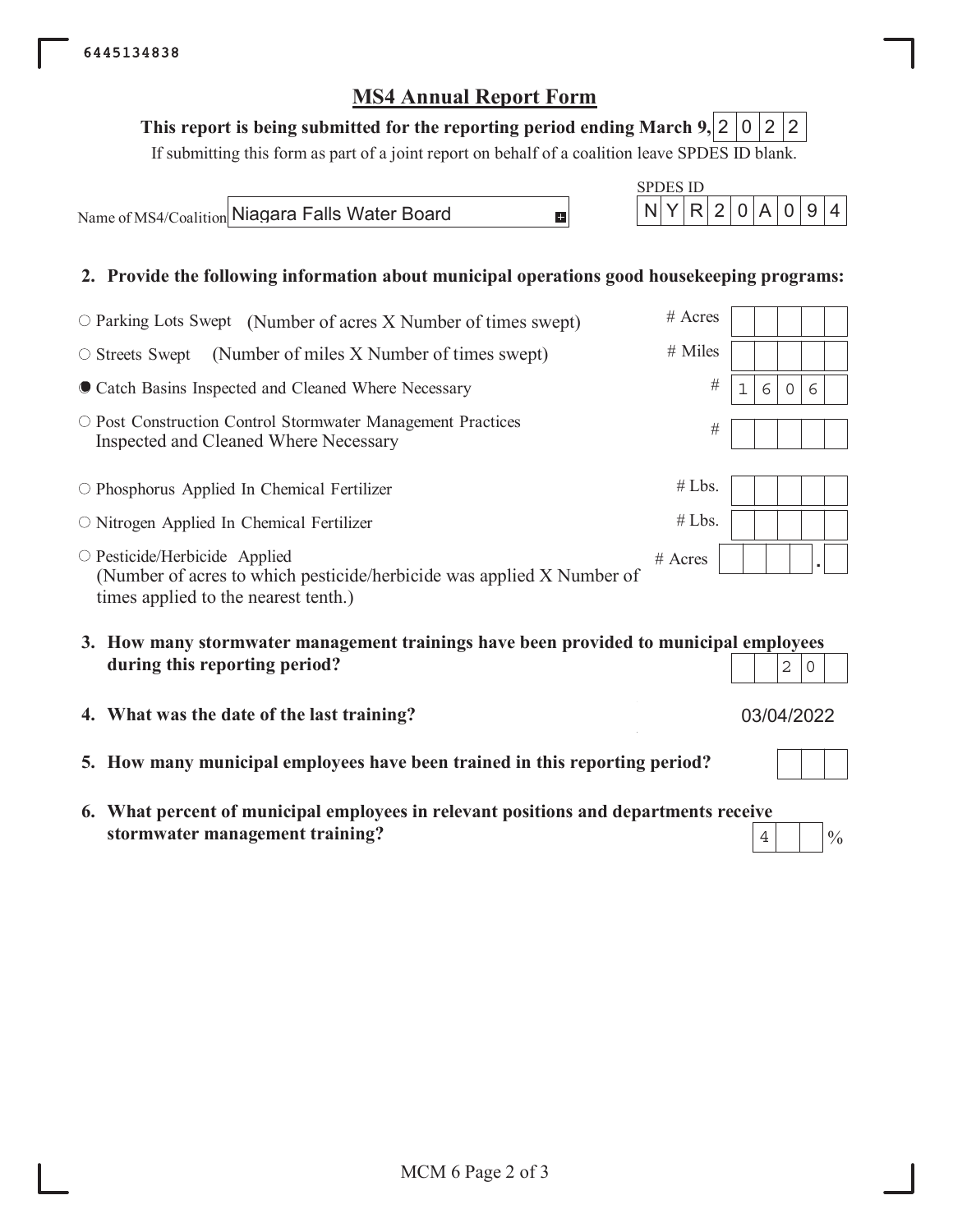6445134838

# MS4 Annual Report Form

**This report is being submitted for the reporting period ending March 9, 2022**

If submitting this form as part of a joint report on behalf of a coalition leave SPDES ID blank.

Name of MS4/Coalition: Niagara Falls Water Board

SPDES ID: NYR20A094

**2. Provide the following information about municipal operations good housekeeping programs:**

| Item | Unit | Value |
|---|---|---|
| ○ Parking Lots Swept (Number of acres X Number of times swept) | # Acres | |
| ○ Streets Swept (Number of miles X Number of times swept) | # Miles | |
| ● Catch Basins Inspected and Cleaned Where Necessary | # | 1606 |
| ○ Post Construction Control Stormwater Management Practices Inspected and Cleaned Where Necessary | # | |
| ○ Phosphorus Applied In Chemical Fertilizer | # Lbs. | |
| ○ Nitrogen Applied In Chemical Fertilizer | # Lbs. | |
| ○ Pesticide/Herbicide Applied (Number of acres to which pesticide/herbicide was applied X Number of times applied to the nearest tenth.) | # Acres | . |

**3. How many stormwater management trainings have been provided to municipal employees during this reporting period?** 20

**4. What was the date of the last training?** 03/04/2022

**5. How many municipal employees have been trained in this reporting period?**

**6. What percent of municipal employees in relevant positions and departments receive stormwater management training?** 4 %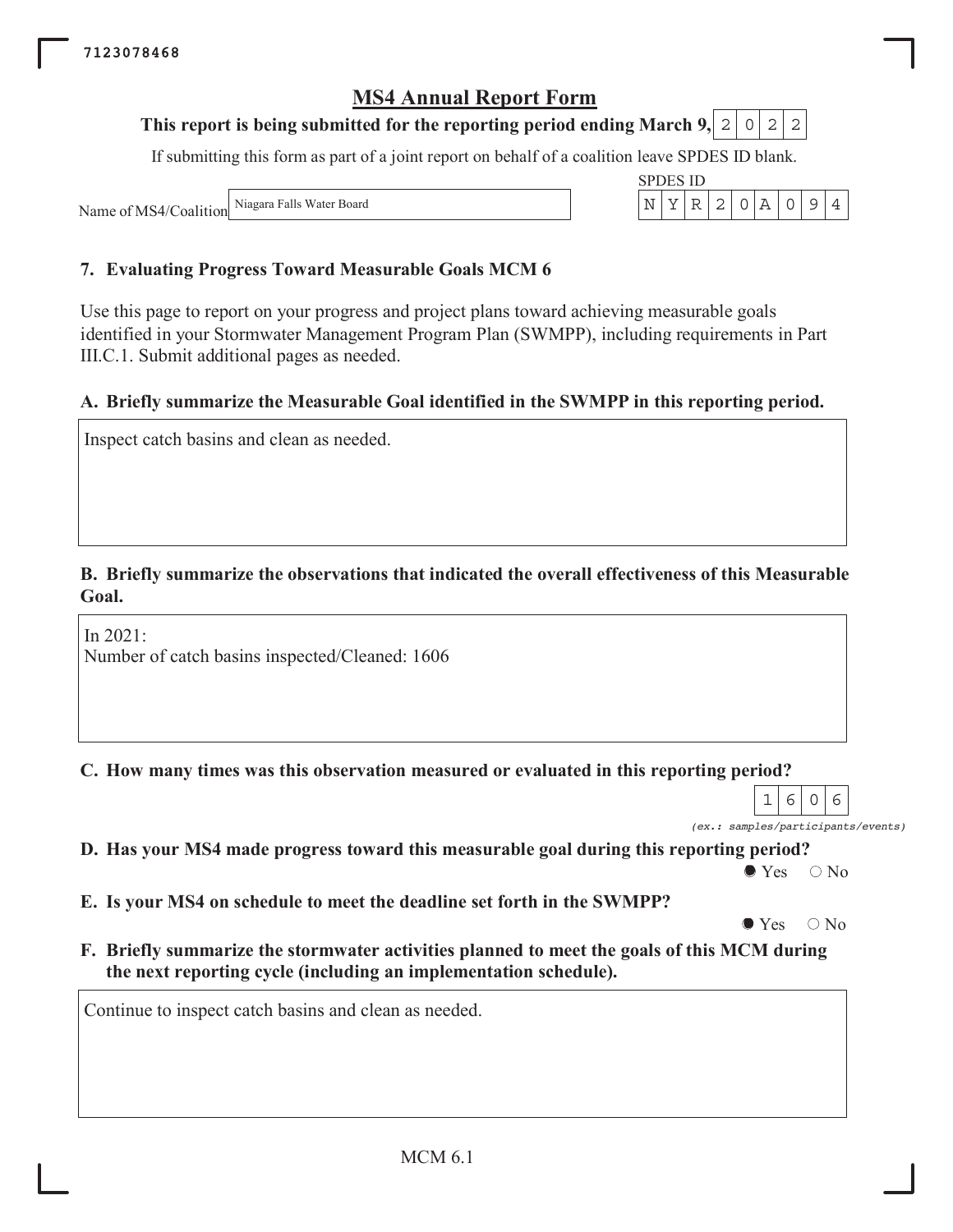7123078468

# MS4 Annual Report Form

**This report is being submitted for the reporting period ending March 9, 2022**

If submitting this form as part of a joint report on behalf of a coalition leave SPDES ID blank.

Name of MS4/Coalition: Niagara Falls Water Board

SPDES ID: NYR20A094

## 7. Evaluating Progress Toward Measurable Goals MCM 6

Use this page to report on your progress and project plans toward achieving measurable goals identified in your Stormwater Management Program Plan (SWMPP), including requirements in Part III.C.1. Submit additional pages as needed.

### A. Briefly summarize the Measurable Goal identified in the SWMPP in this reporting period.

Inspect catch basins and clean as needed.

### B. Briefly summarize the observations that indicated the overall effectiveness of this Measurable Goal.

In 2021:
Number of catch basins inspected/Cleaned: 1606

### C. How many times was this observation measured or evaluated in this reporting period?

1606

*(ex.: samples/participants/events)*

### D. Has your MS4 made progress toward this measurable goal during this reporting period?

● Yes ○ No

### E. Is your MS4 on schedule to meet the deadline set forth in the SWMPP?

● Yes ○ No

### F. Briefly summarize the stormwater activities planned to meet the goals of this MCM during the next reporting cycle (including an implementation schedule).

Continue to inspect catch basins and clean as needed.

MCM 6.1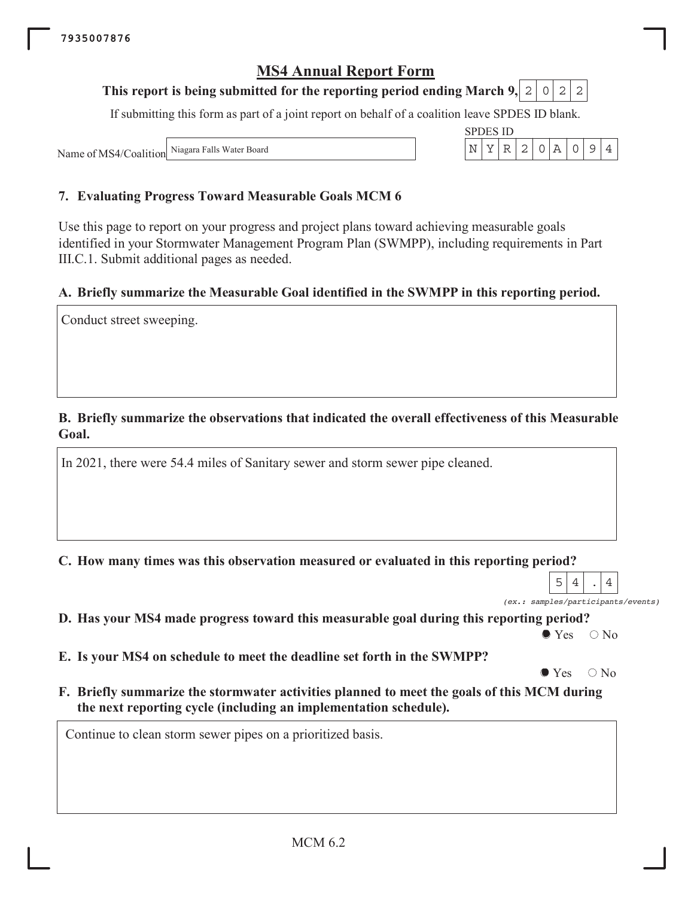7935007876

# MS4 Annual Report Form

**This report is being submitted for the reporting period ending March 9, 2022**

If submitting this form as part of a joint report on behalf of a coalition leave SPDES ID blank.

Name of MS4/Coalition: Niagara Falls Water Board

SPDES ID: NYR20A094

## 7. Evaluating Progress Toward Measurable Goals MCM 6

Use this page to report on your progress and project plans toward achieving measurable goals identified in your Stormwater Management Program Plan (SWMPP), including requirements in Part III.C.1. Submit additional pages as needed.

### A. Briefly summarize the Measurable Goal identified in the SWMPP in this reporting period.

Conduct street sweeping.

### B. Briefly summarize the observations that indicated the overall effectiveness of this Measurable Goal.

In 2021, there were 54.4 miles of Sanitary sewer and storm sewer pipe cleaned.

### C. How many times was this observation measured or evaluated in this reporting period?

54.4

*(ex.: samples/participants/events)*

### D. Has your MS4 made progress toward this measurable goal during this reporting period?

● Yes ○ No

### E. Is your MS4 on schedule to meet the deadline set forth in the SWMPP?

● Yes ○ No

### F. Briefly summarize the stormwater activities planned to meet the goals of this MCM during the next reporting cycle (including an implementation schedule).

Continue to clean storm sewer pipes on a prioritized basis.

MCM 6.2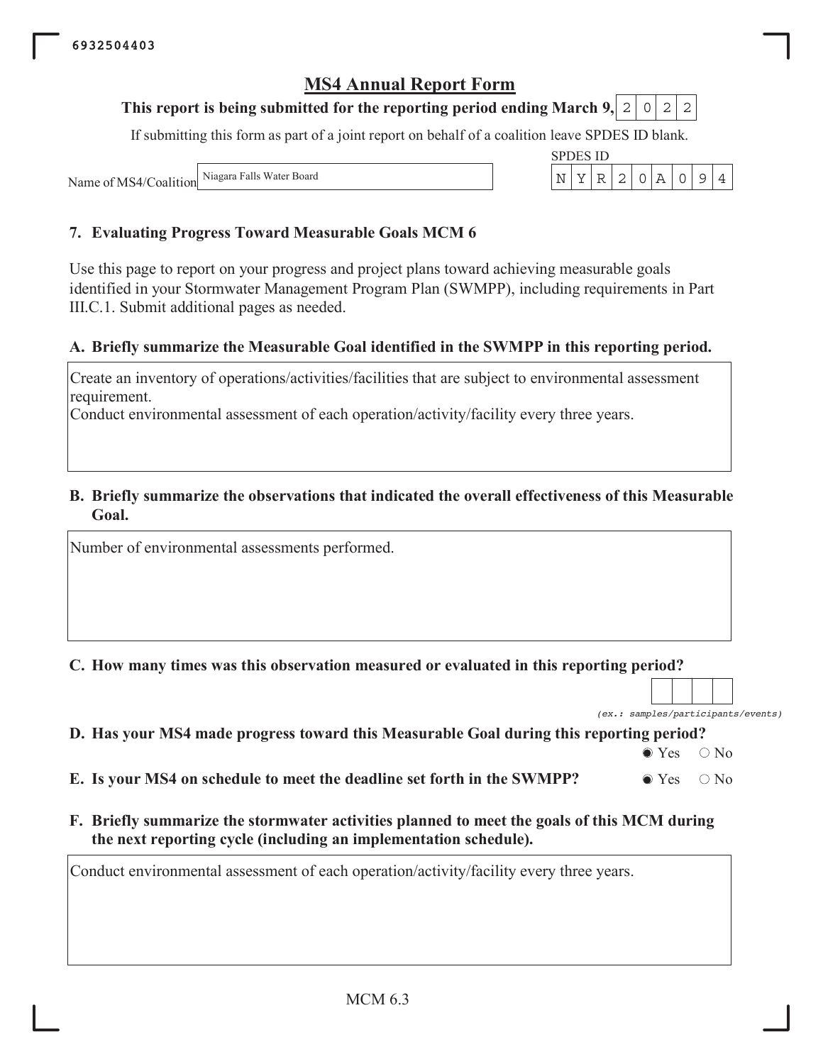6932504403

# MS4 Annual Report Form

**This report is being submitted for the reporting period ending March 9, 2022**

If submitting this form as part of a joint report on behalf of a coalition leave SPDES ID blank.

Name of MS4/Coalition: Niagara Falls Water Board

SPDES ID: NYR20A094

## 7. Evaluating Progress Toward Measurable Goals MCM 6

Use this page to report on your progress and project plans toward achieving measurable goals identified in your Stormwater Management Program Plan (SWMPP), including requirements in Part III.C.1. Submit additional pages as needed.

### A. Briefly summarize the Measurable Goal identified in the SWMPP in this reporting period.

Create an inventory of operations/activities/facilities that are subject to environmental assessment requirement.
Conduct environmental assessment of each operation/activity/facility every three years.

### B. Briefly summarize the observations that indicated the overall effectiveness of this Measurable Goal.

Number of environmental assessments performed.

### C. How many times was this observation measured or evaluated in this reporting period?

(ex.: samples/participants/events)

### D. Has your MS4 made progress toward this Measurable Goal during this reporting period?

◉ Yes ○ No

### E. Is your MS4 on schedule to meet the deadline set forth in the SWMPP?

◉ Yes ○ No

### F. Briefly summarize the stormwater activities planned to meet the goals of this MCM during the next reporting cycle (including an implementation schedule).

Conduct environmental assessment of each operation/activity/facility every three years.

MCM 6.3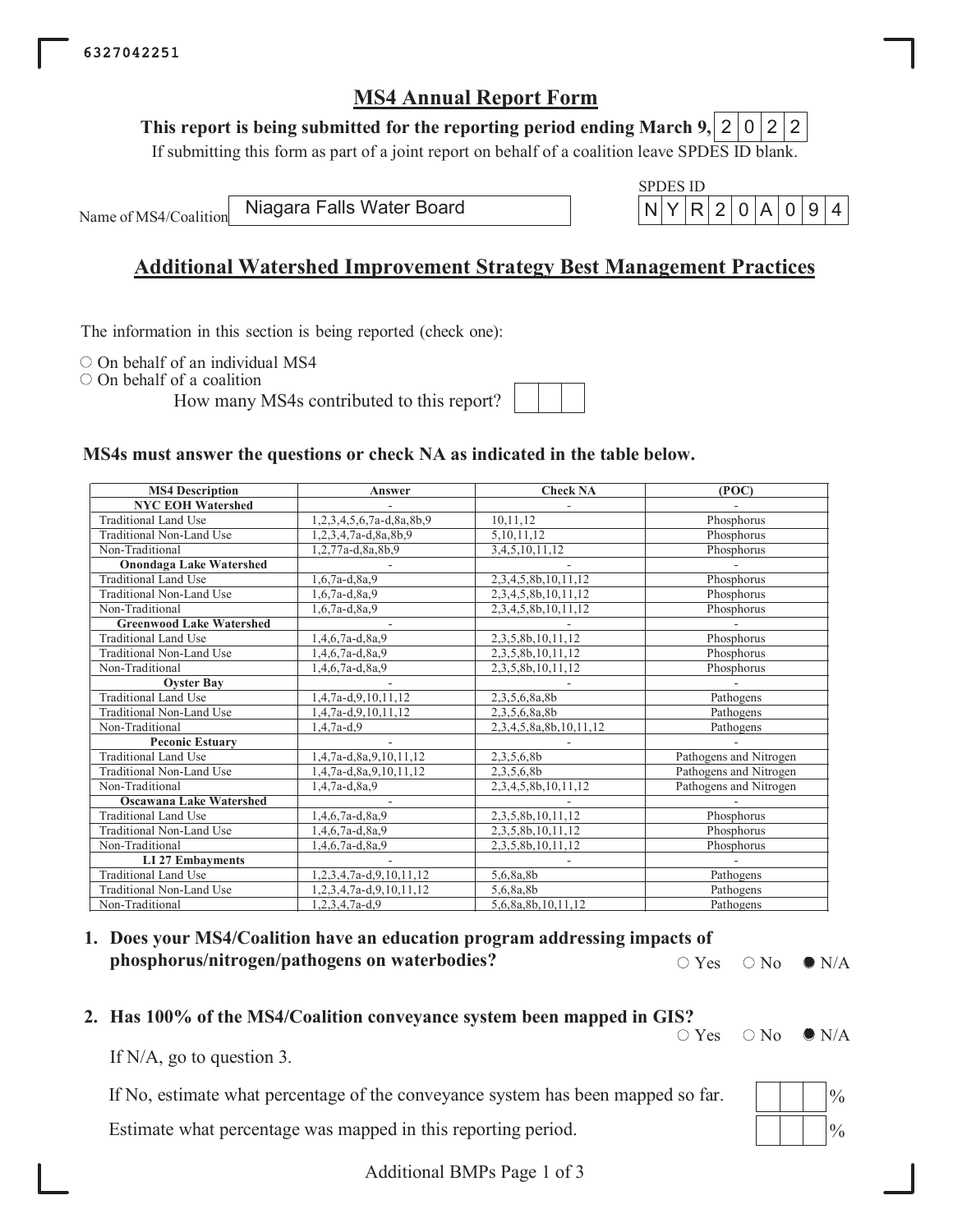6327042251

# MS4 Annual Report Form

**This report is being submitted for the reporting period ending March 9, 2022**

If submitting this form as part of a joint report on behalf of a coalition leave SPDES ID blank.

Name of MS4/Coalition: Niagara Falls Water Board

SPDES ID: NYR20A094

## Additional Watershed Improvement Strategy Best Management Practices

The information in this section is being reported (check one):

○ On behalf of an individual MS4
○ On behalf of a coalition
How many MS4s contributed to this report? [ ]

### MS4s must answer the questions or check NA as indicated in the table below.

| MS4 Description | Answer | Check NA | (POC) |
|---|---|---|---|
| **NYC EOH Watershed** | - | - | - |
| Traditional Land Use | 1,2,3,4,5,6,7a-d,8a,8b,9 | 10,11,12 | Phosphorus |
| Traditional Non-Land Use | 1,2,3,4,7a-d,8a,8b,9 | 5,10,11,12 | Phosphorus |
| Non-Traditional | 1,2,77a-d,8a,8b,9 | 3,4,5,10,11,12 | Phosphorus |
| **Onondaga Lake Watershed** | - | - | - |
| Traditional Land Use | 1,6,7a-d,8a,9 | 2,3,4,5,8b,10,11,12 | Phosphorus |
| Traditional Non-Land Use | 1,6,7a-d,8a,9 | 2,3,4,5,8b,10,11,12 | Phosphorus |
| Non-Traditional | 1,6,7a-d,8a,9 | 2,3,4,5,8b,10,11,12 | Phosphorus |
| **Greenwood Lake Watershed** | - | - | - |
| Traditional Land Use | 1,4,6,7a-d,8a,9 | 2,3,5,8b,10,11,12 | Phosphorus |
| Traditional Non-Land Use | 1,4,6,7a-d,8a,9 | 2,3,5,8b,10,11,12 | Phosphorus |
| Non-Traditional | 1,4,6,7a-d,8a,9 | 2,3,5,8b,10,11,12 | Phosphorus |
| **Oyster Bay** | - | - | - |
| Traditional Land Use | 1,4,7a-d,9,10,11,12 | 2,3,5,6,8a,8b | Pathogens |
| Traditional Non-Land Use | 1,4,7a-d,9,10,11,12 | 2,3,5,6,8a,8b | Pathogens |
| Non-Traditional | 1,4,7a-d,9 | 2,3,4,5,8a,8b,10,11,12 | Pathogens |
| **Peconic Estuary** | - | - | - |
| Traditional Land Use | 1,4,7a-d,8a,9,10,11,12 | 2,3,5,6,8b | Pathogens and Nitrogen |
| Traditional Non-Land Use | 1,4,7a-d,8a,9,10,11,12 | 2,3,5,6,8b | Pathogens and Nitrogen |
| Non-Traditional | 1,4,7a-d,8a,9 | 2,3,4,5,8b,10,11,12 | Pathogens and Nitrogen |
| **Oscawana Lake Watershed** | - | - | - |
| Traditional Land Use | 1,4,6,7a-d,8a,9 | 2,3,5,8b,10,11,12 | Phosphorus |
| Traditional Non-Land Use | 1,4,6,7a-d,8a,9 | 2,3,5,8b,10,11,12 | Phosphorus |
| Non-Traditional | 1,4,6,7a-d,8a,9 | 2,3,5,8b,10,11,12 | Phosphorus |
| **LI 27 Embayments** | - | - | - |
| Traditional Land Use | 1,2,3,4,7a-d,9,10,11,12 | 5,6,8a,8b | Pathogens |
| Traditional Non-Land Use | 1,2,3,4,7a-d,9,10,11,12 | 5,6,8a,8b | Pathogens |
| Non-Traditional | 1,2,3,4,7a-d,9 | 5,6,8a,8b,10,11,12 | Pathogens |

**1. Does your MS4/Coalition have an education program addressing impacts of phosphorus/nitrogen/pathogens on waterbodies?**

○ Yes ○ No ● N/A

**2. Has 100% of the MS4/Coalition conveyance system been mapped in GIS?**

○ Yes ○ No ● N/A

If N/A, go to question 3.

If No, estimate what percentage of the conveyance system has been mapped so far. [ ] %

Estimate what percentage was mapped in this reporting period. [ ] %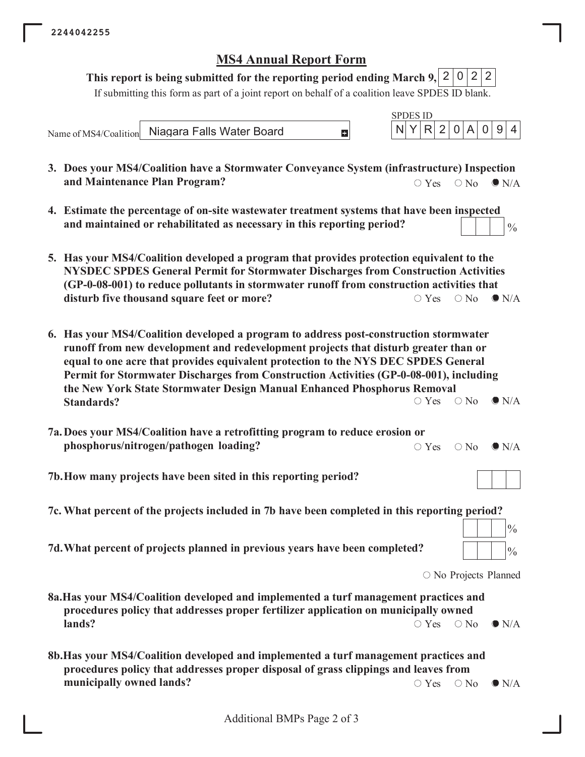2244042255

# MS4 Annual Report Form

**This report is being submitted for the reporting period ending March 9,** 2022

If submitting this form as part of a joint report on behalf of a coalition leave SPDES ID blank.

Name of MS4/Coalition: Niagara Falls Water Board

SPDES ID: NYR20A094

**3. Does your MS4/Coalition have a Stormwater Conveyance System (infrastructure) Inspection and Maintenance Plan Program?**

○ Yes ○ No ● N/A

**4. Estimate the percentage of on-site wastewater treatment systems that have been inspected and maintained or rehabilitated as necessary in this reporting period?**

___ %

**5. Has your MS4/Coalition developed a program that provides protection equivalent to the NYSDEC SPDES General Permit for Stormwater Discharges from Construction Activities (GP-0-08-001) to reduce pollutants in stormwater runoff from construction activities that disturb five thousand square feet or more?**

○ Yes ○ No ● N/A

**6. Has your MS4/Coalition developed a program to address post-construction stormwater runoff from new development and redevelopment projects that disturb greater than or equal to one acre that provides equivalent protection to the NYS DEC SPDES General Permit for Stormwater Discharges from Construction Activities (GP-0-08-001), including the New York State Stormwater Design Manual Enhanced Phosphorus Removal Standards?**

○ Yes ○ No ● N/A

**7a. Does your MS4/Coalition have a retrofitting program to reduce erosion or phosphorus/nitrogen/pathogen loading?**

○ Yes ○ No ● N/A

**7b. How many projects have been sited in this reporting period?**

___

**7c. What percent of the projects included in 7b have been completed in this reporting period?**

___ %

**7d. What percent of projects planned in previous years have been completed?**

___ %

○ No Projects Planned

**8a. Has your MS4/Coalition developed and implemented a turf management practices and procedures policy that addresses proper fertilizer application on municipally owned lands?**

○ Yes ○ No ● N/A

**8b. Has your MS4/Coalition developed and implemented a turf management practices and procedures policy that addresses proper disposal of grass clippings and leaves from municipally owned lands?**

○ Yes ○ No ● N/A

Additional BMPs Page 2 of 3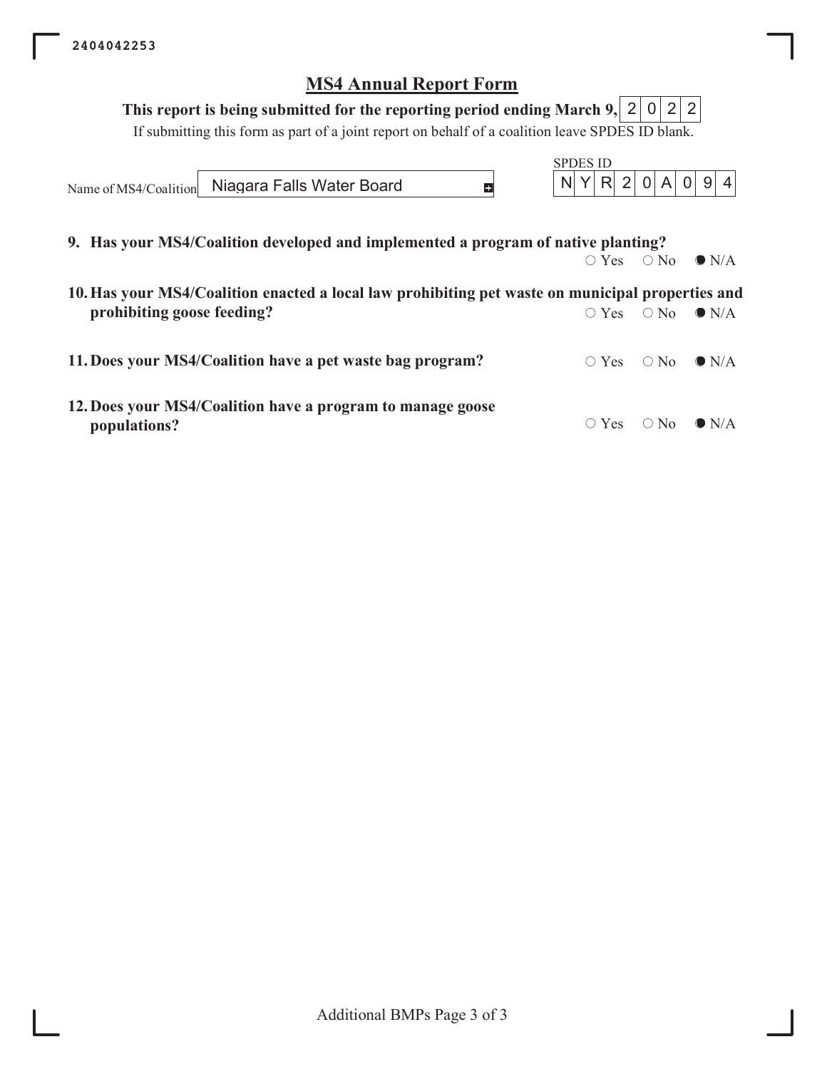2404042253

# MS4 Annual Report Form

**This report is being submitted for the reporting period ending March 9, 2022**

If submitting this form as part of a joint report on behalf of a coalition leave SPDES ID blank.

Name of MS4/Coalition: Niagara Falls Water Board

SPDES ID: NYR20A094

**9. Has your MS4/Coalition developed and implemented a program of native planting?**

○ Yes ○ No ● N/A

**10. Has your MS4/Coalition enacted a local law prohibiting pet waste on municipal properties and prohibiting goose feeding?**

○ Yes ○ No ● N/A

**11. Does your MS4/Coalition have a pet waste bag program?**

○ Yes ○ No ● N/A

**12. Does your MS4/Coalition have a program to manage goose populations?**

○ Yes ○ No ● N/A

Additional BMPs Page 3 of 3